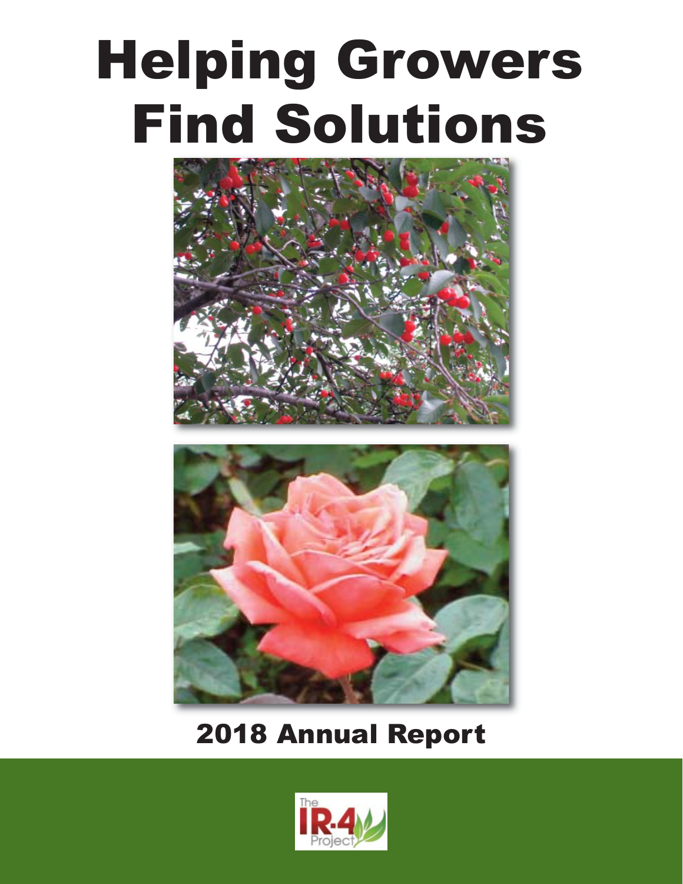# Helping Growers Find Solutions

## 2018 Annual Report

The IR-4 Project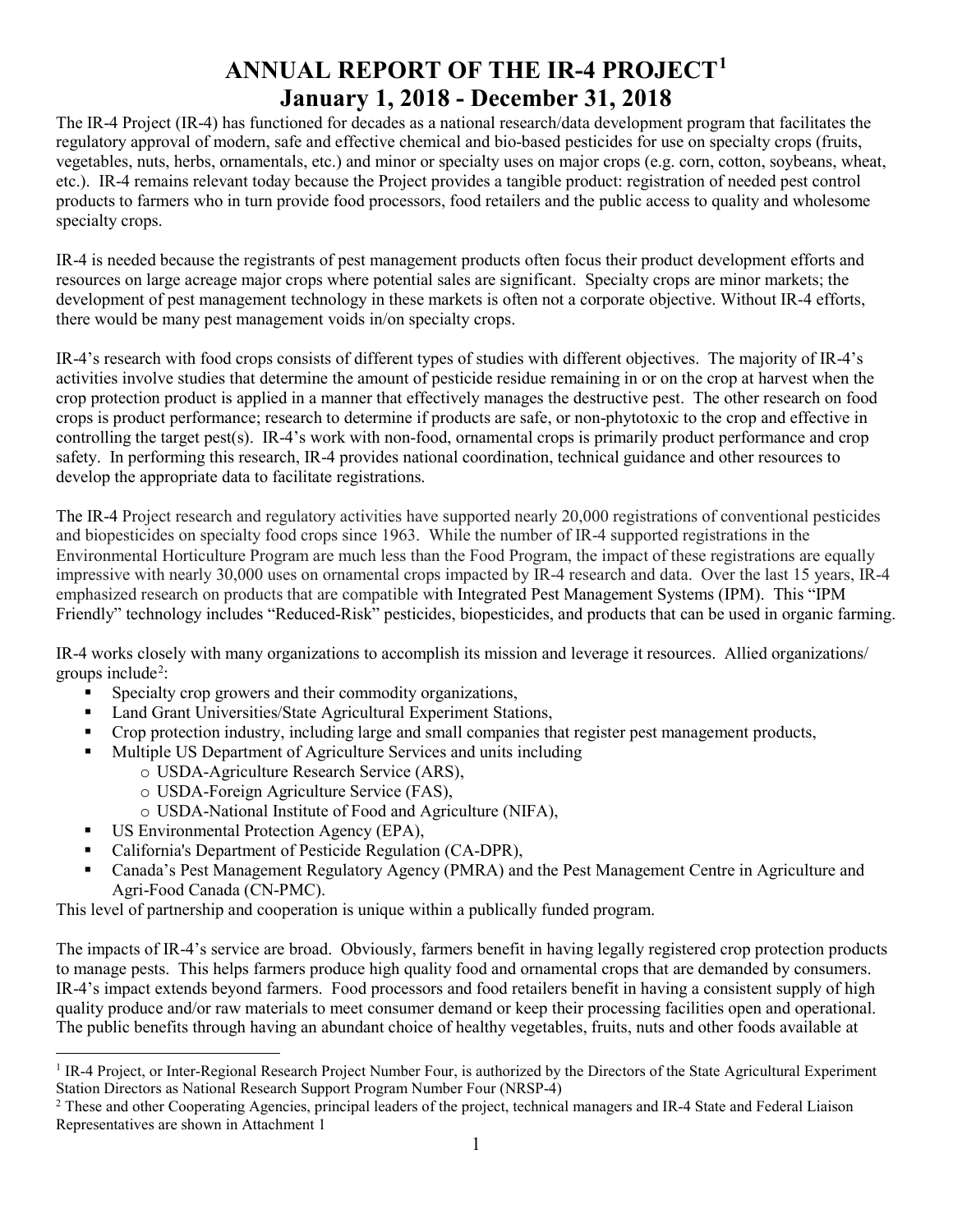# ANNUAL REPORT OF THE IR-4 PROJECT[1]
## January 1, 2018 - December 31, 2018

The IR-4 Project (IR-4) has functioned for decades as a national research/data development program that facilitates the regulatory approval of modern, safe and effective chemical and bio-based pesticides for use on specialty crops (fruits, vegetables, nuts, herbs, ornamentals, etc.) and minor or specialty uses on major crops (e.g. corn, cotton, soybeans, wheat, etc.). IR-4 remains relevant today because the Project provides a tangible product: registration of needed pest control products to farmers who in turn provide food processors, food retailers and the public access to quality and wholesome specialty crops.

IR-4 is needed because the registrants of pest management products often focus their product development efforts and resources on large acreage major crops where potential sales are significant. Specialty crops are minor markets; the development of pest management technology in these markets is often not a corporate objective. Without IR-4 efforts, there would be many pest management voids in/on specialty crops.

IR-4's research with food crops consists of different types of studies with different objectives. The majority of IR-4's activities involve studies that determine the amount of pesticide residue remaining in or on the crop at harvest when the crop protection product is applied in a manner that effectively manages the destructive pest. The other research on food crops is product performance; research to determine if products are safe, or non-phytotoxic to the crop and effective in controlling the target pest(s). IR-4's work with non-food, ornamental crops is primarily product performance and crop safety. In performing this research, IR-4 provides national coordination, technical guidance and other resources to develop the appropriate data to facilitate registrations.

The IR-4 Project research and regulatory activities have supported nearly 20,000 registrations of conventional pesticides and biopesticides on specialty food crops since 1963. While the number of IR-4 supported registrations in the Environmental Horticulture Program are much less than the Food Program, the impact of these registrations are equally impressive with nearly 30,000 uses on ornamental crops impacted by IR-4 research and data. Over the last 15 years, IR-4 emphasized research on products that are compatible with Integrated Pest Management Systems (IPM). This "IPM Friendly" technology includes "Reduced-Risk" pesticides, biopesticides, and products that can be used in organic farming.

IR-4 works closely with many organizations to accomplish its mission and leverage it resources. Allied organizations/ groups include[2]:

- Specialty crop growers and their commodity organizations,
- Land Grant Universities/State Agricultural Experiment Stations,
- Crop protection industry, including large and small companies that register pest management products,
- Multiple US Department of Agriculture Services and units including
  - USDA-Agriculture Research Service (ARS),
  - USDA-Foreign Agriculture Service (FAS),
  - USDA-National Institute of Food and Agriculture (NIFA),
- US Environmental Protection Agency (EPA),
- California's Department of Pesticide Regulation (CA-DPR),
- Canada's Pest Management Regulatory Agency (PMRA) and the Pest Management Centre in Agriculture and Agri-Food Canada (CN-PMC).

This level of partnership and cooperation is unique within a publically funded program.

The impacts of IR-4's service are broad. Obviously, farmers benefit in having legally registered crop protection products to manage pests. This helps farmers produce high quality food and ornamental crops that are demanded by consumers. IR-4's impact extends beyond farmers. Food processors and food retailers benefit in having a consistent supply of high quality produce and/or raw materials to meet consumer demand or keep their processing facilities open and operational. The public benefits through having an abundant choice of healthy vegetables, fruits, nuts and other foods available at

[1] IR-4 Project, or Inter-Regional Research Project Number Four, is authorized by the Directors of the State Agricultural Experiment Station Directors as National Research Support Program Number Four (NRSP-4)

[2] These and other Cooperating Agencies, principal leaders of the project, technical managers and IR-4 State and Federal Liaison Representatives are shown in Attachment 1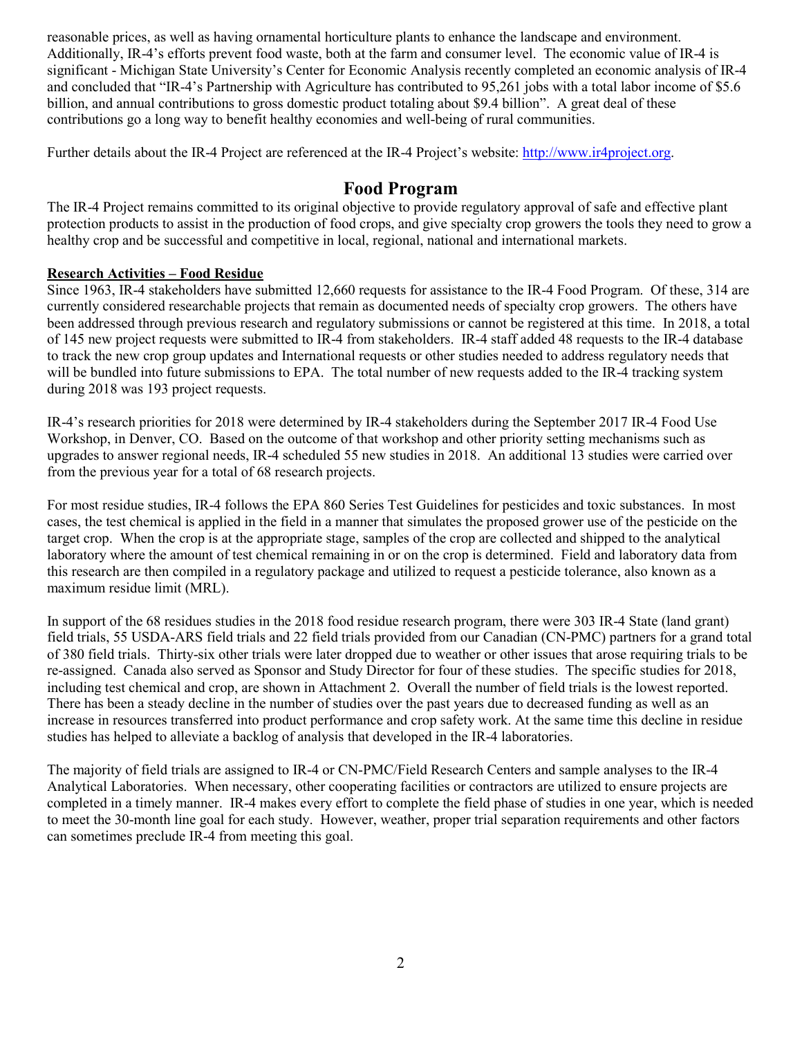reasonable prices, as well as having ornamental horticulture plants to enhance the landscape and environment. Additionally, IR-4's efforts prevent food waste, both at the farm and consumer level. The economic value of IR-4 is significant - Michigan State University's Center for Economic Analysis recently completed an economic analysis of IR-4 and concluded that "IR-4's Partnership with Agriculture has contributed to 95,261 jobs with a total labor income of $5.6 billion, and annual contributions to gross domestic product totaling about $9.4 billion". A great deal of these contributions go a long way to benefit healthy economies and well-being of rural communities.

Further details about the IR-4 Project are referenced at the IR-4 Project's website: [http://www.ir4project.org](http://www.ir4project.org).

## Food Program

The IR-4 Project remains committed to its original objective to provide regulatory approval of safe and effective plant protection products to assist in the production of food crops, and give specialty crop growers the tools they need to grow a healthy crop and be successful and competitive in local, regional, national and international markets.

### Research Activities – Food Residue

Since 1963, IR-4 stakeholders have submitted 12,660 requests for assistance to the IR-4 Food Program. Of these, 314 are currently considered researchable projects that remain as documented needs of specialty crop growers. The others have been addressed through previous research and regulatory submissions or cannot be registered at this time. In 2018, a total of 145 new project requests were submitted to IR-4 from stakeholders. IR-4 staff added 48 requests to the IR-4 database to track the new crop group updates and International requests or other studies needed to address regulatory needs that will be bundled into future submissions to EPA. The total number of new requests added to the IR-4 tracking system during 2018 was 193 project requests.

IR-4's research priorities for 2018 were determined by IR-4 stakeholders during the September 2017 IR-4 Food Use Workshop, in Denver, CO. Based on the outcome of that workshop and other priority setting mechanisms such as upgrades to answer regional needs, IR-4 scheduled 55 new studies in 2018. An additional 13 studies were carried over from the previous year for a total of 68 research projects.

For most residue studies, IR-4 follows the EPA 860 Series Test Guidelines for pesticides and toxic substances. In most cases, the test chemical is applied in the field in a manner that simulates the proposed grower use of the pesticide on the target crop. When the crop is at the appropriate stage, samples of the crop are collected and shipped to the analytical laboratory where the amount of test chemical remaining in or on the crop is determined. Field and laboratory data from this research are then compiled in a regulatory package and utilized to request a pesticide tolerance, also known as a maximum residue limit (MRL).

In support of the 68 residues studies in the 2018 food residue research program, there were 303 IR-4 State (land grant) field trials, 55 USDA-ARS field trials and 22 field trials provided from our Canadian (CN-PMC) partners for a grand total of 380 field trials. Thirty-six other trials were later dropped due to weather or other issues that arose requiring trials to be re-assigned. Canada also served as Sponsor and Study Director for four of these studies. The specific studies for 2018, including test chemical and crop, are shown in Attachment 2. Overall the number of field trials is the lowest reported. There has been a steady decline in the number of studies over the past years due to decreased funding as well as an increase in resources transferred into product performance and crop safety work. At the same time this decline in residue studies has helped to alleviate a backlog of analysis that developed in the IR-4 laboratories.

The majority of field trials are assigned to IR-4 or CN-PMC/Field Research Centers and sample analyses to the IR-4 Analytical Laboratories. When necessary, other cooperating facilities or contractors are utilized to ensure projects are completed in a timely manner. IR-4 makes every effort to complete the field phase of studies in one year, which is needed to meet the 30-month line goal for each study. However, weather, proper trial separation requirements and other factors can sometimes preclude IR-4 from meeting this goal.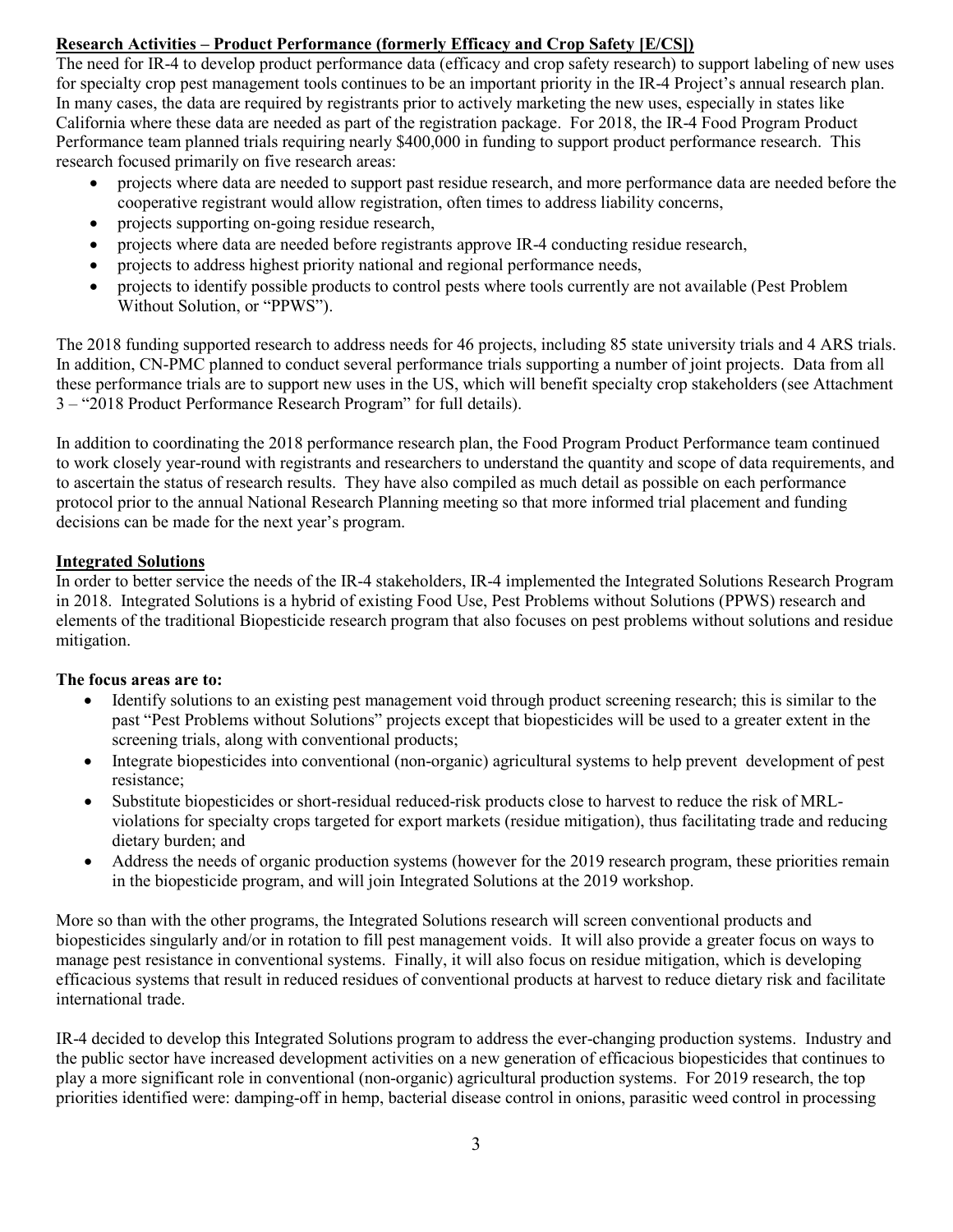**Research Activities – Product Performance (formerly Efficacy and Crop Safety [E/CS])**

The need for IR-4 to develop product performance data (efficacy and crop safety research) to support labeling of new uses for specialty crop pest management tools continues to be an important priority in the IR-4 Project's annual research plan. In many cases, the data are required by registrants prior to actively marketing the new uses, especially in states like California where these data are needed as part of the registration package. For 2018, the IR-4 Food Program Product Performance team planned trials requiring nearly $400,000 in funding to support product performance research. This research focused primarily on five research areas:

- projects where data are needed to support past residue research, and more performance data are needed before the cooperative registrant would allow registration, often times to address liability concerns,
- projects supporting on-going residue research,
- projects where data are needed before registrants approve IR-4 conducting residue research,
- projects to address highest priority national and regional performance needs,
- projects to identify possible products to control pests where tools currently are not available (Pest Problem Without Solution, or "PPWS").

The 2018 funding supported research to address needs for 46 projects, including 85 state university trials and 4 ARS trials. In addition, CN-PMC planned to conduct several performance trials supporting a number of joint projects. Data from all these performance trials are to support new uses in the US, which will benefit specialty crop stakeholders (see Attachment 3 – "2018 Product Performance Research Program" for full details).

In addition to coordinating the 2018 performance research plan, the Food Program Product Performance team continued to work closely year-round with registrants and researchers to understand the quantity and scope of data requirements, and to ascertain the status of research results. They have also compiled as much detail as possible on each performance protocol prior to the annual National Research Planning meeting so that more informed trial placement and funding decisions can be made for the next year's program.

**Integrated Solutions**

In order to better service the needs of the IR-4 stakeholders, IR-4 implemented the Integrated Solutions Research Program in 2018. Integrated Solutions is a hybrid of existing Food Use, Pest Problems without Solutions (PPWS) research and elements of the traditional Biopesticide research program that also focuses on pest problems without solutions and residue mitigation.

**The focus areas are to:**

- Identify solutions to an existing pest management void through product screening research; this is similar to the past "Pest Problems without Solutions" projects except that biopesticides will be used to a greater extent in the screening trials, along with conventional products;
- Integrate biopesticides into conventional (non-organic) agricultural systems to help prevent development of pest resistance;
- Substitute biopesticides or short-residual reduced-risk products close to harvest to reduce the risk of MRL-violations for specialty crops targeted for export markets (residue mitigation), thus facilitating trade and reducing dietary burden; and
- Address the needs of organic production systems (however for the 2019 research program, these priorities remain in the biopesticide program, and will join Integrated Solutions at the 2019 workshop.

More so than with the other programs, the Integrated Solutions research will screen conventional products and biopesticides singularly and/or in rotation to fill pest management voids. It will also provide a greater focus on ways to manage pest resistance in conventional systems. Finally, it will also focus on residue mitigation, which is developing efficacious systems that result in reduced residues of conventional products at harvest to reduce dietary risk and facilitate international trade.

IR-4 decided to develop this Integrated Solutions program to address the ever-changing production systems. Industry and the public sector have increased development activities on a new generation of efficacious biopesticides that continues to play a more significant role in conventional (non-organic) agricultural production systems. For 2019 research, the top priorities identified were: damping-off in hemp, bacterial disease control in onions, parasitic weed control in processing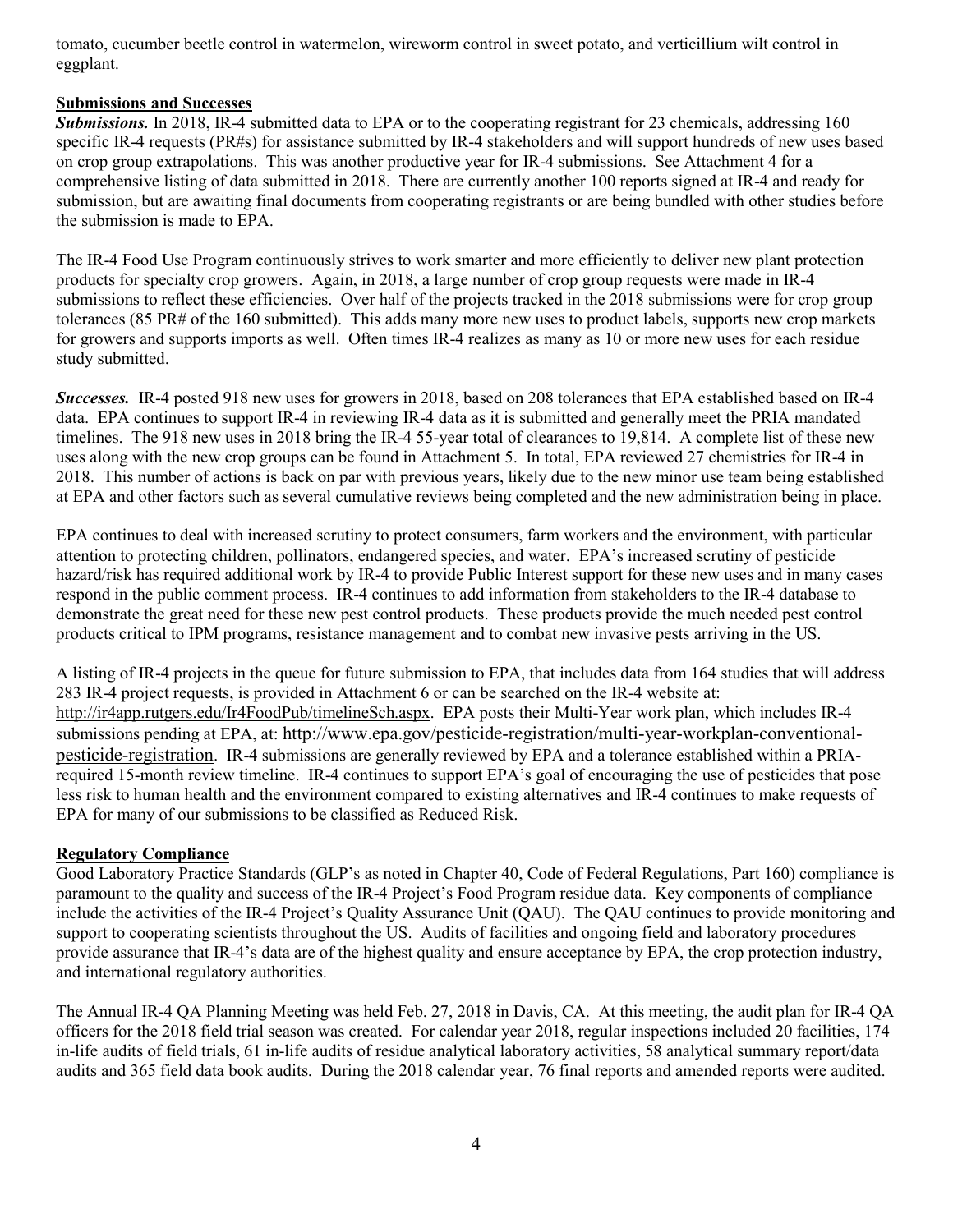tomato, cucumber beetle control in watermelon, wireworm control in sweet potato, and verticillium wilt control in eggplant.

**Submissions and Successes**

***Submissions.*** In 2018, IR-4 submitted data to EPA or to the cooperating registrant for 23 chemicals, addressing 160 specific IR-4 requests (PR#s) for assistance submitted by IR-4 stakeholders and will support hundreds of new uses based on crop group extrapolations. This was another productive year for IR-4 submissions. See Attachment 4 for a comprehensive listing of data submitted in 2018. There are currently another 100 reports signed at IR-4 and ready for submission, but are awaiting final documents from cooperating registrants or are being bundled with other studies before the submission is made to EPA.

The IR-4 Food Use Program continuously strives to work smarter and more efficiently to deliver new plant protection products for specialty crop growers. Again, in 2018, a large number of crop group requests were made in IR-4 submissions to reflect these efficiencies. Over half of the projects tracked in the 2018 submissions were for crop group tolerances (85 PR# of the 160 submitted). This adds many more new uses to product labels, supports new crop markets for growers and supports imports as well. Often times IR-4 realizes as many as 10 or more new uses for each residue study submitted.

***Successes.*** IR-4 posted 918 new uses for growers in 2018, based on 208 tolerances that EPA established based on IR-4 data. EPA continues to support IR-4 in reviewing IR-4 data as it is submitted and generally meet the PRIA mandated timelines. The 918 new uses in 2018 bring the IR-4 55-year total of clearances to 19,814. A complete list of these new uses along with the new crop groups can be found in Attachment 5. In total, EPA reviewed 27 chemistries for IR-4 in 2018. This number of actions is back on par with previous years, likely due to the new minor use team being established at EPA and other factors such as several cumulative reviews being completed and the new administration being in place.

EPA continues to deal with increased scrutiny to protect consumers, farm workers and the environment, with particular attention to protecting children, pollinators, endangered species, and water. EPA's increased scrutiny of pesticide hazard/risk has required additional work by IR-4 to provide Public Interest support for these new uses and in many cases respond in the public comment process. IR-4 continues to add information from stakeholders to the IR-4 database to demonstrate the great need for these new pest control products. These products provide the much needed pest control products critical to IPM programs, resistance management and to combat new invasive pests arriving in the US.

A listing of IR-4 projects in the queue for future submission to EPA, that includes data from 164 studies that will address 283 IR-4 project requests, is provided in Attachment 6 or can be searched on the IR-4 website at: http://ir4app.rutgers.edu/Ir4FoodPub/timelineSch.aspx. EPA posts their Multi-Year work plan, which includes IR-4 submissions pending at EPA, at: http://www.epa.gov/pesticide-registration/multi-year-workplan-conventional-pesticide-registration. IR-4 submissions are generally reviewed by EPA and a tolerance established within a PRIA-required 15-month review timeline. IR-4 continues to support EPA's goal of encouraging the use of pesticides that pose less risk to human health and the environment compared to existing alternatives and IR-4 continues to make requests of EPA for many of our submissions to be classified as Reduced Risk.

**Regulatory Compliance**

Good Laboratory Practice Standards (GLP's as noted in Chapter 40, Code of Federal Regulations, Part 160) compliance is paramount to the quality and success of the IR-4 Project's Food Program residue data. Key components of compliance include the activities of the IR-4 Project's Quality Assurance Unit (QAU). The QAU continues to provide monitoring and support to cooperating scientists throughout the US. Audits of facilities and ongoing field and laboratory procedures provide assurance that IR-4's data are of the highest quality and ensure acceptance by EPA, the crop protection industry, and international regulatory authorities.

The Annual IR-4 QA Planning Meeting was held Feb. 27, 2018 in Davis, CA. At this meeting, the audit plan for IR-4 QA officers for the 2018 field trial season was created. For calendar year 2018, regular inspections included 20 facilities, 174 in-life audits of field trials, 61 in-life audits of residue analytical laboratory activities, 58 analytical summary report/data audits and 365 field data book audits. During the 2018 calendar year, 76 final reports and amended reports were audited.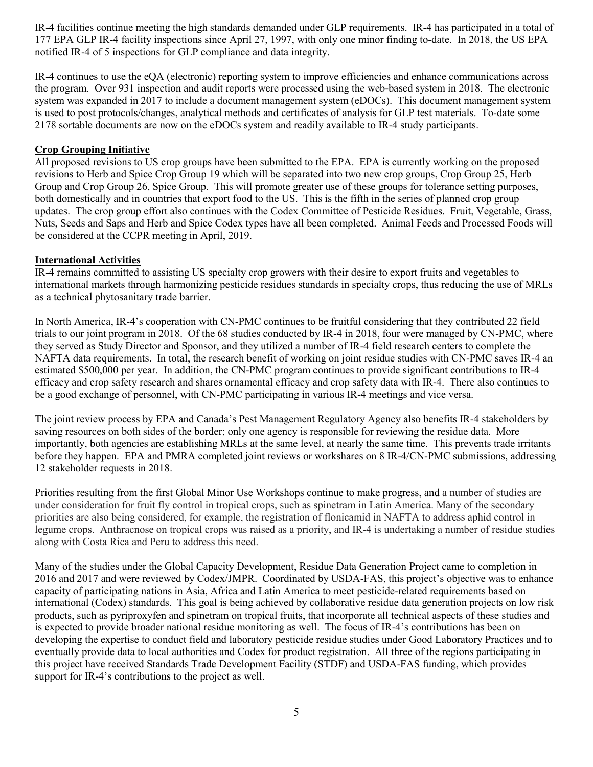IR-4 facilities continue meeting the high standards demanded under GLP requirements. IR-4 has participated in a total of 177 EPA GLP IR-4 facility inspections since April 27, 1997, with only one minor finding to-date. In 2018, the US EPA notified IR-4 of 5 inspections for GLP compliance and data integrity.

IR-4 continues to use the eQA (electronic) reporting system to improve efficiencies and enhance communications across the program. Over 931 inspection and audit reports were processed using the web-based system in 2018. The electronic system was expanded in 2017 to include a document management system (eDOCs). This document management system is used to post protocols/changes, analytical methods and certificates of analysis for GLP test materials. To-date some 2178 sortable documents are now on the eDOCs system and readily available to IR-4 study participants.

**Crop Grouping Initiative**

All proposed revisions to US crop groups have been submitted to the EPA. EPA is currently working on the proposed revisions to Herb and Spice Crop Group 19 which will be separated into two new crop groups, Crop Group 25, Herb Group and Crop Group 26, Spice Group. This will promote greater use of these groups for tolerance setting purposes, both domestically and in countries that export food to the US. This is the fifth in the series of planned crop group updates. The crop group effort also continues with the Codex Committee of Pesticide Residues. Fruit, Vegetable, Grass, Nuts, Seeds and Saps and Herb and Spice Codex types have all been completed. Animal Feeds and Processed Foods will be considered at the CCPR meeting in April, 2019.

**International Activities**

IR-4 remains committed to assisting US specialty crop growers with their desire to export fruits and vegetables to international markets through harmonizing pesticide residues standards in specialty crops, thus reducing the use of MRLs as a technical phytosanitary trade barrier.

In North America, IR-4's cooperation with CN-PMC continues to be fruitful considering that they contributed 22 field trials to our joint program in 2018. Of the 68 studies conducted by IR-4 in 2018, four were managed by CN-PMC, where they served as Study Director and Sponsor, and they utilized a number of IR-4 field research centers to complete the NAFTA data requirements. In total, the research benefit of working on joint residue studies with CN-PMC saves IR-4 an estimated $500,000 per year. In addition, the CN-PMC program continues to provide significant contributions to IR-4 efficacy and crop safety research and shares ornamental efficacy and crop safety data with IR-4. There also continues to be a good exchange of personnel, with CN-PMC participating in various IR-4 meetings and vice versa.

The joint review process by EPA and Canada's Pest Management Regulatory Agency also benefits IR-4 stakeholders by saving resources on both sides of the border; only one agency is responsible for reviewing the residue data. More importantly, both agencies are establishing MRLs at the same level, at nearly the same time. This prevents trade irritants before they happen. EPA and PMRA completed joint reviews or workshares on 8 IR-4/CN-PMC submissions, addressing 12 stakeholder requests in 2018.

Priorities resulting from the first Global Minor Use Workshops continue to make progress, and a number of studies are under consideration for fruit fly control in tropical crops, such as spinetram in Latin America. Many of the secondary priorities are also being considered, for example, the registration of flonicamid in NAFTA to address aphid control in legume crops. Anthracnose on tropical crops was raised as a priority, and IR-4 is undertaking a number of residue studies along with Costa Rica and Peru to address this need.

Many of the studies under the Global Capacity Development, Residue Data Generation Project came to completion in 2016 and 2017 and were reviewed by Codex/JMPR. Coordinated by USDA-FAS, this project's objective was to enhance capacity of participating nations in Asia, Africa and Latin America to meet pesticide-related requirements based on international (Codex) standards. This goal is being achieved by collaborative residue data generation projects on low risk products, such as pyriproxyfen and spinetram on tropical fruits, that incorporate all technical aspects of these studies and is expected to provide broader national residue monitoring as well. The focus of IR-4's contributions has been on developing the expertise to conduct field and laboratory pesticide residue studies under Good Laboratory Practices and to eventually provide data to local authorities and Codex for product registration. All three of the regions participating in this project have received Standards Trade Development Facility (STDF) and USDA-FAS funding, which provides support for IR-4's contributions to the project as well.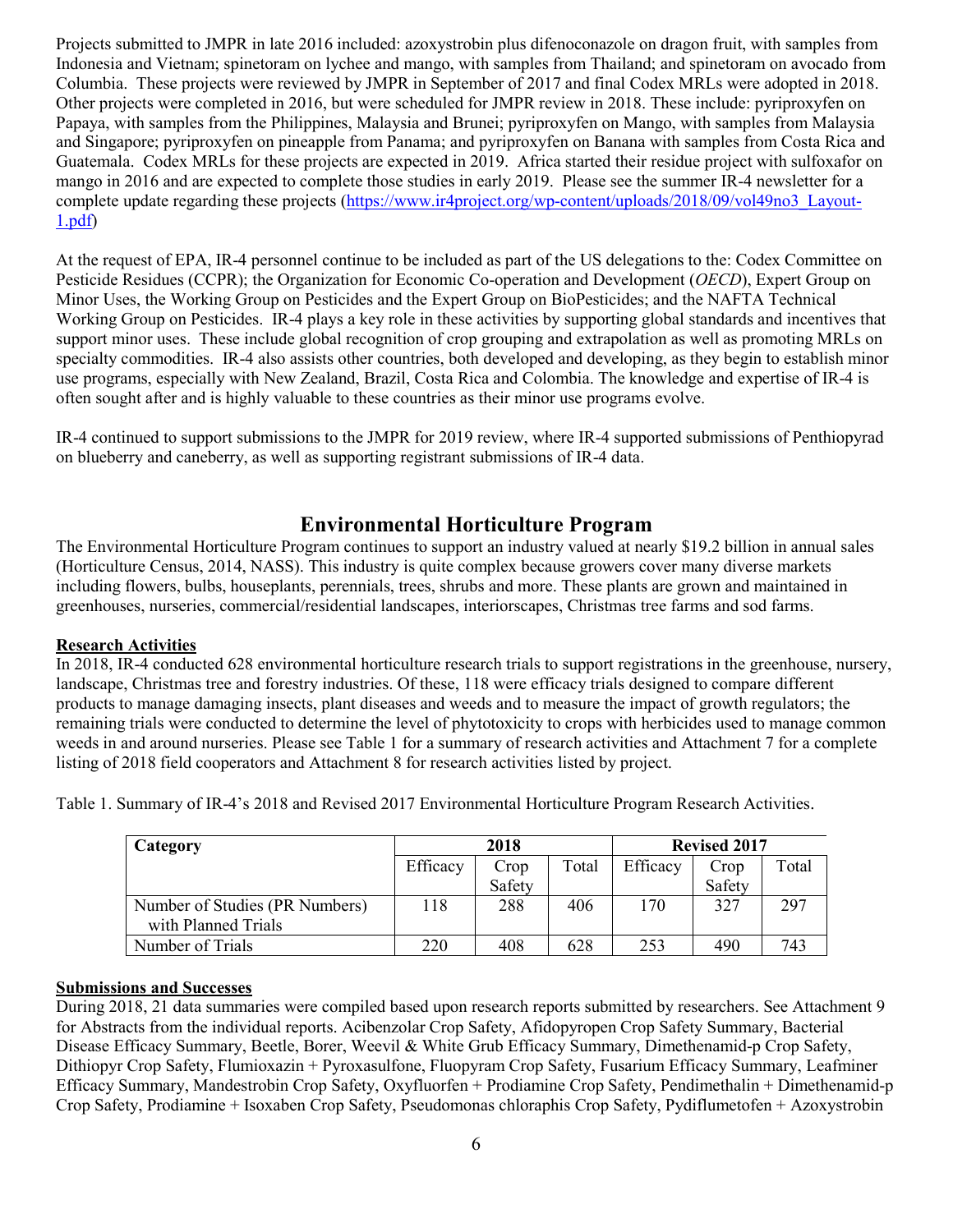Projects submitted to JMPR in late 2016 included: azoxystrobin plus difenoconazole on dragon fruit, with samples from Indonesia and Vietnam; spinetoram on lychee and mango, with samples from Thailand; and spinetoram on avocado from Columbia. These projects were reviewed by JMPR in September of 2017 and final Codex MRLs were adopted in 2018. Other projects were completed in 2016, but were scheduled for JMPR review in 2018. These include: pyriproxyfen on Papaya, with samples from the Philippines, Malaysia and Brunei; pyriproxyfen on Mango, with samples from Malaysia and Singapore; pyriproxyfen on pineapple from Panama; and pyriproxyfen on Banana with samples from Costa Rica and Guatemala. Codex MRLs for these projects are expected in 2019. Africa started their residue project with sulfoxafor on mango in 2016 and are expected to complete those studies in early 2019. Please see the summer IR-4 newsletter for a complete update regarding these projects (https://www.ir4project.org/wp-content/uploads/2018/09/vol49no3_Layout-1.pdf)

At the request of EPA, IR-4 personnel continue to be included as part of the US delegations to the: Codex Committee on Pesticide Residues (CCPR); the Organization for Economic Co-operation and Development (*OECD*), Expert Group on Minor Uses, the Working Group on Pesticides and the Expert Group on BioPesticides; and the NAFTA Technical Working Group on Pesticides. IR-4 plays a key role in these activities by supporting global standards and incentives that support minor uses. These include global recognition of crop grouping and extrapolation as well as promoting MRLs on specialty commodities. IR-4 also assists other countries, both developed and developing, as they begin to establish minor use programs, especially with New Zealand, Brazil, Costa Rica and Colombia. The knowledge and expertise of IR-4 is often sought after and is highly valuable to these countries as their minor use programs evolve.

IR-4 continued to support submissions to the JMPR for 2019 review, where IR-4 supported submissions of Penthiopyrad on blueberry and caneberry, as well as supporting registrant submissions of IR-4 data.

## Environmental Horticulture Program

The Environmental Horticulture Program continues to support an industry valued at nearly $19.2 billion in annual sales (Horticulture Census, 2014, NASS). This industry is quite complex because growers cover many diverse markets including flowers, bulbs, houseplants, perennials, trees, shrubs and more. These plants are grown and maintained in greenhouses, nurseries, commercial/residential landscapes, interiorscapes, Christmas tree farms and sod farms.

**Research Activities**

In 2018, IR-4 conducted 628 environmental horticulture research trials to support registrations in the greenhouse, nursery, landscape, Christmas tree and forestry industries. Of these, 118 were efficacy trials designed to compare different products to manage damaging insects, plant diseases and weeds and to measure the impact of growth regulators; the remaining trials were conducted to determine the level of phytotoxicity to crops with herbicides used to manage common weeds in and around nurseries. Please see Table 1 for a summary of research activities and Attachment 7 for a complete listing of 2018 field cooperators and Attachment 8 for research activities listed by project.

Table 1. Summary of IR-4's 2018 and Revised 2017 Environmental Horticulture Program Research Activities.

| Category | 2018 | | | Revised 2017 | | |
|---|---|---|---|---|---|---|
| | Efficacy | Crop Safety | Total | Efficacy | Crop Safety | Total |
| Number of Studies (PR Numbers) with Planned Trials | 118 | 288 | 406 | 170 | 327 | 297 |
| Number of Trials | 220 | 408 | 628 | 253 | 490 | 743 |

**Submissions and Successes**

During 2018, 21 data summaries were compiled based upon research reports submitted by researchers. See Attachment 9 for Abstracts from the individual reports. Acibenzolar Crop Safety, Afidopyropen Crop Safety Summary, Bacterial Disease Efficacy Summary, Beetle, Borer, Weevil & White Grub Efficacy Summary, Dimethenamid-p Crop Safety, Dithiopyr Crop Safety, Flumioxazin + Pyroxasulfone, Fluopyram Crop Safety, Fusarium Efficacy Summary, Leafminer Efficacy Summary, Mandestrobin Crop Safety, Oxyfluorfen + Prodiamine Crop Safety, Pendimethalin + Dimethenamid-p Crop Safety, Prodiamine + Isoxaben Crop Safety, Pseudomonas chloraphis Crop Safety, Pydiflumetofen + Azoxystrobin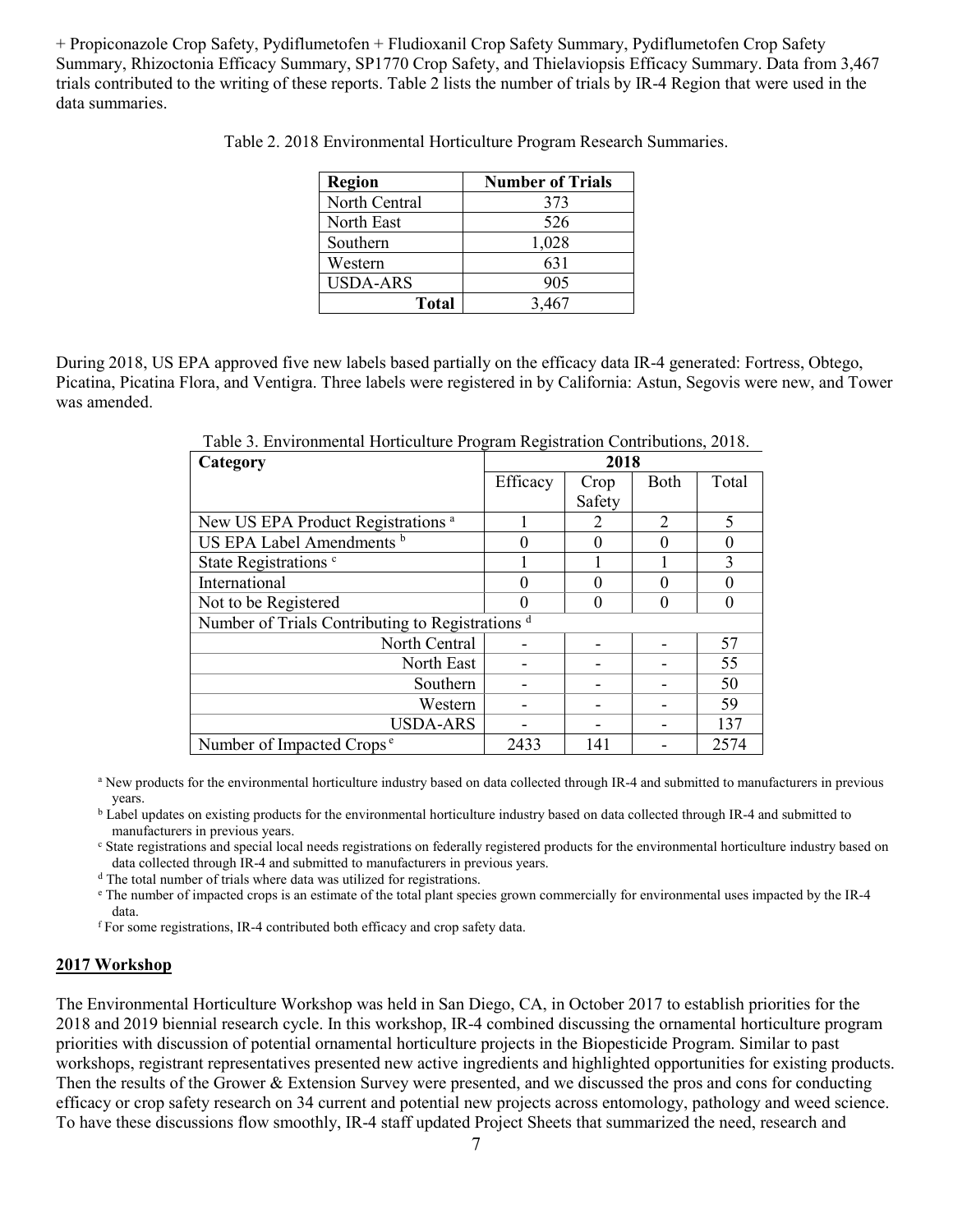+ Propiconazole Crop Safety, Pydiflumetofen + Fludioxanil Crop Safety Summary, Pydiflumetofen Crop Safety Summary, Rhizoctonia Efficacy Summary, SP1770 Crop Safety, and Thielaviopsis Efficacy Summary. Data from 3,467 trials contributed to the writing of these reports. Table 2 lists the number of trials by IR-4 Region that were used in the data summaries.

Table 2. 2018 Environmental Horticulture Program Research Summaries.

| Region | Number of Trials |
|---|---|
| North Central | 373 |
| North East | 526 |
| Southern | 1,028 |
| Western | 631 |
| USDA-ARS | 905 |
| **Total** | 3,467 |

During 2018, US EPA approved five new labels based partially on the efficacy data IR-4 generated: Fortress, Obtego, Picatina, Picatina Flora, and Ventigra. Three labels were registered in by California: Astun, Segovis were new, and Tower was amended.

Table 3. Environmental Horticulture Program Registration Contributions, 2018.

| Category | 2018 | | | |
|---|---|---|---|---|
| | Efficacy | Crop Safety | Both | Total |
| New US EPA Product Registrations [a] | 1 | 2 | 2 | 5 |
| US EPA Label Amendments [b] | 0 | 0 | 0 | 0 |
| State Registrations [c] | 1 | 1 | 1 | 3 |
| International | 0 | 0 | 0 | 0 |
| Not to be Registered | 0 | 0 | 0 | 0 |
| Number of Trials Contributing to Registrations [d] | | | | |
| North Central | - | - | - | 57 |
| North East | - | - | - | 55 |
| Southern | - | - | - | 50 |
| Western | - | - | - | 59 |
| USDA-ARS | - | - | - | 137 |
| Number of Impacted Crops [e] | 2433 | 141 | - | 2574 |

[a] New products for the environmental horticulture industry based on data collected through IR-4 and submitted to manufacturers in previous years.

[b] Label updates on existing products for the environmental horticulture industry based on data collected through IR-4 and submitted to manufacturers in previous years.

[c] State registrations and special local needs registrations on federally registered products for the environmental horticulture industry based on data collected through IR-4 and submitted to manufacturers in previous years.

[d] The total number of trials where data was utilized for registrations.

[e] The number of impacted crops is an estimate of the total plant species grown commercially for environmental uses impacted by the IR-4 data.

[f] For some registrations, IR-4 contributed both efficacy and crop safety data.

## 2017 Workshop

The Environmental Horticulture Workshop was held in San Diego, CA, in October 2017 to establish priorities for the 2018 and 2019 biennial research cycle. In this workshop, IR-4 combined discussing the ornamental horticulture program priorities with discussion of potential ornamental horticulture projects in the Biopesticide Program. Similar to past workshops, registrant representatives presented new active ingredients and highlighted opportunities for existing products. Then the results of the Grower & Extension Survey were presented, and we discussed the pros and cons for conducting efficacy or crop safety research on 34 current and potential new projects across entomology, pathology and weed science. To have these discussions flow smoothly, IR-4 staff updated Project Sheets that summarized the need, research and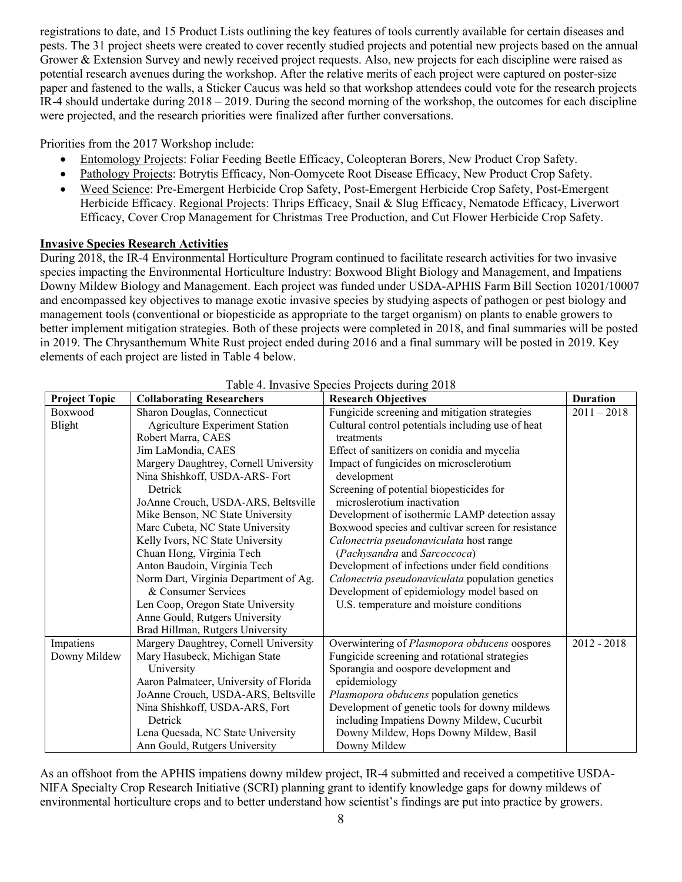registrations to date, and 15 Product Lists outlining the key features of tools currently available for certain diseases and pests. The 31 project sheets were created to cover recently studied projects and potential new projects based on the annual Grower & Extension Survey and newly received project requests. Also, new projects for each discipline were raised as potential research avenues during the workshop. After the relative merits of each project were captured on poster-size paper and fastened to the walls, a Sticker Caucus was held so that workshop attendees could vote for the research projects IR-4 should undertake during 2018 – 2019. During the second morning of the workshop, the outcomes for each discipline were projected, and the research priorities were finalized after further conversations.

Priorities from the 2017 Workshop include:

- Entomology Projects: Foliar Feeding Beetle Efficacy, Coleopteran Borers, New Product Crop Safety.
- Pathology Projects: Botrytis Efficacy, Non-Oomycete Root Disease Efficacy, New Product Crop Safety.
- Weed Science: Pre-Emergent Herbicide Crop Safety, Post-Emergent Herbicide Crop Safety, Post-Emergent Herbicide Efficacy. Regional Projects: Thrips Efficacy, Snail & Slug Efficacy, Nematode Efficacy, Liverwort Efficacy, Cover Crop Management for Christmas Tree Production, and Cut Flower Herbicide Crop Safety.

## Invasive Species Research Activities

During 2018, the IR-4 Environmental Horticulture Program continued to facilitate research activities for two invasive species impacting the Environmental Horticulture Industry: Boxwood Blight Biology and Management, and Impatiens Downy Mildew Biology and Management. Each project was funded under USDA-APHIS Farm Bill Section 10201/10007 and encompassed key objectives to manage exotic invasive species by studying aspects of pathogen or pest biology and management tools (conventional or biopesticide as appropriate to the target organism) on plants to enable growers to better implement mitigation strategies. Both of these projects were completed in 2018, and final summaries will be posted in 2019. The Chrysanthemum White Rust project ended during 2016 and a final summary will be posted in 2019. Key elements of each project are listed in Table 4 below.

Table 4. Invasive Species Projects during 2018

| Project Topic | Collaborating Researchers | Research Objectives | Duration |
|---|---|---|---|
| Boxwood Blight | Sharon Douglas, Connecticut Agriculture Experiment Station<br>Robert Marra, CAES<br>Jim LaMondia, CAES<br>Margery Daughtrey, Cornell University<br>Nina Shishkoff, USDA-ARS- Fort Detrick<br>JoAnne Crouch, USDA-ARS, Beltsville<br>Mike Benson, NC State University<br>Marc Cubeta, NC State University<br>Kelly Ivors, NC State University<br>Chuan Hong, Virginia Tech<br>Anton Baudoin, Virginia Tech<br>Norm Dart, Virginia Department of Ag. & Consumer Services<br>Len Coop, Oregon State University<br>Anne Gould, Rutgers University<br>Brad Hillman, Rutgers University | Fungicide screening and mitigation strategies<br>Cultural control potentials including use of heat treatments<br>Effect of sanitizers on conidia and mycelia<br>Impact of fungicides on microsclerotium development<br>Screening of potential biopesticides for microslerotium inactivation<br>Development of isothermic LAMP detection assay<br>Boxwood species and cultivar screen for resistance<br>*Calonectria pseudonaviculata* host range (*Pachysandra* and *Sarcoccoca*)<br>Development of infections under field conditions<br>*Calonectria pseudonaviculata* population genetics<br>Development of epidemiology model based on U.S. temperature and moisture conditions | 2011 – 2018 |
| Impatiens Downy Mildew | Margery Daughtrey, Cornell University<br>Mary Hasubeck, Michigan State University<br>Aaron Palmateer, University of Florida<br>JoAnne Crouch, USDA-ARS, Beltsville<br>Nina Shishkoff, USDA-ARS, Fort Detrick<br>Lena Quesada, NC State University<br>Ann Gould, Rutgers University | Overwintering of *Plasmopora obducens* oospores<br>Fungicide screening and rotational strategies<br>Sporangia and oospore development and epidemiology<br>*Plasmopora obducens* population genetics<br>Development of genetic tools for downy mildews including Impatiens Downy Mildew, Cucurbit Downy Mildew, Hops Downy Mildew, Basil Downy Mildew | 2012 - 2018 |

As an offshoot from the APHIS impatiens downy mildew project, IR-4 submitted and received a competitive USDA-NIFA Specialty Crop Research Initiative (SCRI) planning grant to identify knowledge gaps for downy mildews of environmental horticulture crops and to better understand how scientist's findings are put into practice by growers.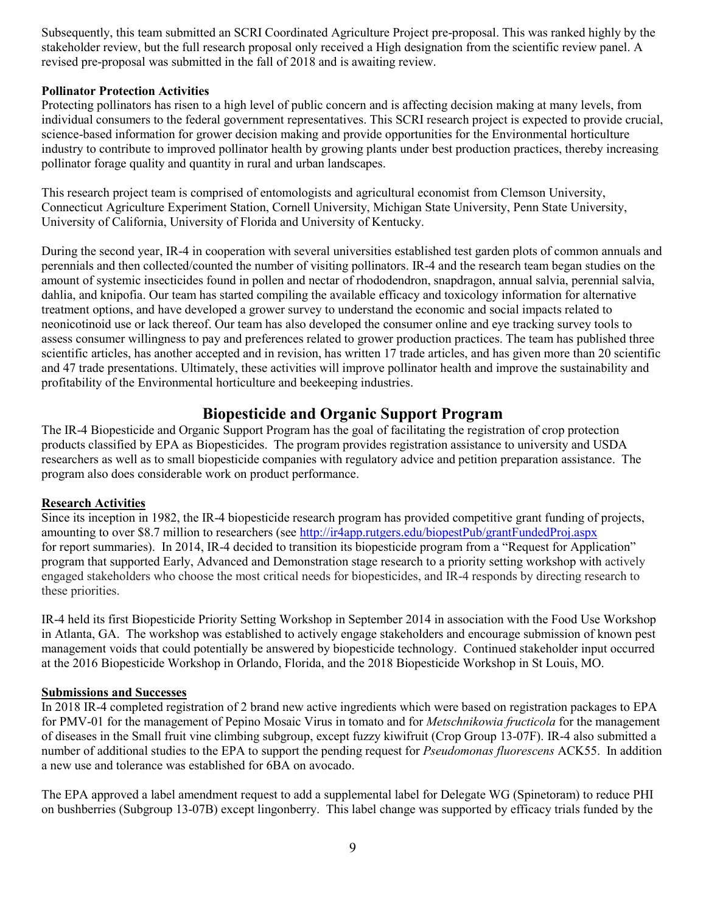Subsequently, this team submitted an SCRI Coordinated Agriculture Project pre-proposal. This was ranked highly by the stakeholder review, but the full research proposal only received a High designation from the scientific review panel. A revised pre-proposal was submitted in the fall of 2018 and is awaiting review.

**Pollinator Protection Activities**

Protecting pollinators has risen to a high level of public concern and is affecting decision making at many levels, from individual consumers to the federal government representatives. This SCRI research project is expected to provide crucial, science-based information for grower decision making and provide opportunities for the Environmental horticulture industry to contribute to improved pollinator health by growing plants under best production practices, thereby increasing pollinator forage quality and quantity in rural and urban landscapes.

This research project team is comprised of entomologists and agricultural economist from Clemson University, Connecticut Agriculture Experiment Station, Cornell University, Michigan State University, Penn State University, University of California, University of Florida and University of Kentucky.

During the second year, IR-4 in cooperation with several universities established test garden plots of common annuals and perennials and then collected/counted the number of visiting pollinators. IR-4 and the research team began studies on the amount of systemic insecticides found in pollen and nectar of rhododendron, snapdragon, annual salvia, perennial salvia, dahlia, and knipofia. Our team has started compiling the available efficacy and toxicology information for alternative treatment options, and have developed a grower survey to understand the economic and social impacts related to neonicotinoid use or lack thereof. Our team has also developed the consumer online and eye tracking survey tools to assess consumer willingness to pay and preferences related to grower production practices. The team has published three scientific articles, has another accepted and in revision, has written 17 trade articles, and has given more than 20 scientific and 47 trade presentations. Ultimately, these activities will improve pollinator health and improve the sustainability and profitability of the Environmental horticulture and beekeeping industries.

## Biopesticide and Organic Support Program

The IR-4 Biopesticide and Organic Support Program has the goal of facilitating the registration of crop protection products classified by EPA as Biopesticides. The program provides registration assistance to university and USDA researchers as well as to small biopesticide companies with regulatory advice and petition preparation assistance. The program also does considerable work on product performance.

**Research Activities**

Since its inception in 1982, the IR-4 biopesticide research program has provided competitive grant funding of projects, amounting to over $8.7 million to researchers (see http://ir4app.rutgers.edu/biopestPub/grantFundedProj.aspx for report summaries). In 2014, IR-4 decided to transition its biopesticide program from a "Request for Application" program that supported Early, Advanced and Demonstration stage research to a priority setting workshop with actively engaged stakeholders who choose the most critical needs for biopesticides, and IR-4 responds by directing research to these priorities.

IR-4 held its first Biopesticide Priority Setting Workshop in September 2014 in association with the Food Use Workshop in Atlanta, GA. The workshop was established to actively engage stakeholders and encourage submission of known pest management voids that could potentially be answered by biopesticide technology. Continued stakeholder input occurred at the 2016 Biopesticide Workshop in Orlando, Florida, and the 2018 Biopesticide Workshop in St Louis, MO.

**Submissions and Successes**

In 2018 IR-4 completed registration of 2 brand new active ingredients which were based on registration packages to EPA for PMV-01 for the management of Pepino Mosaic Virus in tomato and for *Metschnikowia fructicola* for the management of diseases in the Small fruit vine climbing subgroup, except fuzzy kiwifruit (Crop Group 13-07F). IR-4 also submitted a number of additional studies to the EPA to support the pending request for *Pseudomonas fluorescens* ACK55. In addition a new use and tolerance was established for 6BA on avocado.

The EPA approved a label amendment request to add a supplemental label for Delegate WG (Spinetoram) to reduce PHI on bushberries (Subgroup 13-07B) except lingonberry. This label change was supported by efficacy trials funded by the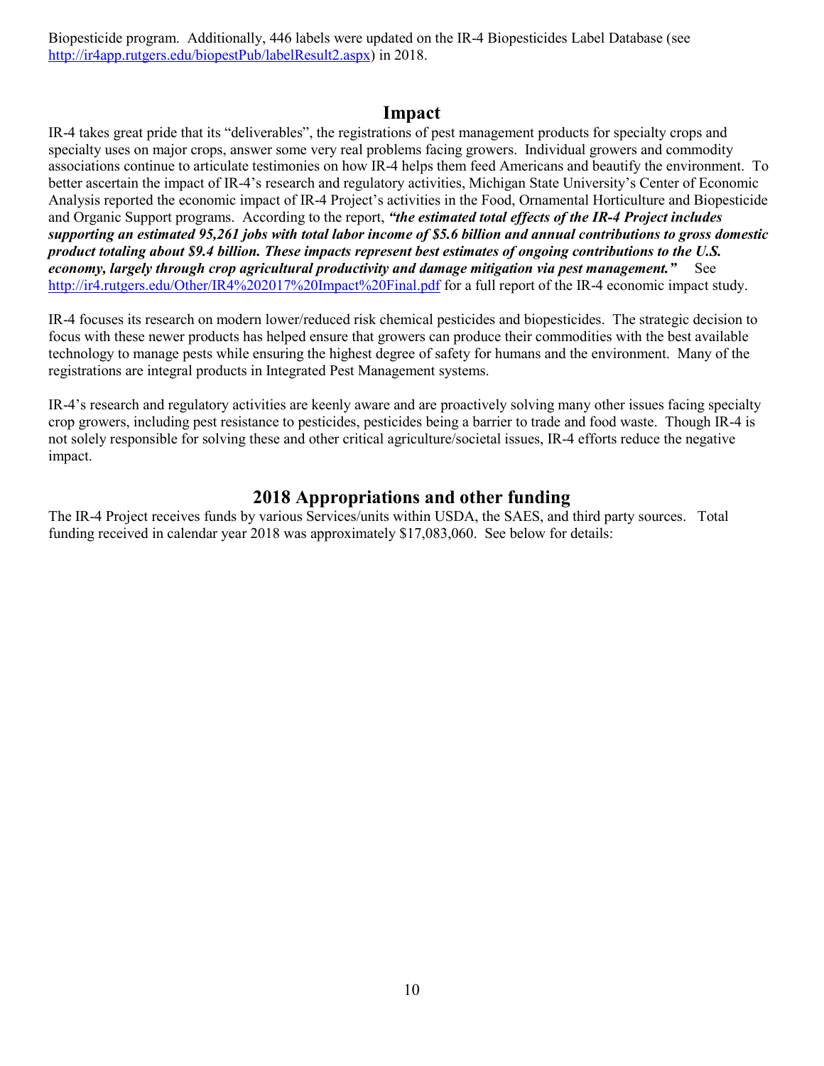Biopesticide program. Additionally, 446 labels were updated on the IR-4 Biopesticides Label Database (see http://ir4app.rutgers.edu/biopestPub/labelResult2.aspx) in 2018.

## Impact

IR-4 takes great pride that its "deliverables", the registrations of pest management products for specialty crops and specialty uses on major crops, answer some very real problems facing growers. Individual growers and commodity associations continue to articulate testimonies on how IR-4 helps them feed Americans and beautify the environment. To better ascertain the impact of IR-4's research and regulatory activities, Michigan State University's Center of Economic Analysis reported the economic impact of IR-4 Project's activities in the Food, Ornamental Horticulture and Biopesticide and Organic Support programs. According to the report, ***"the estimated total effects of the IR-4 Project includes supporting an estimated 95,261 jobs with total labor income of $5.6 billion and annual contributions to gross domestic product totaling about $9.4 billion. These impacts represent best estimates of ongoing contributions to the U.S. economy, largely through crop agricultural productivity and damage mitigation via pest management."*** See http://ir4.rutgers.edu/Other/IR4%202017%20Impact%20Final.pdf for a full report of the IR-4 economic impact study.

IR-4 focuses its research on modern lower/reduced risk chemical pesticides and biopesticides. The strategic decision to focus with these newer products has helped ensure that growers can produce their commodities with the best available technology to manage pests while ensuring the highest degree of safety for humans and the environment. Many of the registrations are integral products in Integrated Pest Management systems.

IR-4's research and regulatory activities are keenly aware and are proactively solving many other issues facing specialty crop growers, including pest resistance to pesticides, pesticides being a barrier to trade and food waste. Though IR-4 is not solely responsible for solving these and other critical agriculture/societal issues, IR-4 efforts reduce the negative impact.

## 2018 Appropriations and other funding

The IR-4 Project receives funds by various Services/units within USDA, the SAES, and third party sources. Total funding received in calendar year 2018 was approximately $17,083,060. See below for details: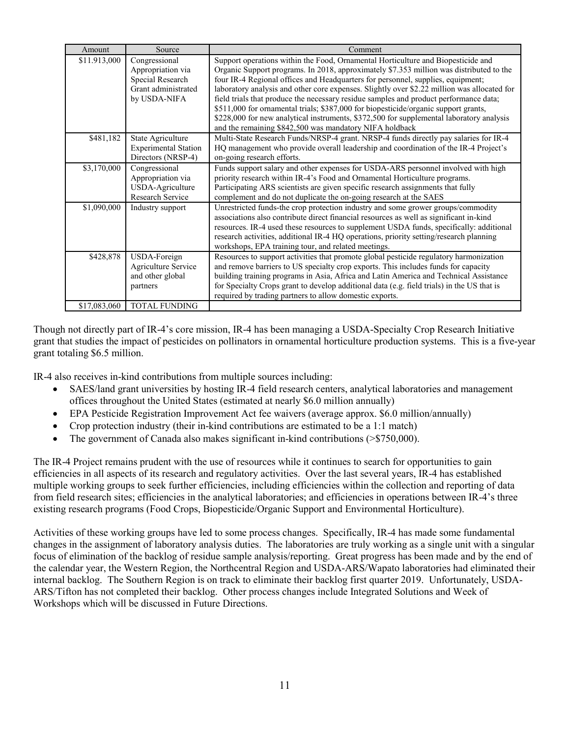| Amount | Source | Comment |
|---|---|---|
| \$11.913,000 | Congressional Appropriation via Special Research Grant administrated by USDA-NIFA | Support operations within the Food, Ornamental Horticulture and Biopesticide and Organic Support programs. In 2018, approximately \$7.353 million was distributed to the four IR-4 Regional offices and Headquarters for personnel, supplies, equipment; laboratory analysis and other core expenses. Slightly over \$2.22 million was allocated for field trials that produce the necessary residue samples and product performance data; \$511,000 for ornamental trials; \$387,000 for biopesticide/organic support grants, \$228,000 for new analytical instruments, \$372,500 for supplemental laboratory analysis and the remaining \$842,500 was mandatory NIFA holdback |
| \$481,182 | State Agriculture Experimental Station Directors (NRSP-4) | Multi-State Research Funds/NRSP-4 grant. NRSP-4 funds directly pay salaries for IR-4 HQ management who provide overall leadership and coordination of the IR-4 Project's on-going research efforts. |
| \$3,170,000 | Congressional Appropriation via USDA-Agriculture Research Service | Funds support salary and other expenses for USDA-ARS personnel involved with high priority research within IR-4's Food and Ornamental Horticulture programs. Participating ARS scientists are given specific research assignments that fully complement and do not duplicate the on-going research at the SAES |
| \$1,090,000 | Industry support | Unrestricted funds-the crop protection industry and some grower groups/commodity associations also contribute direct financial resources as well as significant in-kind resources. IR-4 used these resources to supplement USDA funds, specifically: additional research activities, additional IR-4 HQ operations, priority setting/research planning workshops, EPA training tour, and related meetings. |
| \$428,878 | USDA-Foreign Agriculture Service and other global partners | Resources to support activities that promote global pesticide regulatory harmonization and remove barriers to US specialty crop exports. This includes funds for capacity building training programs in Asia, Africa and Latin America and Technical Assistance for Specialty Crops grant to develop additional data (e.g. field trials) in the US that is required by trading partners to allow domestic exports. |
| \$17,083,060 | TOTAL FUNDING | |

Though not directly part of IR-4's core mission, IR-4 has been managing a USDA-Specialty Crop Research Initiative grant that studies the impact of pesticides on pollinators in ornamental horticulture production systems. This is a five-year grant totaling \$6.5 million.

IR-4 also receives in-kind contributions from multiple sources including:

- SAES/land grant universities by hosting IR-4 field research centers, analytical laboratories and management offices throughout the United States (estimated at nearly \$6.0 million annually)
- EPA Pesticide Registration Improvement Act fee waivers (average approx. \$6.0 million/annually)
- Crop protection industry (their in-kind contributions are estimated to be a 1:1 match)
- The government of Canada also makes significant in-kind contributions (>\$750,000).

The IR-4 Project remains prudent with the use of resources while it continues to search for opportunities to gain efficiencies in all aspects of its research and regulatory activities. Over the last several years, IR-4 has established multiple working groups to seek further efficiencies, including efficiencies within the collection and reporting of data from field research sites; efficiencies in the analytical laboratories; and efficiencies in operations between IR-4's three existing research programs (Food Crops, Biopesticide/Organic Support and Environmental Horticulture).

Activities of these working groups have led to some process changes. Specifically, IR-4 has made some fundamental changes in the assignment of laboratory analysis duties. The laboratories are truly working as a single unit with a singular focus of elimination of the backlog of residue sample analysis/reporting. Great progress has been made and by the end of the calendar year, the Western Region, the Northcentral Region and USDA-ARS/Wapato laboratories had eliminated their internal backlog. The Southern Region is on track to eliminate their backlog first quarter 2019. Unfortunately, USDA-ARS/Tifton has not completed their backlog. Other process changes include Integrated Solutions and Week of Workshops which will be discussed in Future Directions.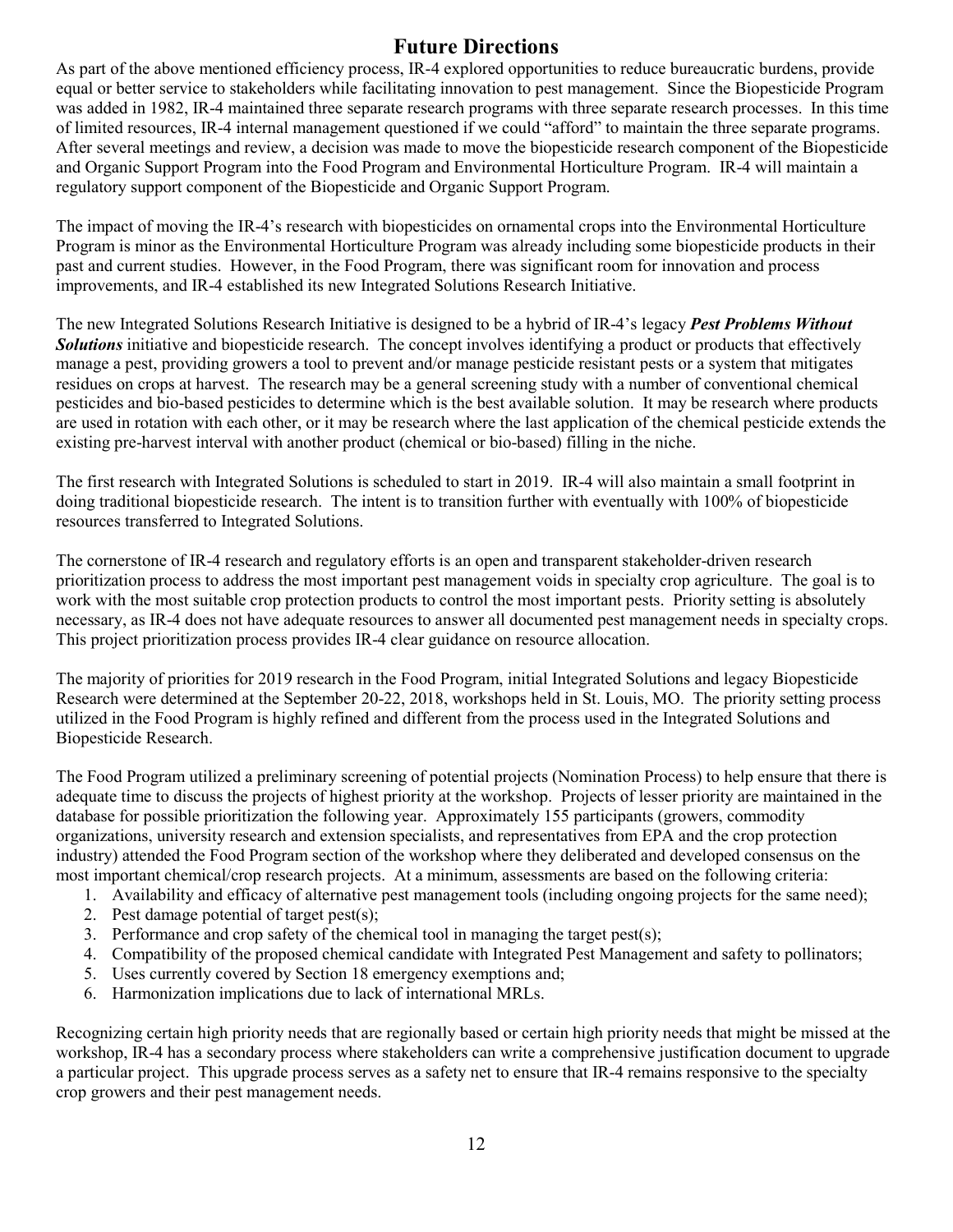# Future Directions

As part of the above mentioned efficiency process, IR-4 explored opportunities to reduce bureaucratic burdens, provide equal or better service to stakeholders while facilitating innovation to pest management. Since the Biopesticide Program was added in 1982, IR-4 maintained three separate research programs with three separate research processes. In this time of limited resources, IR-4 internal management questioned if we could "afford" to maintain the three separate programs. After several meetings and review, a decision was made to move the biopesticide research component of the Biopesticide and Organic Support Program into the Food Program and Environmental Horticulture Program. IR-4 will maintain a regulatory support component of the Biopesticide and Organic Support Program.

The impact of moving the IR-4's research with biopesticides on ornamental crops into the Environmental Horticulture Program is minor as the Environmental Horticulture Program was already including some biopesticide products in their past and current studies. However, in the Food Program, there was significant room for innovation and process improvements, and IR-4 established its new Integrated Solutions Research Initiative.

The new Integrated Solutions Research Initiative is designed to be a hybrid of IR-4's legacy ***Pest Problems Without Solutions*** initiative and biopesticide research. The concept involves identifying a product or products that effectively manage a pest, providing growers a tool to prevent and/or manage pesticide resistant pests or a system that mitigates residues on crops at harvest. The research may be a general screening study with a number of conventional chemical pesticides and bio-based pesticides to determine which is the best available solution. It may be research where products are used in rotation with each other, or it may be research where the last application of the chemical pesticide extends the existing pre-harvest interval with another product (chemical or bio-based) filling in the niche.

The first research with Integrated Solutions is scheduled to start in 2019. IR-4 will also maintain a small footprint in doing traditional biopesticide research. The intent is to transition further with eventually with 100% of biopesticide resources transferred to Integrated Solutions.

The cornerstone of IR-4 research and regulatory efforts is an open and transparent stakeholder-driven research prioritization process to address the most important pest management voids in specialty crop agriculture. The goal is to work with the most suitable crop protection products to control the most important pests. Priority setting is absolutely necessary, as IR-4 does not have adequate resources to answer all documented pest management needs in specialty crops. This project prioritization process provides IR-4 clear guidance on resource allocation.

The majority of priorities for 2019 research in the Food Program, initial Integrated Solutions and legacy Biopesticide Research were determined at the September 20-22, 2018, workshops held in St. Louis, MO. The priority setting process utilized in the Food Program is highly refined and different from the process used in the Integrated Solutions and Biopesticide Research.

The Food Program utilized a preliminary screening of potential projects (Nomination Process) to help ensure that there is adequate time to discuss the projects of highest priority at the workshop. Projects of lesser priority are maintained in the database for possible prioritization the following year. Approximately 155 participants (growers, commodity organizations, university research and extension specialists, and representatives from EPA and the crop protection industry) attended the Food Program section of the workshop where they deliberated and developed consensus on the most important chemical/crop research projects. At a minimum, assessments are based on the following criteria:

1. Availability and efficacy of alternative pest management tools (including ongoing projects for the same need);
2. Pest damage potential of target pest(s);
3. Performance and crop safety of the chemical tool in managing the target pest(s);
4. Compatibility of the proposed chemical candidate with Integrated Pest Management and safety to pollinators;
5. Uses currently covered by Section 18 emergency exemptions and;
6. Harmonization implications due to lack of international MRLs.

Recognizing certain high priority needs that are regionally based or certain high priority needs that might be missed at the workshop, IR-4 has a secondary process where stakeholders can write a comprehensive justification document to upgrade a particular project. This upgrade process serves as a safety net to ensure that IR-4 remains responsive to the specialty crop growers and their pest management needs.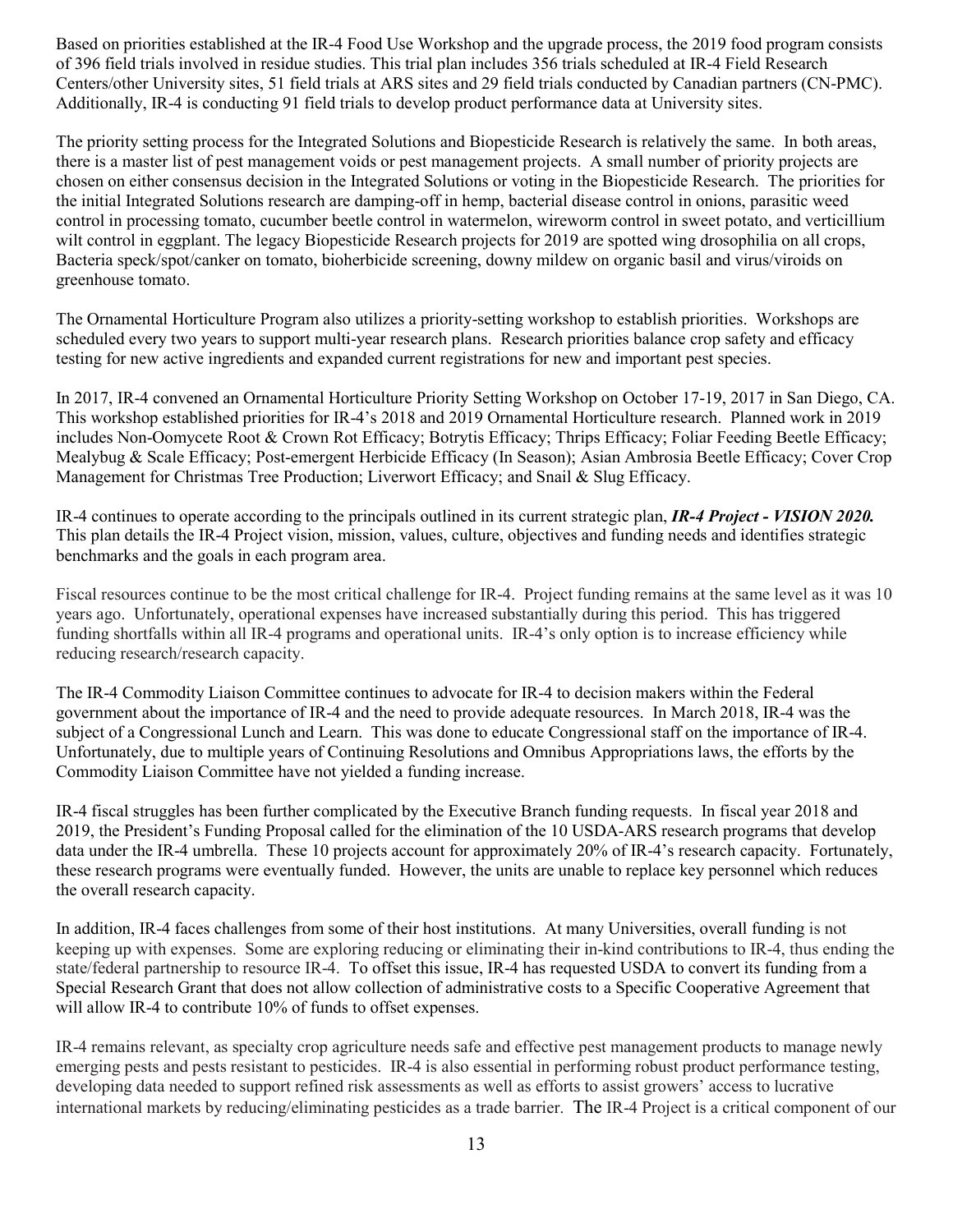Based on priorities established at the IR-4 Food Use Workshop and the upgrade process, the 2019 food program consists of 396 field trials involved in residue studies. This trial plan includes 356 trials scheduled at IR-4 Field Research Centers/other University sites, 51 field trials at ARS sites and 29 field trials conducted by Canadian partners (CN-PMC). Additionally, IR-4 is conducting 91 field trials to develop product performance data at University sites.

The priority setting process for the Integrated Solutions and Biopesticide Research is relatively the same. In both areas, there is a master list of pest management voids or pest management projects. A small number of priority projects are chosen on either consensus decision in the Integrated Solutions or voting in the Biopesticide Research. The priorities for the initial Integrated Solutions research are damping-off in hemp, bacterial disease control in onions, parasitic weed control in processing tomato, cucumber beetle control in watermelon, wireworm control in sweet potato, and verticillium wilt control in eggplant. The legacy Biopesticide Research projects for 2019 are spotted wing drosophilia on all crops, Bacteria speck/spot/canker on tomato, bioherbicide screening, downy mildew on organic basil and virus/viroids on greenhouse tomato.

The Ornamental Horticulture Program also utilizes a priority-setting workshop to establish priorities. Workshops are scheduled every two years to support multi-year research plans. Research priorities balance crop safety and efficacy testing for new active ingredients and expanded current registrations for new and important pest species.

In 2017, IR-4 convened an Ornamental Horticulture Priority Setting Workshop on October 17-19, 2017 in San Diego, CA. This workshop established priorities for IR-4's 2018 and 2019 Ornamental Horticulture research. Planned work in 2019 includes Non-Oomycete Root & Crown Rot Efficacy; Botrytis Efficacy; Thrips Efficacy; Foliar Feeding Beetle Efficacy; Mealybug & Scale Efficacy; Post-emergent Herbicide Efficacy (In Season); Asian Ambrosia Beetle Efficacy; Cover Crop Management for Christmas Tree Production; Liverwort Efficacy; and Snail & Slug Efficacy.

IR-4 continues to operate according to the principals outlined in its current strategic plan, ***IR-4 Project - VISION 2020.*** This plan details the IR-4 Project vision, mission, values, culture, objectives and funding needs and identifies strategic benchmarks and the goals in each program area.

Fiscal resources continue to be the most critical challenge for IR-4. Project funding remains at the same level as it was 10 years ago. Unfortunately, operational expenses have increased substantially during this period. This has triggered funding shortfalls within all IR-4 programs and operational units. IR-4's only option is to increase efficiency while reducing research/research capacity.

The IR-4 Commodity Liaison Committee continues to advocate for IR-4 to decision makers within the Federal government about the importance of IR-4 and the need to provide adequate resources. In March 2018, IR-4 was the subject of a Congressional Lunch and Learn. This was done to educate Congressional staff on the importance of IR-4. Unfortunately, due to multiple years of Continuing Resolutions and Omnibus Appropriations laws, the efforts by the Commodity Liaison Committee have not yielded a funding increase.

IR-4 fiscal struggles has been further complicated by the Executive Branch funding requests. In fiscal year 2018 and 2019, the President's Funding Proposal called for the elimination of the 10 USDA-ARS research programs that develop data under the IR-4 umbrella. These 10 projects account for approximately 20% of IR-4's research capacity. Fortunately, these research programs were eventually funded. However, the units are unable to replace key personnel which reduces the overall research capacity.

In addition, IR-4 faces challenges from some of their host institutions. At many Universities, overall funding is not keeping up with expenses. Some are exploring reducing or eliminating their in-kind contributions to IR-4, thus ending the state/federal partnership to resource IR-4. To offset this issue, IR-4 has requested USDA to convert its funding from a Special Research Grant that does not allow collection of administrative costs to a Specific Cooperative Agreement that will allow IR-4 to contribute 10% of funds to offset expenses.

IR-4 remains relevant, as specialty crop agriculture needs safe and effective pest management products to manage newly emerging pests and pests resistant to pesticides. IR-4 is also essential in performing robust product performance testing, developing data needed to support refined risk assessments as well as efforts to assist growers' access to lucrative international markets by reducing/eliminating pesticides as a trade barrier. The IR-4 Project is a critical component of our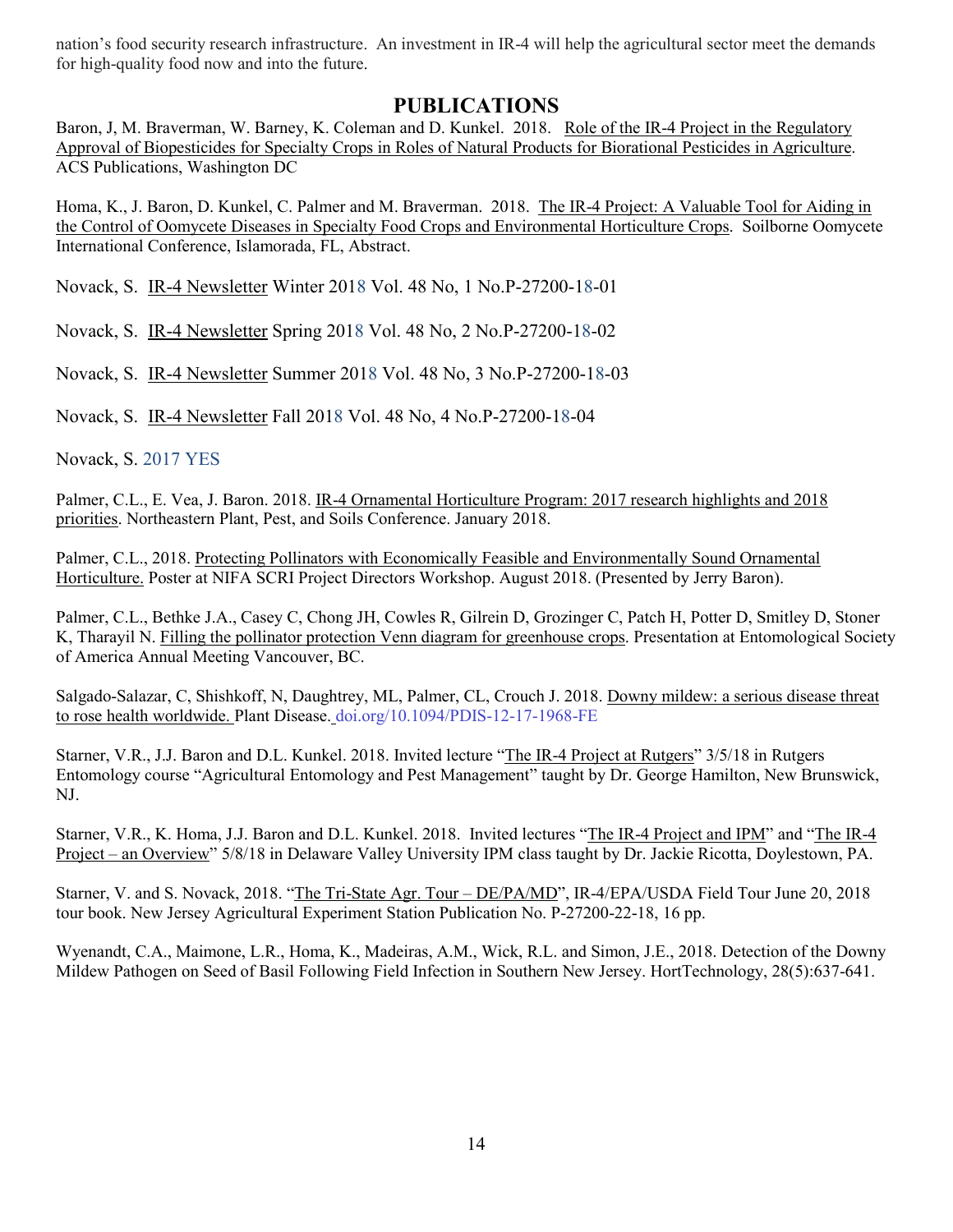nation's food security research infrastructure. An investment in IR-4 will help the agricultural sector meet the demands for high-quality food now and into the future.

## PUBLICATIONS

Baron, J, M. Braverman, W. Barney, K. Coleman and D. Kunkel. 2018. Role of the IR-4 Project in the Regulatory Approval of Biopesticides for Specialty Crops in Roles of Natural Products for Biorational Pesticides in Agriculture. ACS Publications, Washington DC

Homa, K., J. Baron, D. Kunkel, C. Palmer and M. Braverman. 2018. The IR-4 Project: A Valuable Tool for Aiding in the Control of Oomycete Diseases in Specialty Food Crops and Environmental Horticulture Crops. Soilborne Oomycete International Conference, Islamorada, FL, Abstract.

Novack, S. IR-4 Newsletter Winter 2018 Vol. 48 No, 1 No.P-27200-18-01

Novack, S. IR-4 Newsletter Spring 2018 Vol. 48 No, 2 No.P-27200-18-02

Novack, S. IR-4 Newsletter Summer 2018 Vol. 48 No, 3 No.P-27200-18-03

Novack, S. IR-4 Newsletter Fall 2018 Vol. 48 No, 4 No.P-27200-18-04

Novack, S. 2017 YES

Palmer, C.L., E. Vea, J. Baron. 2018. IR-4 Ornamental Horticulture Program: 2017 research highlights and 2018 priorities. Northeastern Plant, Pest, and Soils Conference. January 2018.

Palmer, C.L., 2018. Protecting Pollinators with Economically Feasible and Environmentally Sound Ornamental Horticulture. Poster at NIFA SCRI Project Directors Workshop. August 2018. (Presented by Jerry Baron).

Palmer, C.L., Bethke J.A., Casey C, Chong JH, Cowles R, Gilrein D, Grozinger C, Patch H, Potter D, Smitley D, Stoner K, Tharayil N. Filling the pollinator protection Venn diagram for greenhouse crops. Presentation at Entomological Society of America Annual Meeting Vancouver, BC.

Salgado-Salazar, C, Shishkoff, N, Daughtrey, ML, Palmer, CL, Crouch J. 2018. Downy mildew: a serious disease threat to rose health worldwide. Plant Disease. doi.org/10.1094/PDIS-12-17-1968-FE

Starner, V.R., J.J. Baron and D.L. Kunkel. 2018. Invited lecture "The IR-4 Project at Rutgers" 3/5/18 in Rutgers Entomology course "Agricultural Entomology and Pest Management" taught by Dr. George Hamilton, New Brunswick, NJ.

Starner, V.R., K. Homa, J.J. Baron and D.L. Kunkel. 2018. Invited lectures "The IR-4 Project and IPM" and "The IR-4 Project – an Overview" 5/8/18 in Delaware Valley University IPM class taught by Dr. Jackie Ricotta, Doylestown, PA.

Starner, V. and S. Novack, 2018. "The Tri-State Agr. Tour – DE/PA/MD", IR-4/EPA/USDA Field Tour June 20, 2018 tour book. New Jersey Agricultural Experiment Station Publication No. P-27200-22-18, 16 pp.

Wyenandt, C.A., Maimone, L.R., Homa, K., Madeiras, A.M., Wick, R.L. and Simon, J.E., 2018. Detection of the Downy Mildew Pathogen on Seed of Basil Following Field Infection in Southern New Jersey. HortTechnology, 28(5):637-641.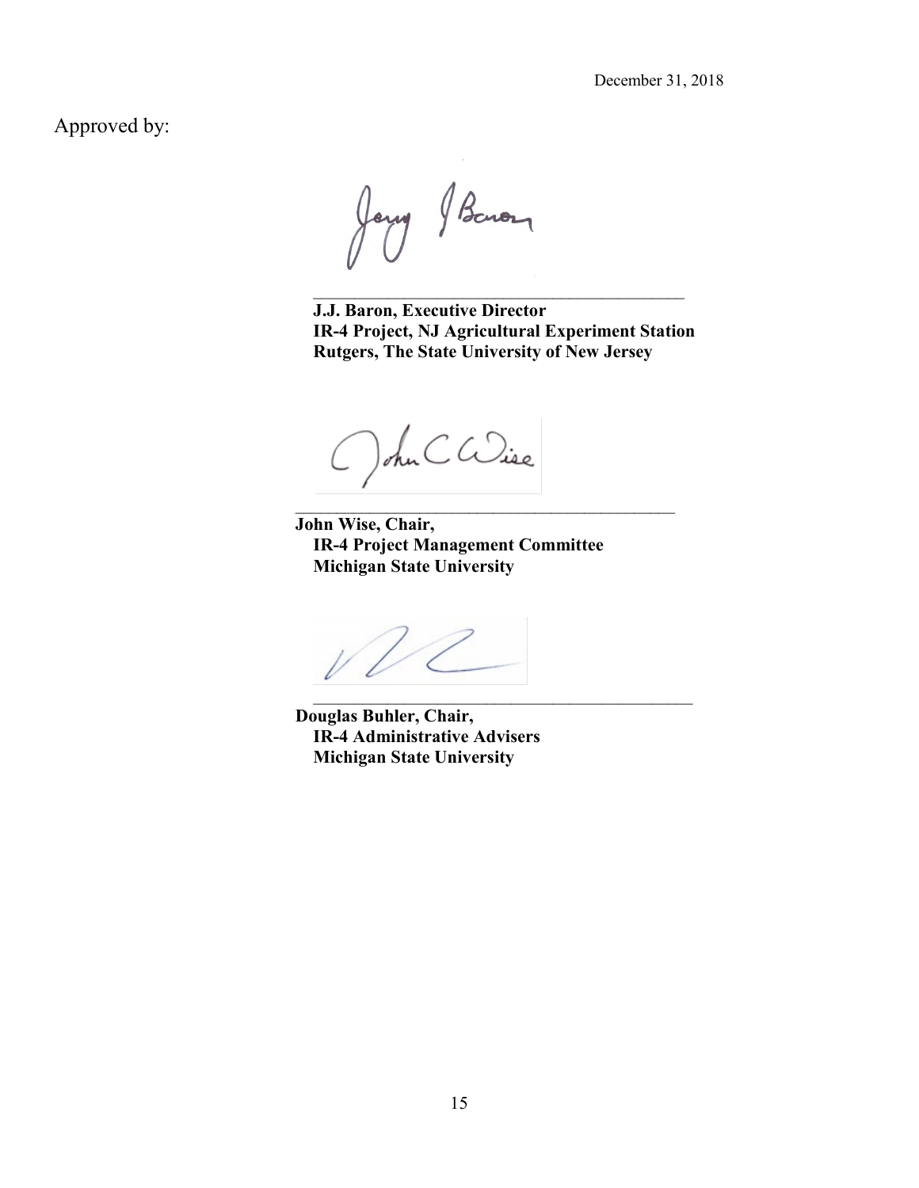December 31, 2018

Approved by:

\_\_\_\_\_\_\_\_\_\_\_\_\_\_\_\_\_\_\_\_\_\_\_\_\_\_\_\_\_\_\_\_\_\_\_\_\_\_\_\_\_\_\_\_

**J.J. Baron, Executive Director**
**IR-4 Project, NJ Agricultural Experiment Station**
**Rutgers, The State University of New Jersey**

\_\_\_\_\_\_\_\_\_\_\_\_\_\_\_\_\_\_\_\_\_\_\_\_\_\_\_\_\_\_\_\_\_\_\_\_\_\_\_\_\_\_\_\_

**John Wise, Chair,**
**IR-4 Project Management Committee**
**Michigan State University**

\_\_\_\_\_\_\_\_\_\_\_\_\_\_\_\_\_\_\_\_\_\_\_\_\_\_\_\_\_\_\_\_\_\_\_\_\_\_\_\_\_\_\_\_

**Douglas Buhler, Chair,**
**IR-4 Administrative Advisers**
**Michigan State University**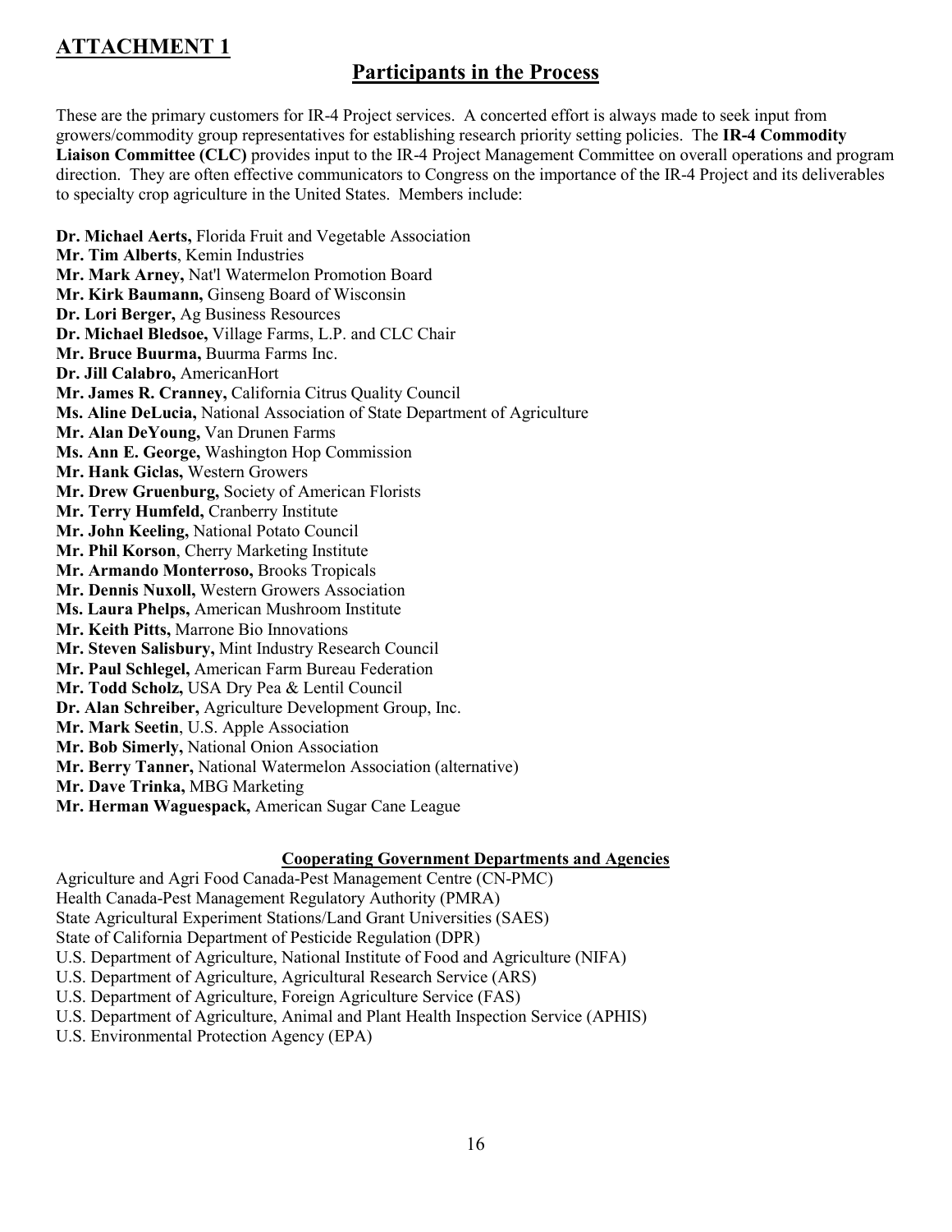## ATTACHMENT 1

## Participants in the Process

These are the primary customers for IR-4 Project services. A concerted effort is always made to seek input from growers/commodity group representatives for establishing research priority setting policies. The **IR-4 Commodity Liaison Committee (CLC)** provides input to the IR-4 Project Management Committee on overall operations and program direction. They are often effective communicators to Congress on the importance of the IR-4 Project and its deliverables to specialty crop agriculture in the United States. Members include:

**Dr. Michael Aerts,** Florida Fruit and Vegetable Association  
**Mr. Tim Alberts**, Kemin Industries  
**Mr. Mark Arney,** Nat'l Watermelon Promotion Board  
**Mr. Kirk Baumann,** Ginseng Board of Wisconsin  
**Dr. Lori Berger,** Ag Business Resources  
**Dr. Michael Bledsoe,** Village Farms, L.P. and CLC Chair  
**Mr. Bruce Buurma,** Buurma Farms Inc.  
**Dr. Jill Calabro,** AmericanHort  
**Mr. James R. Cranney,** California Citrus Quality Council  
**Ms. Aline DeLucia,** National Association of State Department of Agriculture  
**Mr. Alan DeYoung,** Van Drunen Farms  
**Ms. Ann E. George,** Washington Hop Commission  
**Mr. Hank Giclas,** Western Growers  
**Mr. Drew Gruenburg,** Society of American Florists  
**Mr. Terry Humfeld,** Cranberry Institute  
**Mr. John Keeling,** National Potato Council  
**Mr. Phil Korson**, Cherry Marketing Institute  
**Mr. Armando Monterroso,** Brooks Tropicals  
**Mr. Dennis Nuxoll,** Western Growers Association  
**Ms. Laura Phelps,** American Mushroom Institute  
**Mr. Keith Pitts,** Marrone Bio Innovations  
**Mr. Steven Salisbury,** Mint Industry Research Council  
**Mr. Paul Schlegel,** American Farm Bureau Federation  
**Mr. Todd Scholz,** USA Dry Pea & Lentil Council  
**Dr. Alan Schreiber,** Agriculture Development Group, Inc.  
**Mr. Mark Seetin**, U.S. Apple Association  
**Mr. Bob Simerly,** National Onion Association  
**Mr. Berry Tanner,** National Watermelon Association (alternative)  
**Mr. Dave Trinka,** MBG Marketing  
**Mr. Herman Waguespack,** American Sugar Cane League

### Cooperating Government Departments and Agencies

Agriculture and Agri Food Canada-Pest Management Centre (CN-PMC)  
Health Canada-Pest Management Regulatory Authority (PMRA)  
State Agricultural Experiment Stations/Land Grant Universities (SAES)  
State of California Department of Pesticide Regulation (DPR)  
U.S. Department of Agriculture, National Institute of Food and Agriculture (NIFA)  
U.S. Department of Agriculture, Agricultural Research Service (ARS)  
U.S. Department of Agriculture, Foreign Agriculture Service (FAS)  
U.S. Department of Agriculture, Animal and Plant Health Inspection Service (APHIS)  
U.S. Environmental Protection Agency (EPA)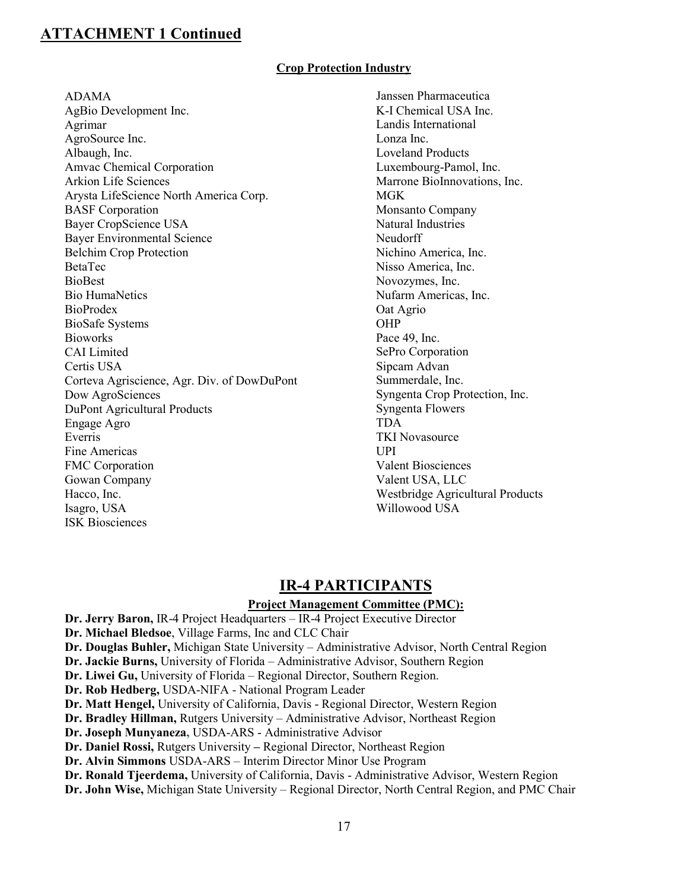## ATTACHMENT 1 Continued

### Crop Protection Industry

ADAMA
AgBio Development Inc.
Agrimar
AgroSource Inc.
Albaugh, Inc.
Amvac Chemical Corporation
Arkion Life Sciences
Arysta LifeScience North America Corp.
BASF Corporation
Bayer CropScience USA
Bayer Environmental Science
Belchim Crop Protection
BetaTec
BioBest
Bio HumaNetics
BioProdex
BioSafe Systems
Bioworks
CAI Limited
Certis USA
Corteva Agriscience, Agr. Div. of DowDuPont
Dow AgroSciences
DuPont Agricultural Products
Engage Agro
Everris
Fine Americas
FMC Corporation
Gowan Company
Hacco, Inc.
Isagro, USA
ISK Biosciences
Janssen Pharmaceutica
K-I Chemical USA Inc.
Landis International
Lonza Inc.
Loveland Products
Luxembourg-Pamol, Inc.
Marrone BioInnovations, Inc.
MGK
Monsanto Company
Natural Industries
Neudorff
Nichino America, Inc.
Nisso America, Inc.
Novozymes, Inc.
Nufarm Americas, Inc.
Oat Agrio
OHP
Pace 49, Inc.
SePro Corporation
Sipcam Advan
Summerdale, Inc.
Syngenta Crop Protection, Inc.
Syngenta Flowers
TDA
TKI Novasource
UPI
Valent Biosciences
Valent USA, LLC
Westbridge Agricultural Products
Willowood USA

## IR-4 PARTICIPANTS

### Project Management Committee (PMC):

**Dr. Jerry Baron,** IR-4 Project Headquarters – IR-4 Project Executive Director
**Dr. Michael Bledsoe**, Village Farms, Inc and CLC Chair
**Dr. Douglas Buhler,** Michigan State University – Administrative Advisor, North Central Region
**Dr. Jackie Burns,** University of Florida – Administrative Advisor, Southern Region
**Dr. Liwei Gu,** University of Florida – Regional Director, Southern Region.
**Dr. Rob Hedberg,** USDA-NIFA - National Program Leader
**Dr. Matt Hengel,** University of California, Davis - Regional Director, Western Region
**Dr. Bradley Hillman,** Rutgers University – Administrative Advisor, Northeast Region
**Dr. Joseph Munyaneza**, USDA-ARS - Administrative Advisor
**Dr. Daniel Rossi,** Rutgers University **–** Regional Director, Northeast Region
**Dr. Alvin Simmons** USDA-ARS – Interim Director Minor Use Program
**Dr. Ronald Tjeerdema,** University of California, Davis - Administrative Advisor, Western Region
**Dr. John Wise,** Michigan State University – Regional Director, North Central Region, and PMC Chair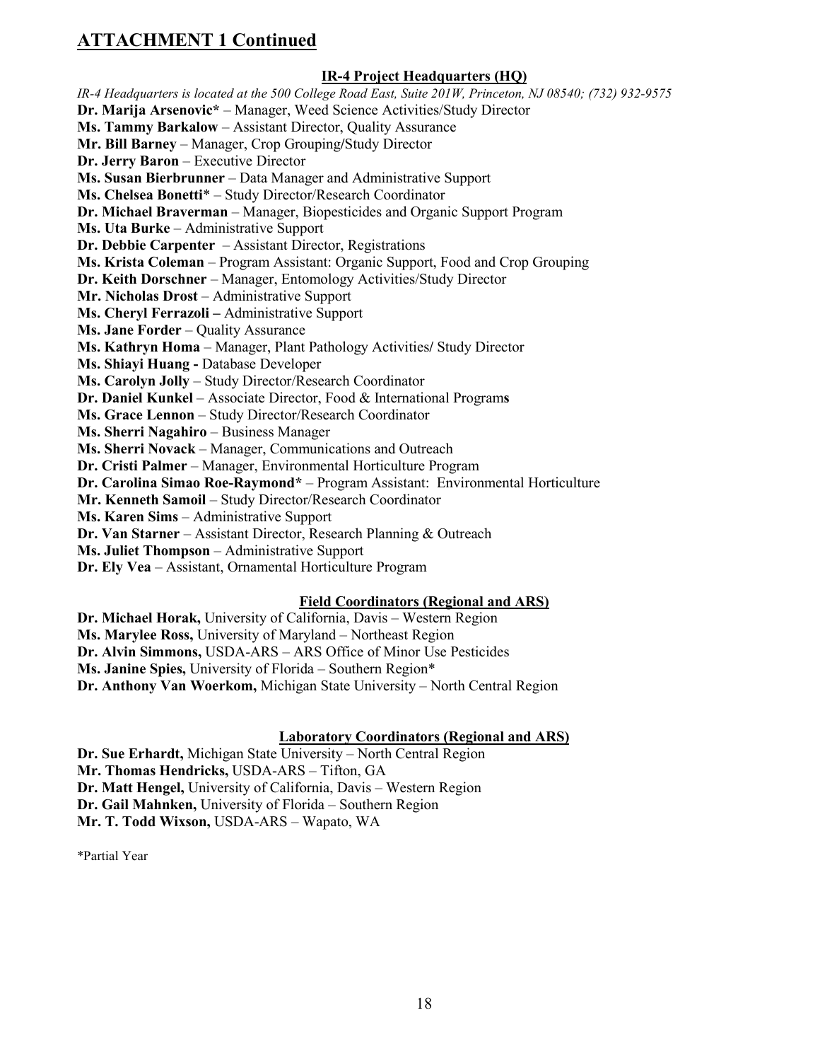## ATTACHMENT 1 Continued

### IR-4 Project Headquarters (HQ)

*IR-4 Headquarters is located at the 500 College Road East, Suite 201W, Princeton, NJ 08540; (732) 932-9575*

**Dr. Marija Arsenovic*** – Manager, Weed Science Activities/Study Director
**Ms. Tammy Barkalow** – Assistant Director, Quality Assurance
**Mr. Bill Barney** – Manager, Crop Grouping/Study Director
**Dr. Jerry Baron** – Executive Director
**Ms. Susan Bierbrunner** – Data Manager and Administrative Support
**Ms. Chelsea Bonetti*** – Study Director/Research Coordinator
**Dr. Michael Braverman** – Manager, Biopesticides and Organic Support Program
**Ms. Uta Burke** – Administrative Support
**Dr. Debbie Carpenter** – Assistant Director, Registrations
**Ms. Krista Coleman** – Program Assistant: Organic Support, Food and Crop Grouping
**Dr. Keith Dorschner** – Manager, Entomology Activities/Study Director
**Mr. Nicholas Drost** – Administrative Support
**Ms. Cheryl Ferrazoli –** Administrative Support
**Ms. Jane Forder** – Quality Assurance
**Ms. Kathryn Homa** – Manager, Plant Pathology Activities/ Study Director
**Ms. Shiayi Huang -** Database Developer
**Ms. Carolyn Jolly** – Study Director/Research Coordinator
**Dr. Daniel Kunkel** – Associate Director, Food & International Programs
**Ms. Grace Lennon** – Study Director/Research Coordinator
**Ms. Sherri Nagahiro** – Business Manager
**Ms. Sherri Novack** – Manager, Communications and Outreach
**Dr. Cristi Palmer** – Manager, Environmental Horticulture Program
**Dr. Carolina Simao Roe-Raymond*** – Program Assistant: Environmental Horticulture
**Mr. Kenneth Samoil** – Study Director/Research Coordinator
**Ms. Karen Sims** – Administrative Support
**Dr. Van Starner** – Assistant Director, Research Planning & Outreach
**Ms. Juliet Thompson** – Administrative Support
**Dr. Ely Vea** – Assistant, Ornamental Horticulture Program

### Field Coordinators (Regional and ARS)

**Dr. Michael Horak,** University of California, Davis – Western Region
**Ms. Marylee Ross,** University of Maryland – Northeast Region
**Dr. Alvin Simmons,** USDA-ARS – ARS Office of Minor Use Pesticides
**Ms. Janine Spies,** University of Florida – Southern Region*
**Dr. Anthony Van Woerkom,** Michigan State University – North Central Region

### Laboratory Coordinators (Regional and ARS)

**Dr. Sue Erhardt,** Michigan State University – North Central Region
**Mr. Thomas Hendricks,** USDA-ARS – Tifton, GA
**Dr. Matt Hengel,** University of California, Davis – Western Region
**Dr. Gail Mahnken,** University of Florida – Southern Region
**Mr. T. Todd Wixson,** USDA-ARS – Wapato, WA

*Partial Year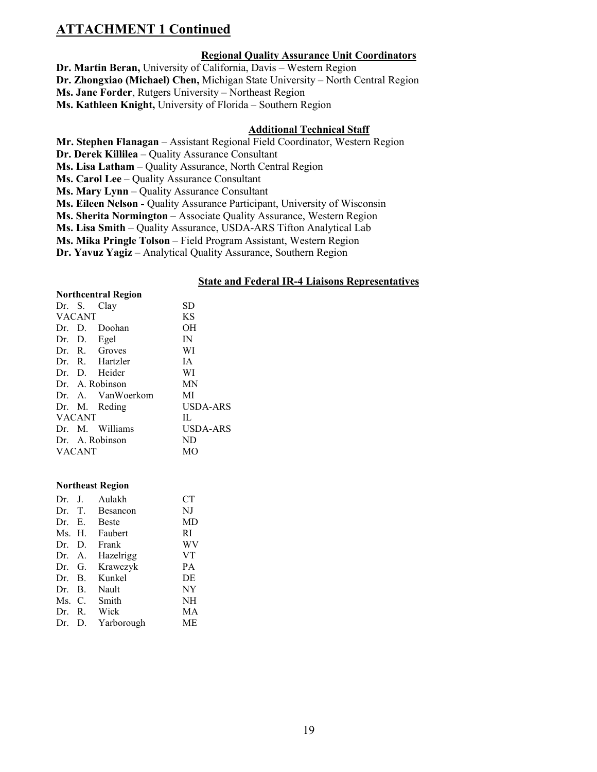## ATTACHMENT 1 Continued

**Regional Quality Assurance Unit Coordinators**

**Dr. Martin Beran,** University of California, Davis – Western Region
**Dr. Zhongxiao (Michael) Chen,** Michigan State University – North Central Region
**Ms. Jane Forder**, Rutgers University – Northeast Region
**Ms. Kathleen Knight,** University of Florida – Southern Region

**Additional Technical Staff**

**Mr. Stephen Flanagan** – Assistant Regional Field Coordinator, Western Region
**Dr. Derek Killilea** – Quality Assurance Consultant
**Ms. Lisa Latham** – Quality Assurance, North Central Region
**Ms. Carol Lee** – Quality Assurance Consultant
**Ms. Mary Lynn** – Quality Assurance Consultant
**Ms. Eileen Nelson -** Quality Assurance Participant, University of Wisconsin
**Ms. Sherita Normington –** Associate Quality Assurance, Western Region
**Ms. Lisa Smith** – Quality Assurance, USDA-ARS Tifton Analytical Lab
**Ms. Mika Pringle Tolson** – Field Program Assistant, Western Region
**Dr. Yavuz Yagiz** – Analytical Quality Assurance, Southern Region

**State and Federal IR-4 Liaisons Representatives**

**Northcentral Region**

| Name | State |
|---|---|
| Dr. S. Clay | SD |
| VACANT | KS |
| Dr. D. Doohan | OH |
| Dr. D. Egel | IN |
| Dr. R. Groves | WI |
| Dr. R. Hartzler | IA |
| Dr. D. Heider | WI |
| Dr. A. Robinson | MN |
| Dr. A. VanWoerkom | MI |
| Dr. M. Reding | USDA-ARS |
| VACANT | IL |
| Dr. M. Williams | USDA-ARS |
| Dr. A. Robinson | ND |
| VACANT | MO |

**Northeast Region**

| Name | State |
|---|---|
| Dr. J. Aulakh | CT |
| Dr. T. Besancon | NJ |
| Dr. E. Beste | MD |
| Ms. H. Faubert | RI |
| Dr. D. Frank | WV |
| Dr. A. Hazelrigg | VT |
| Dr. G. Krawczyk | PA |
| Dr. B. Kunkel | DE |
| Dr. B. Nault | NY |
| Ms. C. Smith | NH |
| Dr. R. Wick | MA |
| Dr. D. Yarborough | ME |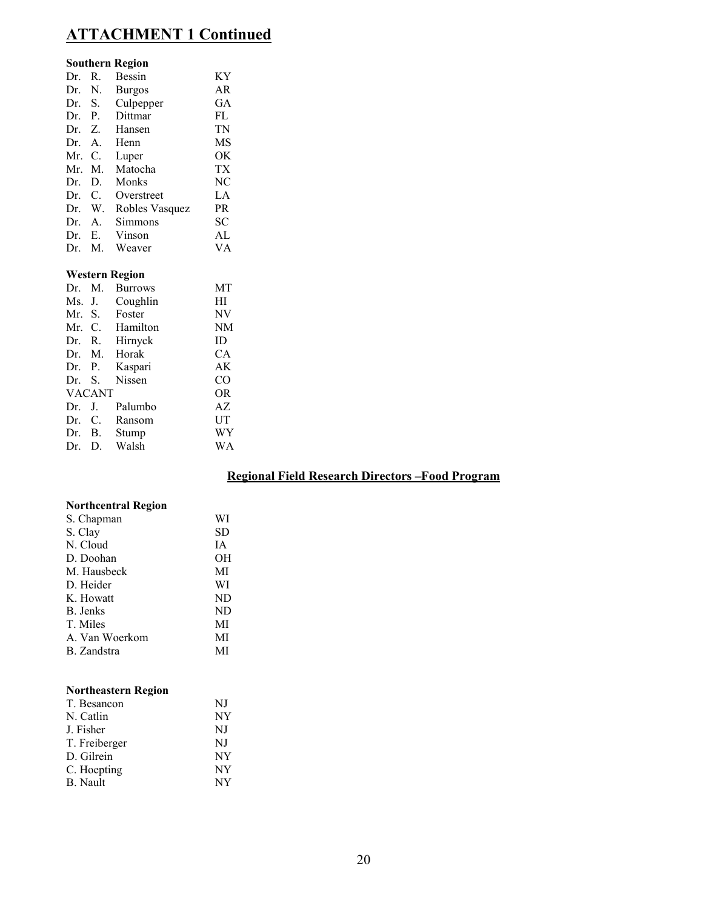# ATTACHMENT 1 Continued

**Southern Region**

| | | | |
|---|---|---|---|
| Dr. | R. | Bessin | KY |
| Dr. | N. | Burgos | AR |
| Dr. | S. | Culpepper | GA |
| Dr. | P. | Dittmar | FL |
| Dr. | Z. | Hansen | TN |
| Dr. | A. | Henn | MS |
| Mr. | C. | Luper | OK |
| Mr. | M. | Matocha | TX |
| Dr. | D. | Monks | NC |
| Dr. | C. | Overstreet | LA |
| Dr. | W. | Robles Vasquez | PR |
| Dr. | A. | Simmons | SC |
| Dr. | E. | Vinson | AL |
| Dr. | M. | Weaver | VA |

**Western Region**

| | | | |
|---|---|---|---|
| Dr. | M. | Burrows | MT |
| Ms. | J. | Coughlin | HI |
| Mr. | S. | Foster | NV |
| Mr. | C. | Hamilton | NM |
| Dr. | R. | Hirnyck | ID |
| Dr. | M. | Horak | CA |
| Dr. | P. | Kaspari | AK |
| Dr. | S. | Nissen | CO |
| VACANT | | | OR |
| Dr. | J. | Palumbo | AZ |
| Dr. | C. | Ransom | UT |
| Dr. | B. | Stump | WY |
| Dr. | D. | Walsh | WA |

## Regional Field Research Directors –Food Program

**Northcentral Region**

| | |
|---|---|
| S. Chapman | WI |
| S. Clay | SD |
| N. Cloud | IA |
| D. Doohan | OH |
| M. Hausbeck | MI |
| D. Heider | WI |
| K. Howatt | ND |
| B. Jenks | ND |
| T. Miles | MI |
| A. Van Woerkom | MI |
| B. Zandstra | MI |

**Northeastern Region**

| | |
|---|---|
| T. Besancon | NJ |
| N. Catlin | NY |
| J. Fisher | NJ |
| T. Freiberger | NJ |
| D. Gilrein | NY |
| C. Hoepting | NY |
| B. Nault | NY |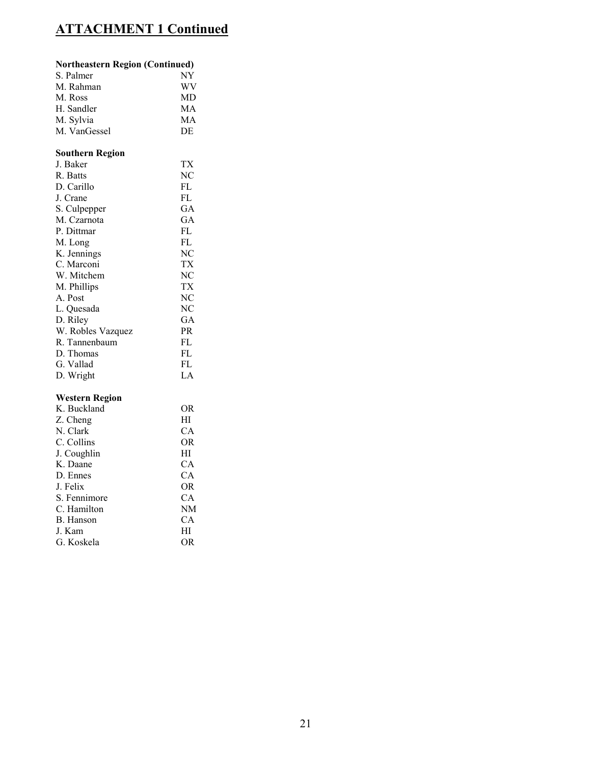## ATTACHMENT 1 Continued

**Northeastern Region (Continued)**

| | |
|---|---|
| S. Palmer | NY |
| M. Rahman | WV |
| M. Ross | MD |
| H. Sandler | MA |
| M. Sylvia | MA |
| M. VanGessel | DE |

**Southern Region**

| | |
|---|---|
| J. Baker | TX |
| R. Batts | NC |
| D. Carillo | FL |
| J. Crane | FL |
| S. Culpepper | GA |
| M. Czarnota | GA |
| P. Dittmar | FL |
| M. Long | FL |
| K. Jennings | NC |
| C. Marconi | TX |
| W. Mitchem | NC |
| M. Phillips | TX |
| A. Post | NC |
| L. Quesada | NC |
| D. Riley | GA |
| W. Robles Vazquez | PR |
| R. Tannenbaum | FL |
| D. Thomas | FL |
| G. Vallad | FL |
| D. Wright | LA |

**Western Region**

| | |
|---|---|
| K. Buckland | OR |
| Z. Cheng | HI |
| N. Clark | CA |
| C. Collins | OR |
| J. Coughlin | HI |
| K. Daane | CA |
| D. Ennes | CA |
| J. Felix | OR |
| S. Fennimore | CA |
| C. Hamilton | NM |
| B. Hanson | CA |
| J. Kam | HI |
| G. Koskela | OR |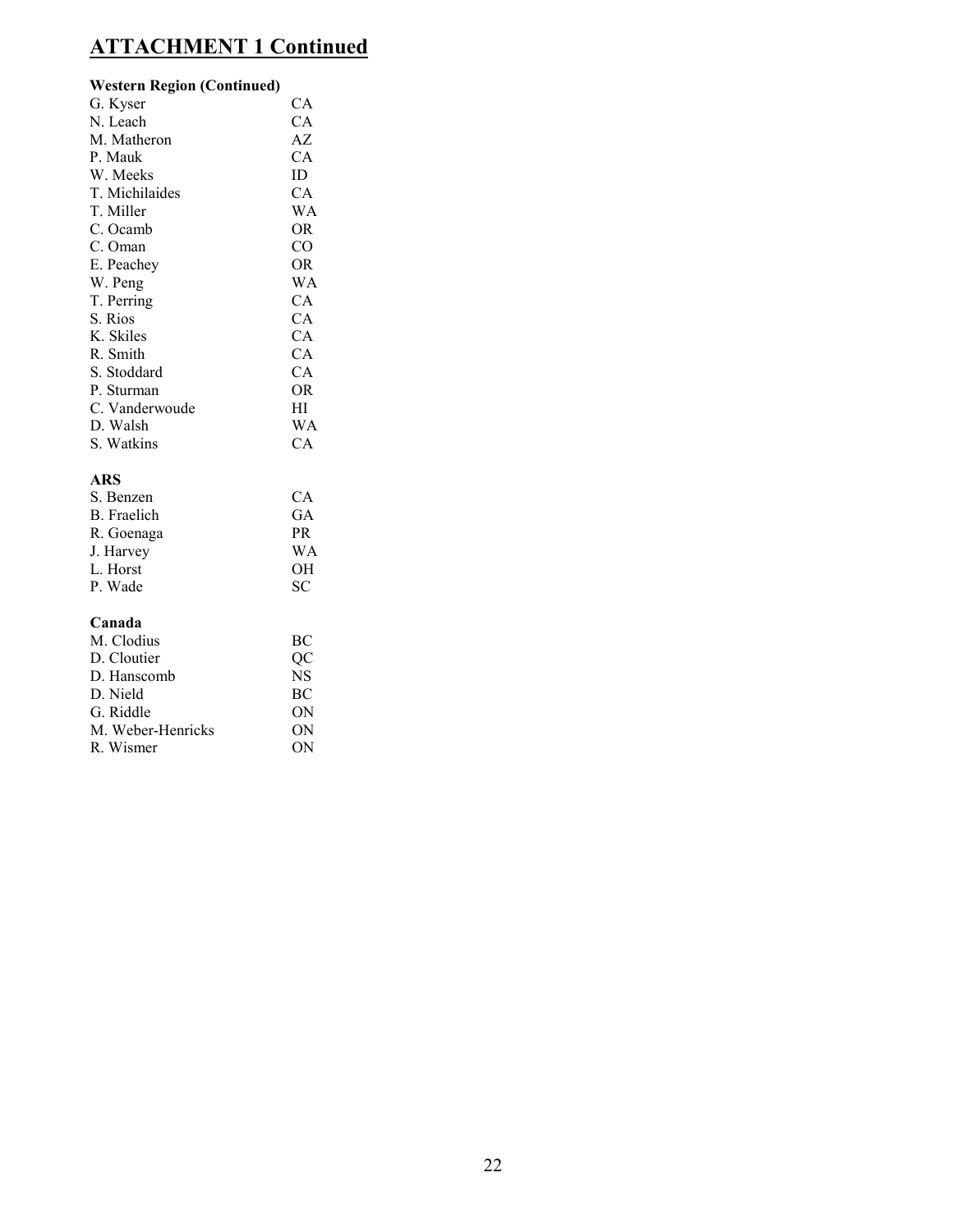## ATTACHMENT 1 Continued

**Western Region (Continued)**

| | |
|---|---|
| G. Kyser | CA |
| N. Leach | CA |
| M. Matheron | AZ |
| P. Mauk | CA |
| W. Meeks | ID |
| T. Michilaides | CA |
| T. Miller | WA |
| C. Ocamb | OR |
| C. Oman | CO |
| E. Peachey | OR |
| W. Peng | WA |
| T. Perring | CA |
| S. Rios | CA |
| K. Skiles | CA |
| R. Smith | CA |
| S. Stoddard | CA |
| P. Sturman | OR |
| C. Vanderwoude | HI |
| D. Walsh | WA |
| S. Watkins | CA |

**ARS**

| | |
|---|---|
| S. Benzen | CA |
| B. Fraelich | GA |
| R. Goenaga | PR |
| J. Harvey | WA |
| L. Horst | OH |
| P. Wade | SC |

**Canada**

| | |
|---|---|
| M. Clodius | BC |
| D. Cloutier | QC |
| D. Hanscomb | NS |
| D. Nield | BC |
| G. Riddle | ON |
| M. Weber-Henricks | ON |
| R. Wismer | ON |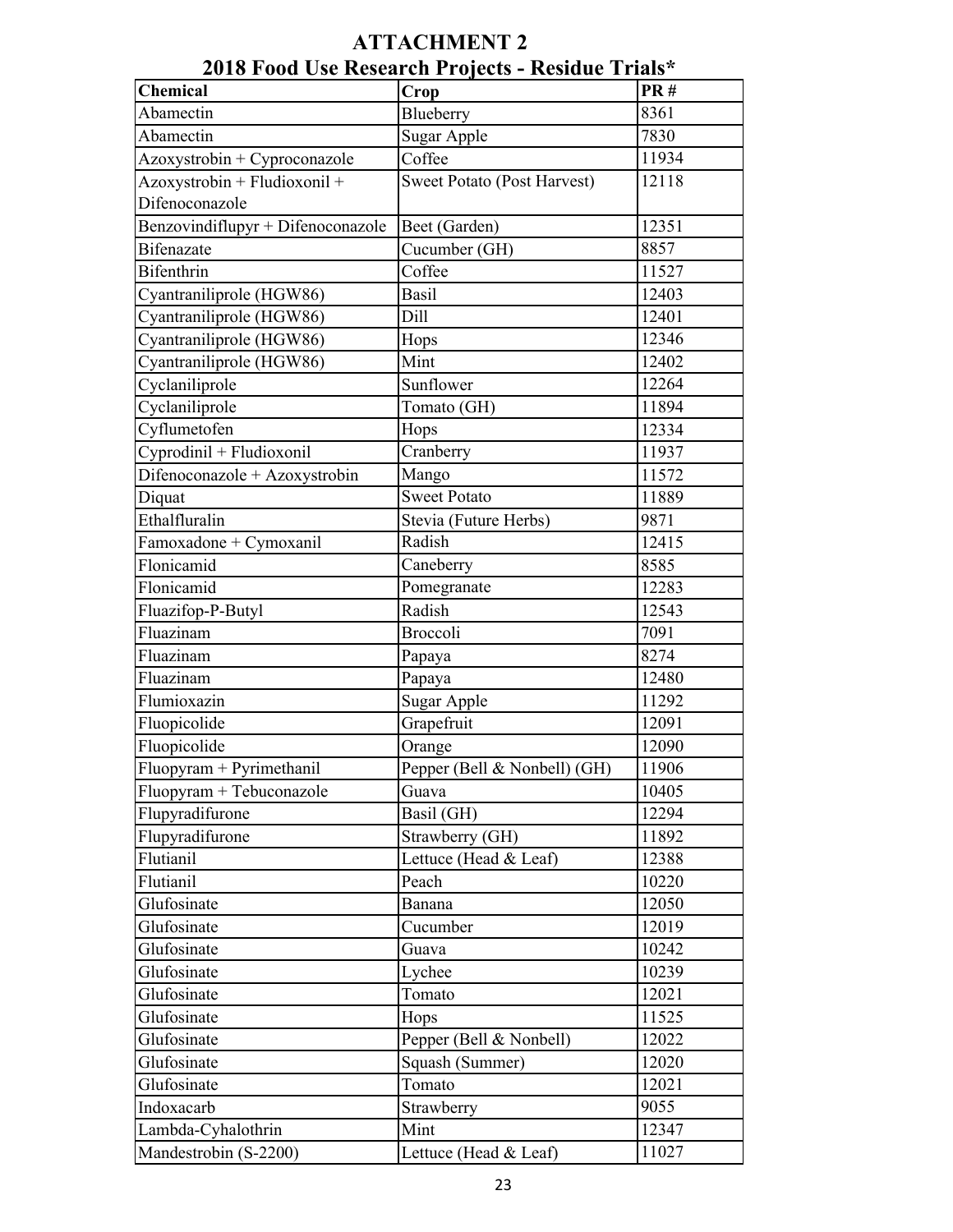# ATTACHMENT 2

## 2018 Food Use Research Projects - Residue Trials*

| Chemical | Crop | PR # |
|---|---|---|
| Abamectin | Blueberry | 8361 |
| Abamectin | Sugar Apple | 7830 |
| Azoxystrobin + Cyproconazole | Coffee | 11934 |
| Azoxystrobin + Fludioxonil + Difenoconazole | Sweet Potato (Post Harvest) | 12118 |
| Benzovindiflupyr + Difenoconazole | Beet (Garden) | 12351 |
| Bifenazate | Cucumber (GH) | 8857 |
| Bifenthrin | Coffee | 11527 |
| Cyantraniliprole (HGW86) | Basil | 12403 |
| Cyantraniliprole (HGW86) | Dill | 12401 |
| Cyantraniliprole (HGW86) | Hops | 12346 |
| Cyantraniliprole (HGW86) | Mint | 12402 |
| Cyclaniliprole | Sunflower | 12264 |
| Cyclaniliprole | Tomato (GH) | 11894 |
| Cyflumetofen | Hops | 12334 |
| Cyprodinil + Fludioxonil | Cranberry | 11937 |
| Difenoconazole + Azoxystrobin | Mango | 11572 |
| Diquat | Sweet Potato | 11889 |
| Ethalfluralin | Stevia (Future Herbs) | 9871 |
| Famoxadone + Cymoxanil | Radish | 12415 |
| Flonicamid | Caneberry | 8585 |
| Flonicamid | Pomegranate | 12283 |
| Fluazifop-P-Butyl | Radish | 12543 |
| Fluazinam | Broccoli | 7091 |
| Fluazinam | Papaya | 8274 |
| Fluazinam | Papaya | 12480 |
| Flumioxazin | Sugar Apple | 11292 |
| Fluopicolide | Grapefruit | 12091 |
| Fluopicolide | Orange | 12090 |
| Fluopyram + Pyrimethanil | Pepper (Bell & Nonbell) (GH) | 11906 |
| Fluopyram + Tebuconazole | Guava | 10405 |
| Flupyradifurone | Basil (GH) | 12294 |
| Flupyradifurone | Strawberry (GH) | 11892 |
| Flutianil | Lettuce (Head & Leaf) | 12388 |
| Flutianil | Peach | 10220 |
| Glufosinate | Banana | 12050 |
| Glufosinate | Cucumber | 12019 |
| Glufosinate | Guava | 10242 |
| Glufosinate | Lychee | 10239 |
| Glufosinate | Tomato | 12021 |
| Glufosinate | Hops | 11525 |
| Glufosinate | Pepper (Bell & Nonbell) | 12022 |
| Glufosinate | Squash (Summer) | 12020 |
| Glufosinate | Tomato | 12021 |
| Indoxacarb | Strawberry | 9055 |
| Lambda-Cyhalothrin | Mint | 12347 |
| Mandestrobin (S-2200) | Lettuce (Head & Leaf) | 11027 |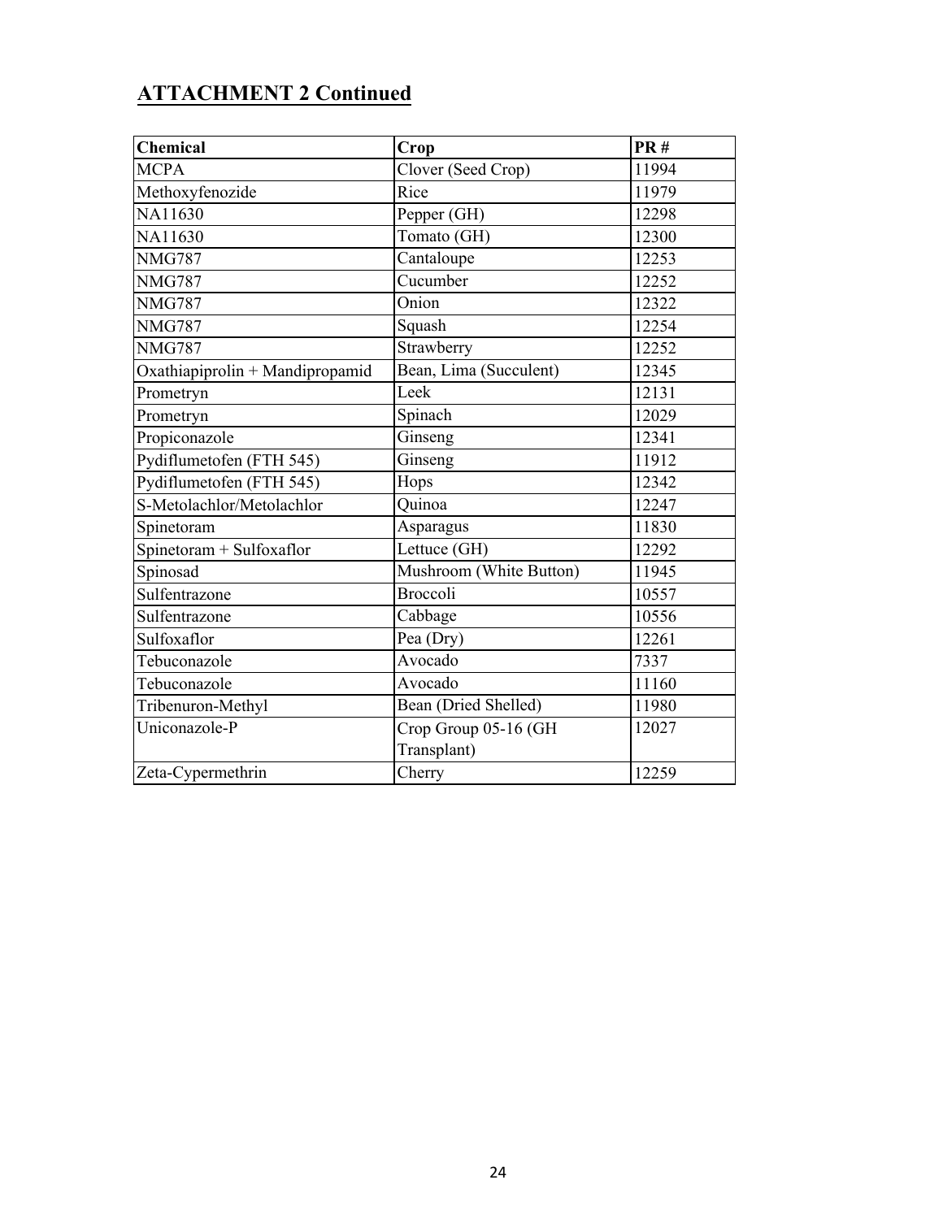## ATTACHMENT 2 Continued

| Chemical | Crop | PR # |
|---|---|---|
| MCPA | Clover (Seed Crop) | 11994 |
| Methoxyfenozide | Rice | 11979 |
| NA11630 | Pepper (GH) | 12298 |
| NA11630 | Tomato (GH) | 12300 |
| NMG787 | Cantaloupe | 12253 |
| NMG787 | Cucumber | 12252 |
| NMG787 | Onion | 12322 |
| NMG787 | Squash | 12254 |
| NMG787 | Strawberry | 12252 |
| Oxathiapiprolin + Mandipropamid | Bean, Lima (Succulent) | 12345 |
| Prometryn | Leek | 12131 |
| Prometryn | Spinach | 12029 |
| Propiconazole | Ginseng | 12341 |
| Pydiflumetofen (FTH 545) | Ginseng | 11912 |
| Pydiflumetofen (FTH 545) | Hops | 12342 |
| S-Metolachlor/Metolachlor | Quinoa | 12247 |
| Spinetoram | Asparagus | 11830 |
| Spinetoram + Sulfoxaflor | Lettuce (GH) | 12292 |
| Spinosad | Mushroom (White Button) | 11945 |
| Sulfentrazone | Broccoli | 10557 |
| Sulfentrazone | Cabbage | 10556 |
| Sulfoxaflor | Pea (Dry) | 12261 |
| Tebuconazole | Avocado | 7337 |
| Tebuconazole | Avocado | 11160 |
| Tribenuron-Methyl | Bean (Dried Shelled) | 11980 |
| Uniconazole-P | Crop Group 05-16 (GH Transplant) | 12027 |
| Zeta-Cypermethrin | Cherry | 12259 |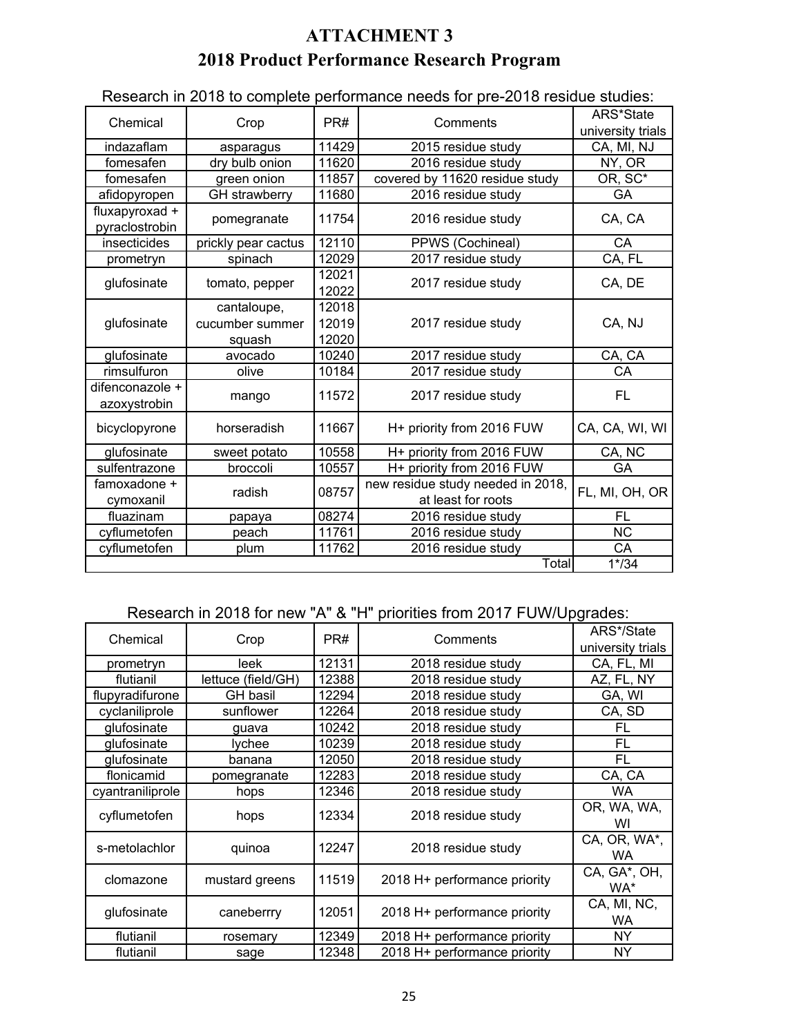# ATTACHMENT 3

## 2018 Product Performance Research Program

Research in 2018 to complete performance needs for pre-2018 residue studies:

| Chemical | Crop | PR# | Comments | ARS*State university trials |
|---|---|---|---|---|
| indazaflam | asparagus | 11429 | 2015 residue study | CA, MI, NJ |
| fomesafen | dry bulb onion | 11620 | 2016 residue study | NY, OR |
| fomesafen | green onion | 11857 | covered by 11620 residue study | OR, SC* |
| afidopyropen | GH strawberry | 11680 | 2016 residue study | GA |
| fluxapyroxad + pyraclostrobin | pomegranate | 11754 | 2016 residue study | CA, CA |
| insecticides | prickly pear cactus | 12110 | PPWS (Cochineal) | CA |
| prometryn | spinach | 12029 | 2017 residue study | CA, FL |
| glufosinate | tomato, pepper | 12021 12022 | 2017 residue study | CA, DE |
| glufosinate | cantaloupe, cucumber summer squash | 12018 12019 12020 | 2017 residue study | CA, NJ |
| glufosinate | avocado | 10240 | 2017 residue study | CA, CA |
| rimsulfuron | olive | 10184 | 2017 residue study | CA |
| difenconazole + azoxystrobin | mango | 11572 | 2017 residue study | FL |
| bicyclopyrone | horseradish | 11667 | H+ priority from 2016 FUW | CA, CA, WI, WI |
| glufosinate | sweet potato | 10558 | H+ priority from 2016 FUW | CA, NC |
| sulfentrazone | broccoli | 10557 | H+ priority from 2016 FUW | GA |
| famoxadone + cymoxanil | radish | 08757 | new residue study needed in 2018, at least for roots | FL, MI, OH, OR |
| fluazinam | papaya | 08274 | 2016 residue study | FL |
| cyflumetofen | peach | 11761 | 2016 residue study | NC |
| cyflumetofen | plum | 11762 | 2016 residue study | CA |
| | | | Total | 1*/34 |

Research in 2018 for new "A" & "H" priorities from 2017 FUW/Upgrades:

| Chemical | Crop | PR# | Comments | ARS*/State university trials |
|---|---|---|---|---|
| prometryn | leek | 12131 | 2018 residue study | CA, FL, MI |
| flutianil | lettuce (field/GH) | 12388 | 2018 residue study | AZ, FL, NY |
| flupyradifurone | GH basil | 12294 | 2018 residue study | GA, WI |
| cyclaniliprole | sunflower | 12264 | 2018 residue study | CA, SD |
| glufosinate | guava | 10242 | 2018 residue study | FL |
| glufosinate | lychee | 10239 | 2018 residue study | FL |
| glufosinate | banana | 12050 | 2018 residue study | FL |
| flonicamid | pomegranate | 12283 | 2018 residue study | CA, CA |
| cyantraniliprole | hops | 12346 | 2018 residue study | WA |
| cyflumetofen | hops | 12334 | 2018 residue study | OR, WA, WA, WI |
| s-metolachlor | quinoa | 12247 | 2018 residue study | CA, OR, WA*, WA |
| clomazone | mustard greens | 11519 | 2018 H+ performance priority | CA, GA*, OH, WA* |
| glufosinate | caneberrry | 12051 | 2018 H+ performance priority | CA, MI, NC, WA |
| flutianil | rosemary | 12349 | 2018 H+ performance priority | NY |
| flutianil | sage | 12348 | 2018 H+ performance priority | NY |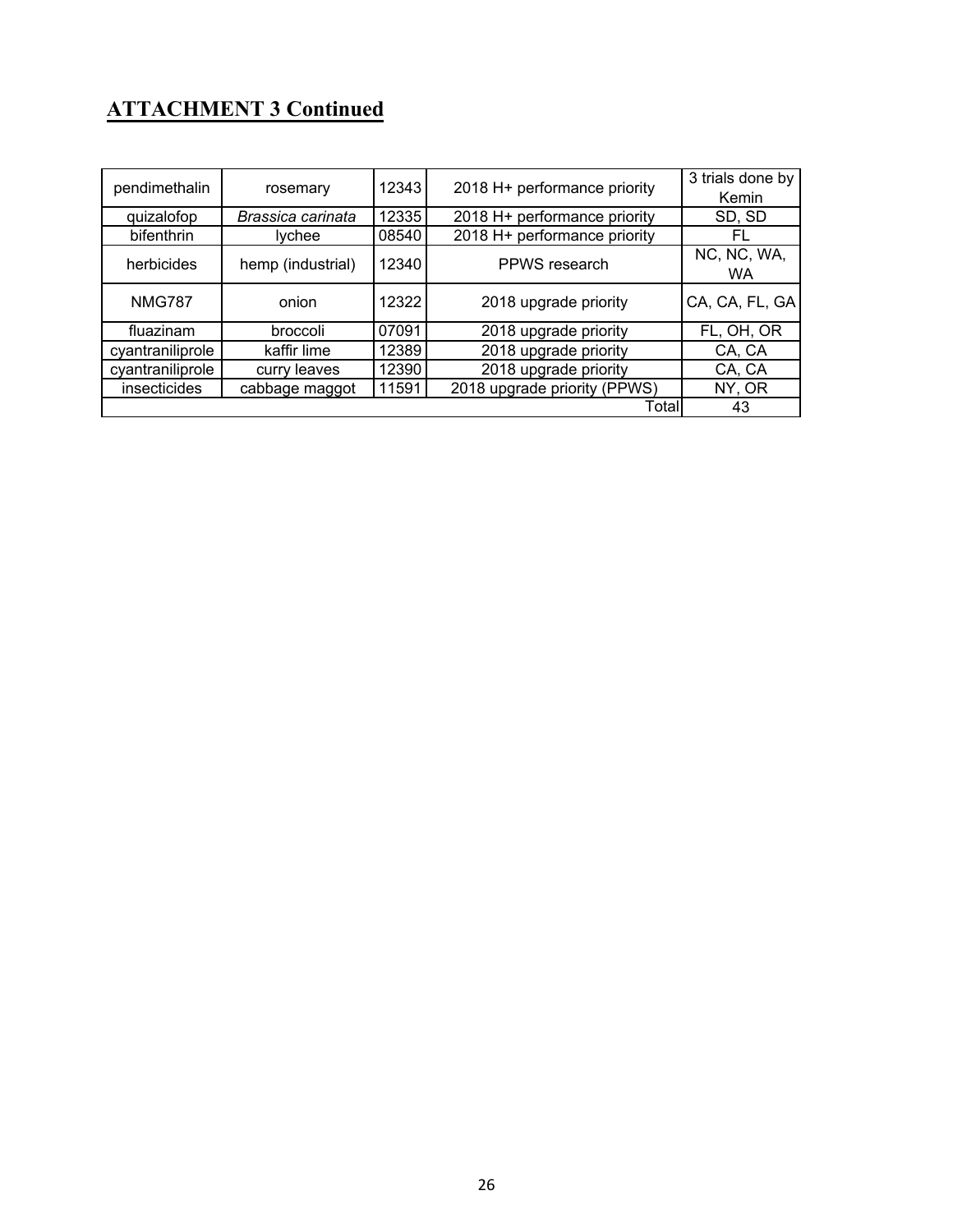## ATTACHMENT 3 Continued

| | | | | |
|---|---|---|---|---|
| pendimethalin | rosemary | 12343 | 2018 H+ performance priority | 3 trials done by Kemin |
| quizalofop | *Brassica carinata* | 12335 | 2018 H+ performance priority | SD, SD |
| bifenthrin | lychee | 08540 | 2018 H+ performance priority | FL |
| herbicides | hemp (industrial) | 12340 | PPWS research | NC, NC, WA, WA |
| NMG787 | onion | 12322 | 2018 upgrade priority | CA, CA, FL, GA |
| fluazinam | broccoli | 07091 | 2018 upgrade priority | FL, OH, OR |
| cyantraniliprole | kaffir lime | 12389 | 2018 upgrade priority | CA, CA |
| cyantraniliprole | curry leaves | 12390 | 2018 upgrade priority | CA, CA |
| insecticides | cabbage maggot | 11591 | 2018 upgrade priority (PPWS) | NY, OR |
| | | | Total | 43 |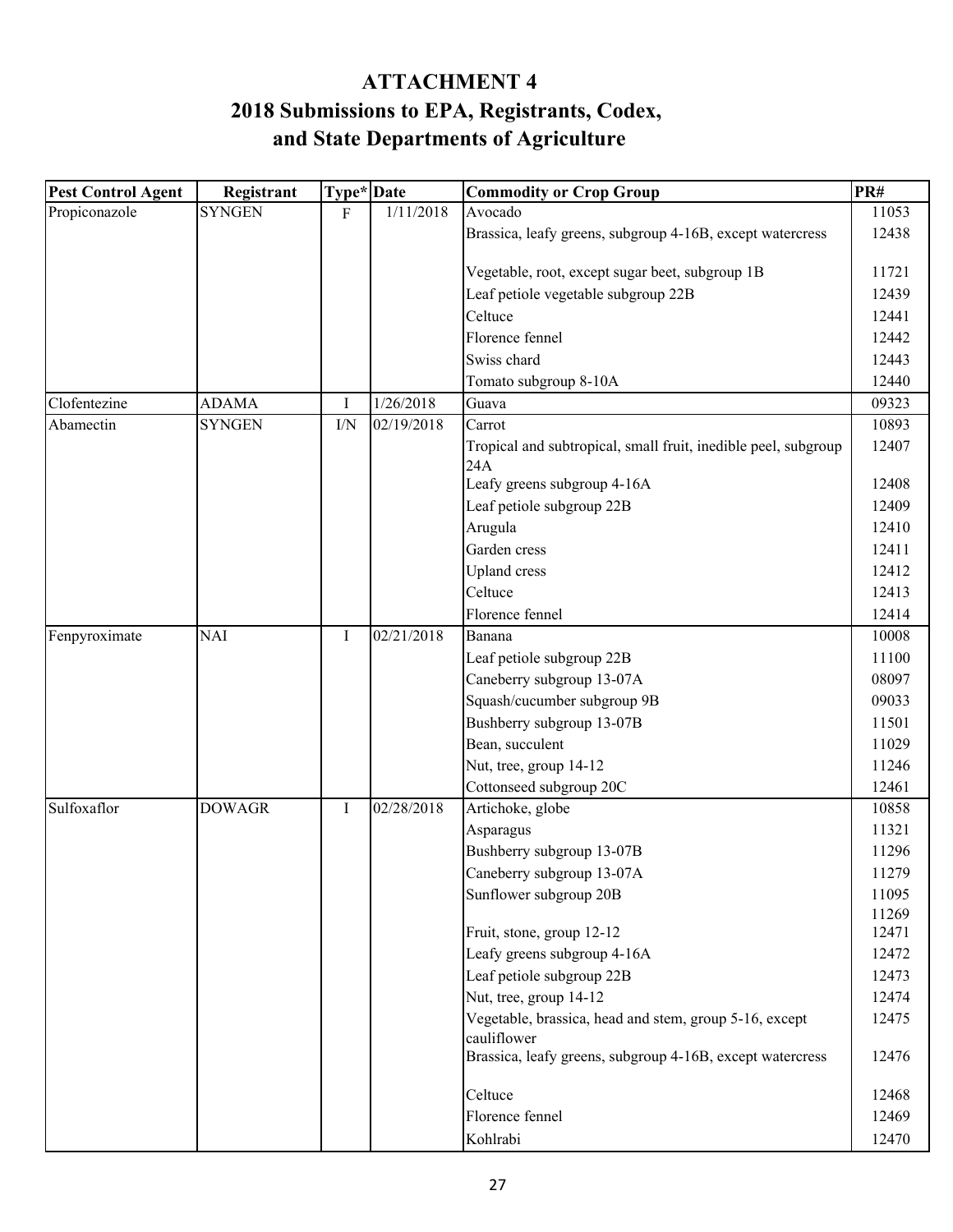# ATTACHMENT 4
## 2018 Submissions to EPA, Registrants, Codex, and State Departments of Agriculture

| Pest Control Agent | Registrant | Type* | Date | Commodity or Crop Group | PR# |
|---|---|---|---|---|---|
| Propiconazole | SYNGEN | F | 1/11/2018 | Avocado | 11053 |
| | | | | Brassica, leafy greens, subgroup 4-16B, except watercress | 12438 |
| | | | | Vegetable, root, except sugar beet, subgroup 1B | 11721 |
| | | | | Leaf petiole vegetable subgroup 22B | 12439 |
| | | | | Celtuce | 12441 |
| | | | | Florence fennel | 12442 |
| | | | | Swiss chard | 12443 |
| | | | | Tomato subgroup 8-10A | 12440 |
| Clofentezine | ADAMA | I | 1/26/2018 | Guava | 09323 |
| Abamectin | SYNGEN | I/N | 02/19/2018 | Carrot | 10893 |
| | | | | Tropical and subtropical, small fruit, inedible peel, subgroup 24A | 12407 |
| | | | | Leafy greens subgroup 4-16A | 12408 |
| | | | | Leaf petiole subgroup 22B | 12409 |
| | | | | Arugula | 12410 |
| | | | | Garden cress | 12411 |
| | | | | Upland cress | 12412 |
| | | | | Celtuce | 12413 |
| | | | | Florence fennel | 12414 |
| Fenpyroximate | NAI | I | 02/21/2018 | Banana | 10008 |
| | | | | Leaf petiole subgroup 22B | 11100 |
| | | | | Caneberry subgroup 13-07A | 08097 |
| | | | | Squash/cucumber subgroup 9B | 09033 |
| | | | | Bushberry subgroup 13-07B | 11501 |
| | | | | Bean, succulent | 11029 |
| | | | | Nut, tree, group 14-12 | 11246 |
| | | | | Cottonseed subgroup 20C | 12461 |
| Sulfoxaflor | DOWAGR | I | 02/28/2018 | Artichoke, globe | 10858 |
| | | | | Asparagus | 11321 |
| | | | | Bushberry subgroup 13-07B | 11296 |
| | | | | Caneberry subgroup 13-07A | 11279 |
| | | | | Sunflower subgroup 20B | 11095 |
| | | | | | 11269 |
| | | | | Fruit, stone, group 12-12 | 12471 |
| | | | | Leafy greens subgroup 4-16A | 12472 |
| | | | | Leaf petiole subgroup 22B | 12473 |
| | | | | Nut, tree, group 14-12 | 12474 |
| | | | | Vegetable, brassica, head and stem, group 5-16, except cauliflower | 12475 |
| | | | | Brassica, leafy greens, subgroup 4-16B, except watercress | 12476 |
| | | | | Celtuce | 12468 |
| | | | | Florence fennel | 12469 |
| | | | | Kohlrabi | 12470 |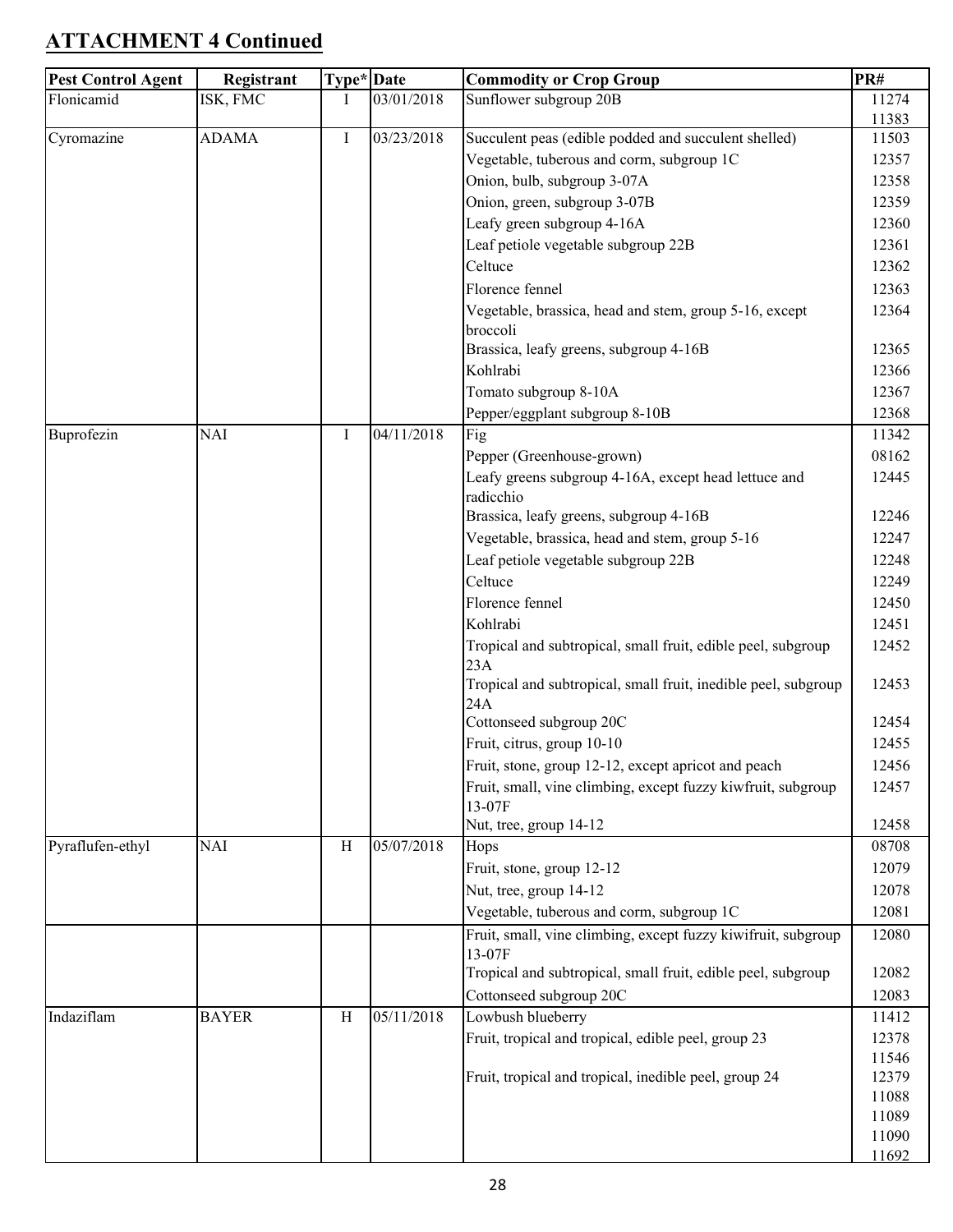## ATTACHMENT 4 Continued

| Pest Control Agent | Registrant | Type* | Date | Commodity or Crop Group | PR# |
|---|---|---|---|---|---|
| Flonicamid | ISK, FMC | I | 03/01/2018 | Sunflower subgroup 20B | 11274<br>11383 |
| Cyromazine | ADAMA | I | 03/23/2018 | Succulent peas (edible podded and succulent shelled) | 11503 |
| | | | | Vegetable, tuberous and corm, subgroup 1C | 12357 |
| | | | | Onion, bulb, subgroup 3-07A | 12358 |
| | | | | Onion, green, subgroup 3-07B | 12359 |
| | | | | Leafy green subgroup 4-16A | 12360 |
| | | | | Leaf petiole vegetable subgroup 22B | 12361 |
| | | | | Celtuce | 12362 |
| | | | | Florence fennel | 12363 |
| | | | | Vegetable, brassica, head and stem, group 5-16, except broccoli | 12364 |
| | | | | Brassica, leafy greens, subgroup 4-16B | 12365 |
| | | | | Kohlrabi | 12366 |
| | | | | Tomato subgroup 8-10A | 12367 |
| | | | | Pepper/eggplant subgroup 8-10B | 12368 |
| Buprofezin | NAI | I | 04/11/2018 | Fig | 11342 |
| | | | | Pepper (Greenhouse-grown) | 08162 |
| | | | | Leafy greens subgroup 4-16A, except head lettuce and radicchio | 12445 |
| | | | | Brassica, leafy greens, subgroup 4-16B | 12246 |
| | | | | Vegetable, brassica, head and stem, group 5-16 | 12247 |
| | | | | Leaf petiole vegetable subgroup 22B | 12248 |
| | | | | Celtuce | 12249 |
| | | | | Florence fennel | 12450 |
| | | | | Kohlrabi | 12451 |
| | | | | Tropical and subtropical, small fruit, edible peel, subgroup 23A | 12452 |
| | | | | Tropical and subtropical, small fruit, inedible peel, subgroup 24A | 12453 |
| | | | | Cottonseed subgroup 20C | 12454 |
| | | | | Fruit, citrus, group 10-10 | 12455 |
| | | | | Fruit, stone, group 12-12, except apricot and peach | 12456 |
| | | | | Fruit, small, vine climbing, except fuzzy kiwfruit, subgroup 13-07F | 12457 |
| | | | | Nut, tree, group 14-12 | 12458 |
| Pyraflufen-ethyl | NAI | H | 05/07/2018 | Hops | 08708 |
| | | | | Fruit, stone, group 12-12 | 12079 |
| | | | | Nut, tree, group 14-12 | 12078 |
| | | | | Vegetable, tuberous and corm, subgroup 1C | 12081 |
| | | | | Fruit, small, vine climbing, except fuzzy kiwifruit, subgroup 13-07F | 12080 |
| | | | | Tropical and subtropical, small fruit, edible peel, subgroup | 12082 |
| | | | | Cottonseed subgroup 20C | 12083 |
| Indaziflam | BAYER | H | 05/11/2018 | Lowbush blueberry | 11412 |
| | | | | Fruit, tropical and tropical, edible peel, group 23 | 12378<br>11546 |
| | | | | Fruit, tropical and tropical, inedible peel, group 24 | 12379<br>11088<br>11089<br>11090<br>11692 |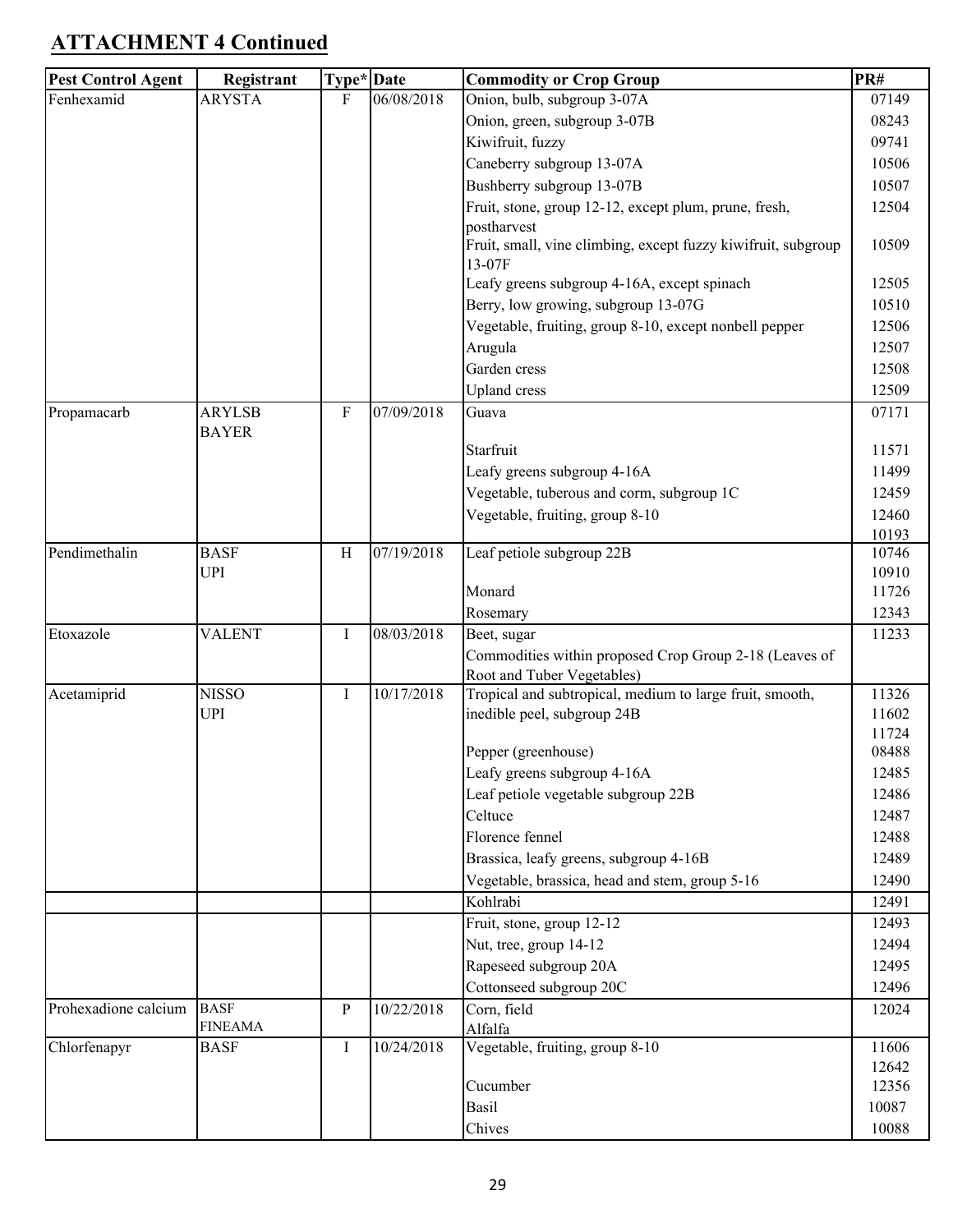## ATTACHMENT 4 Continued

| Pest Control Agent | Registrant | Type* | Date | Commodity or Crop Group | PR# |
|---|---|---|---|---|---|
| Fenhexamid | ARYSTA | F | 06/08/2018 | Onion, bulb, subgroup 3-07A | 07149 |
| | | | | Onion, green, subgroup 3-07B | 08243 |
| | | | | Kiwifruit, fuzzy | 09741 |
| | | | | Caneberry subgroup 13-07A | 10506 |
| | | | | Bushberry subgroup 13-07B | 10507 |
| | | | | Fruit, stone, group 12-12, except plum, prune, fresh, postharvest | 12504 |
| | | | | Fruit, small, vine climbing, except fuzzy kiwifruit, subgroup 13-07F | 10509 |
| | | | | Leafy greens subgroup 4-16A, except spinach | 12505 |
| | | | | Berry, low growing, subgroup 13-07G | 10510 |
| | | | | Vegetable, fruiting, group 8-10, except nonbell pepper | 12506 |
| | | | | Arugula | 12507 |
| | | | | Garden cress | 12508 |
| | | | | Upland cress | 12509 |
| Propamacarb | ARYLSB<br>BAYER | F | 07/09/2018 | Guava | 07171 |
| | | | | Starfruit | 11571 |
| | | | | Leafy greens subgroup 4-16A | 11499 |
| | | | | Vegetable, tuberous and corm, subgroup 1C | 12459 |
| | | | | Vegetable, fruiting, group 8-10 | 12460<br>10193 |
| Pendimethalin | BASF<br>UPI | H | 07/19/2018 | Leaf petiole subgroup 22B | 10746<br>10910 |
| | | | | Monard | 11726 |
| | | | | Rosemary | 12343 |
| Etoxazole | VALENT | I | 08/03/2018 | Beet, sugar | 11233 |
| | | | | Commodities within proposed Crop Group 2-18 (Leaves of Root and Tuber Vegetables) | |
| Acetamiprid | NISSO<br>UPI | I | 10/17/2018 | Tropical and subtropical, medium to large fruit, smooth, inedible peel, subgroup 24B | 11326<br>11602<br>11724 |
| | | | | Pepper (greenhouse) | 08488 |
| | | | | Leafy greens subgroup 4-16A | 12485 |
| | | | | Leaf petiole vegetable subgroup 22B | 12486 |
| | | | | Celtuce | 12487 |
| | | | | Florence fennel | 12488 |
| | | | | Brassica, leafy greens, subgroup 4-16B | 12489 |
| | | | | Vegetable, brassica, head and stem, group 5-16 | 12490 |
| | | | | Kohlrabi | 12491 |
| | | | | Fruit, stone, group 12-12 | 12493 |
| | | | | Nut, tree, group 14-12 | 12494 |
| | | | | Rapeseed subgroup 20A | 12495 |
| | | | | Cottonseed subgroup 20C | 12496 |
| Prohexadione calcium | BASF<br>FINEAMA | P | 10/22/2018 | Corn, field<br>Alfalfa | 12024 |
| Chlorfenapyr | BASF | I | 10/24/2018 | Vegetable, fruiting, group 8-10 | 11606<br>12642 |
| | | | | Cucumber | 12356 |
| | | | | Basil | 10087 |
| | | | | Chives | 10088 |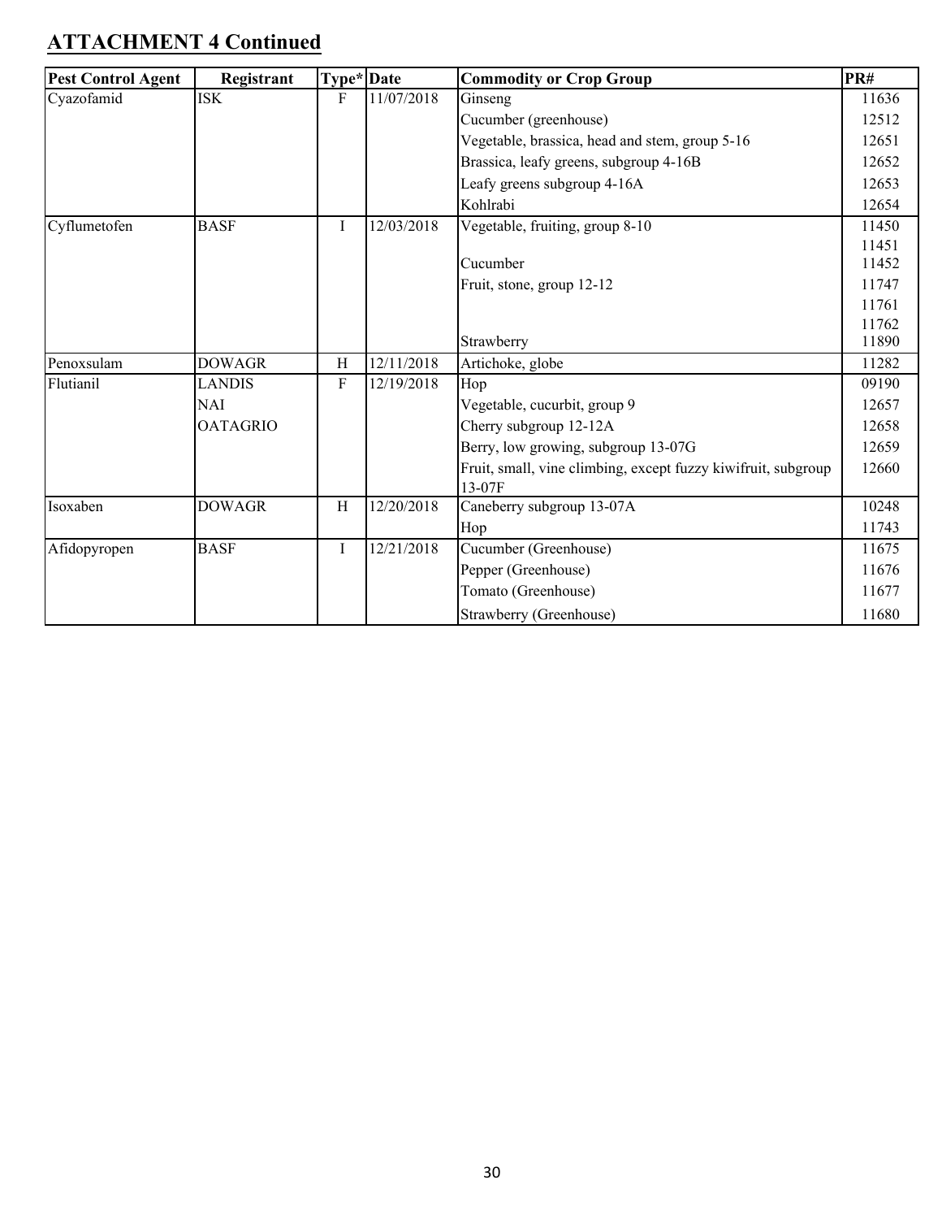## ATTACHMENT 4 Continued

| Pest Control Agent | Registrant | Type* | Date | Commodity or Crop Group | PR# |
|---|---|---|---|---|---|
| Cyazofamid | ISK | F | 11/07/2018 | Ginseng | 11636 |
| | | | | Cucumber (greenhouse) | 12512 |
| | | | | Vegetable, brassica, head and stem, group 5-16 | 12651 |
| | | | | Brassica, leafy greens, subgroup 4-16B | 12652 |
| | | | | Leafy greens subgroup 4-16A | 12653 |
| | | | | Kohlrabi | 12654 |
| Cyflumetofen | BASF | I | 12/03/2018 | Vegetable, fruiting, group 8-10 | 11450 |
| | | | | | 11451 |
| | | | | Cucumber | 11452 |
| | | | | Fruit, stone, group 12-12 | 11747 |
| | | | | | 11761 |
| | | | | | 11762 |
| | | | | Strawberry | 11890 |
| Penoxsulam | DOWAGR | H | 12/11/2018 | Artichoke, globe | 11282 |
| Flutianil | LANDIS | F | 12/19/2018 | Hop | 09190 |
| | NAI | | | Vegetable, cucurbit, group 9 | 12657 |
| | OATAGRIO | | | Cherry subgroup 12-12A | 12658 |
| | | | | Berry, low growing, subgroup 13-07G | 12659 |
| | | | | Fruit, small, vine climbing, except fuzzy kiwifruit, subgroup 13-07F | 12660 |
| Isoxaben | DOWAGR | H | 12/20/2018 | Caneberry subgroup 13-07A | 10248 |
| | | | | Hop | 11743 |
| Afidopyropen | BASF | I | 12/21/2018 | Cucumber (Greenhouse) | 11675 |
| | | | | Pepper (Greenhouse) | 11676 |
| | | | | Tomato (Greenhouse) | 11677 |
| | | | | Strawberry (Greenhouse) | 11680 |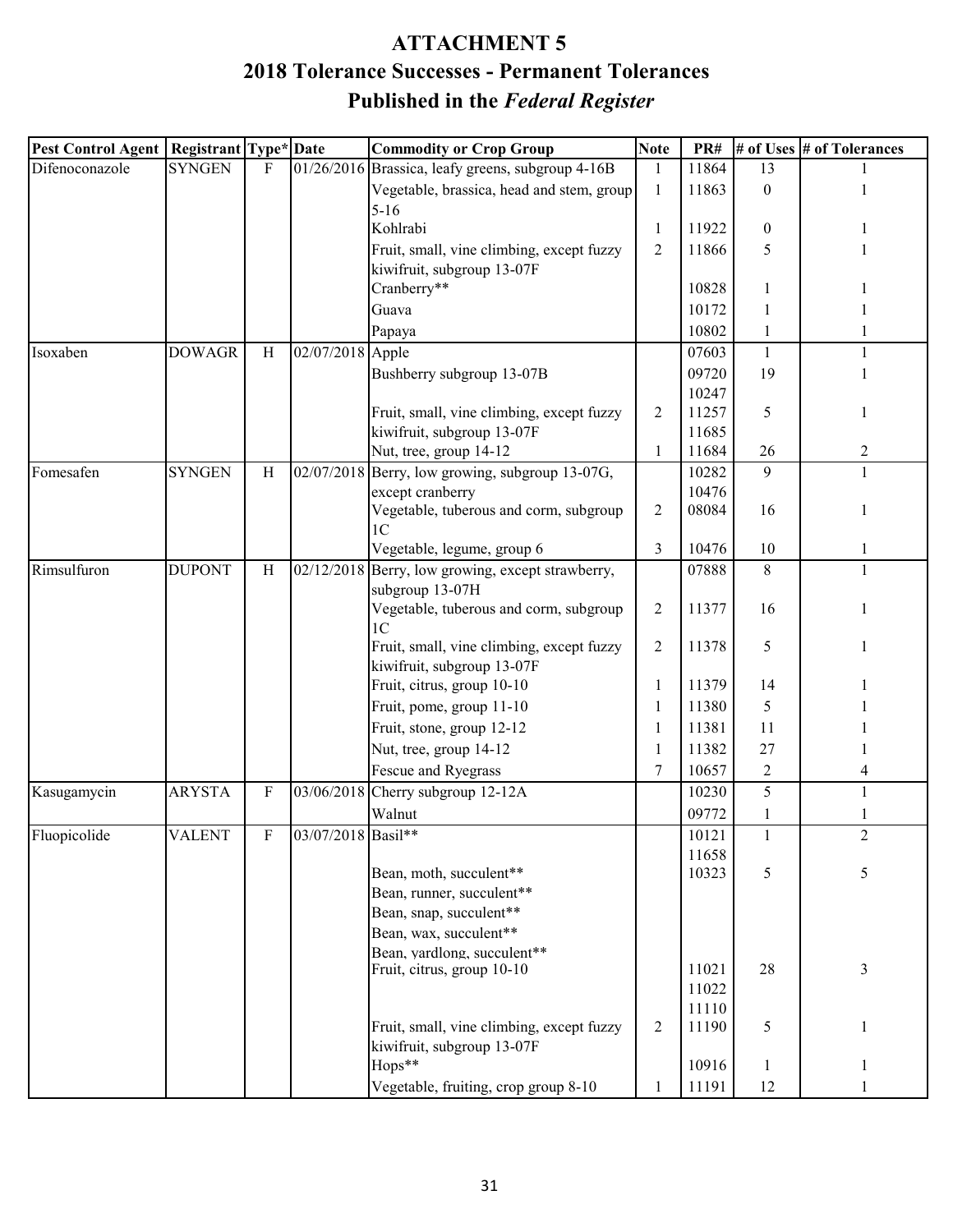# ATTACHMENT 5

## 2018 Tolerance Successes - Permanent Tolerances Published in the *Federal Register*

| Pest Control Agent | Registrant | Type* | Date | Commodity or Crop Group | Note | PR# | # of Uses | # of Tolerances |
|---|---|---|---|---|---|---|---|---|
| Difenoconazole | SYNGEN | F | 01/26/2016 | Brassica, leafy greens, subgroup 4-16B | 1 | 11864 | 13 | 1 |
| | | | | Vegetable, brassica, head and stem, group 5-16 | 1 | 11863 | 0 | 1 |
| | | | | Kohlrabi | 1 | 11922 | 0 | 1 |
| | | | | Fruit, small, vine climbing, except fuzzy kiwifruit, subgroup 13-07F | 2 | 11866 | 5 | 1 |
| | | | | Cranberry** | | 10828 | 1 | 1 |
| | | | | Guava | | 10172 | 1 | 1 |
| | | | | Papaya | | 10802 | 1 | 1 |
| Isoxaben | DOWAGR | H | 02/07/2018 | Apple | | 07603 | 1 | 1 |
| | | | | Bushberry subgroup 13-07B | | 09720 10247 | 19 | 1 |
| | | | | Fruit, small, vine climbing, except fuzzy kiwifruit, subgroup 13-07F | 2 | 11257 11685 | 5 | 1 |
| | | | | Nut, tree, group 14-12 | 1 | 11684 | 26 | 2 |
| Fomesafen | SYNGEN | H | 02/07/2018 | Berry, low growing, subgroup 13-07G, except cranberry | | 10282 10476 | 9 | 1 |
| | | | | Vegetable, tuberous and corm, subgroup 1C | 2 | 08084 | 16 | 1 |
| | | | | Vegetable, legume, group 6 | 3 | 10476 | 10 | 1 |
| Rimsulfuron | DUPONT | H | 02/12/2018 | Berry, low growing, except strawberry, subgroup 13-07H | | 07888 | 8 | 1 |
| | | | | Vegetable, tuberous and corm, subgroup 1C | 2 | 11377 | 16 | 1 |
| | | | | Fruit, small, vine climbing, except fuzzy kiwifruit, subgroup 13-07F | 2 | 11378 | 5 | 1 |
| | | | | Fruit, citrus, group 10-10 | 1 | 11379 | 14 | 1 |
| | | | | Fruit, pome, group 11-10 | 1 | 11380 | 5 | 1 |
| | | | | Fruit, stone, group 12-12 | 1 | 11381 | 11 | 1 |
| | | | | Nut, tree, group 14-12 | 1 | 11382 | 27 | 1 |
| | | | | Fescue and Ryegrass | 7 | 10657 | 2 | 4 |
| Kasugamycin | ARYSTA | F | 03/06/2018 | Cherry subgroup 12-12A | | 10230 | 5 | 1 |
| | | | | Walnut | | 09772 | 1 | 1 |
| Fluopicolide | VALENT | F | 03/07/2018 | Basil** | | 10121 11658 | 1 | 2 |
| | | | | Bean, moth, succulent** | | 10323 | 5 | 5 |
| | | | | Bean, runner, succulent** | | | | |
| | | | | Bean, snap, succulent** | | | | |
| | | | | Bean, wax, succulent** | | | | |
| | | | | Bean, yardlong, succulent** | | | | |
| | | | | Fruit, citrus, group 10-10 | | 11021 11022 11110 | 28 | 3 |
| | | | | Fruit, small, vine climbing, except fuzzy kiwifruit, subgroup 13-07F | 2 | 11190 | 5 | 1 |
| | | | | Hops** | | 10916 | 1 | 1 |
| | | | | Vegetable, fruiting, crop group 8-10 | 1 | 11191 | 12 | 1 |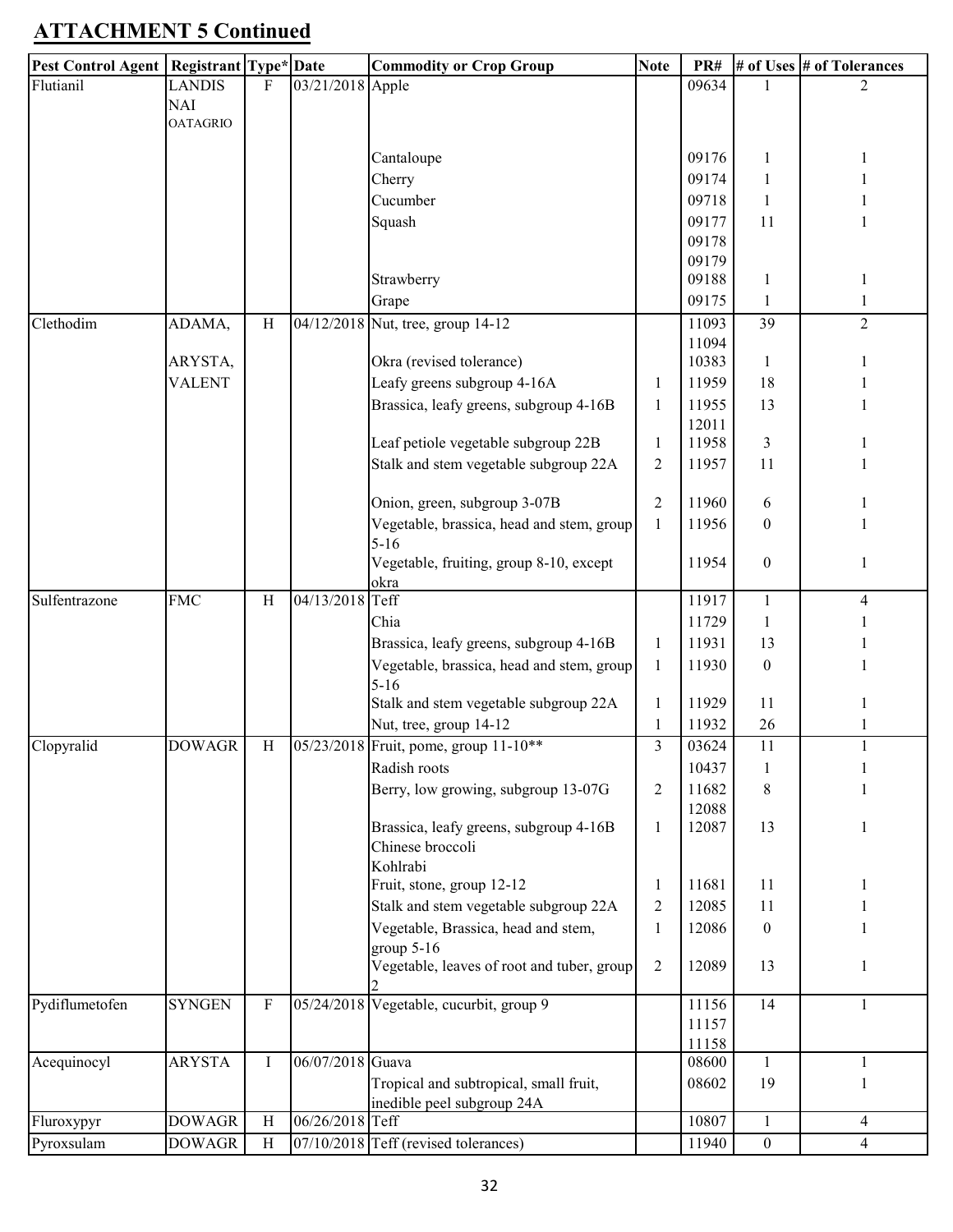## ATTACHMENT 5 Continued

| Pest Control Agent | Registrant | Type* | Date | Commodity or Crop Group | Note | PR# | # of Uses | # of Tolerances |
|---|---|---|---|---|---|---|---|---|
| Flutianil | LANDIS NAI OATAGRIO | F | 03/21/2018 | Apple | | 09634 | 1 | 2 |
| | | | | Cantaloupe | | 09176 | 1 | 1 |
| | | | | Cherry | | 09174 | 1 | 1 |
| | | | | Cucumber | | 09718 | 1 | 1 |
| | | | | Squash | | 09177 09178 09179 | 11 | 1 |
| | | | | Strawberry | | 09188 | 1 | 1 |
| | | | | Grape | | 09175 | 1 | 1 |
| Clethodim | ADAMA, | H | 04/12/2018 | Nut, tree, group 14-12 | | 11093 11094 | 39 | 2 |
| | ARYSTA, | | | Okra (revised tolerance) | | 10383 | 1 | 1 |
| | VALENT | | | Leafy greens subgroup 4-16A | 1 | 11959 | 18 | 1 |
| | | | | Brassica, leafy greens, subgroup 4-16B | 1 | 11955 12011 | 13 | 1 |
| | | | | Leaf petiole vegetable subgroup 22B | 1 | 11958 | 3 | 1 |
| | | | | Stalk and stem vegetable subgroup 22A | 2 | 11957 | 11 | 1 |
| | | | | Onion, green, subgroup 3-07B | 2 | 11960 | 6 | 1 |
| | | | | Vegetable, brassica, head and stem, group 5-16 | 1 | 11956 | 0 | 1 |
| | | | | Vegetable, fruiting, group 8-10, except okra | | 11954 | 0 | 1 |
| Sulfentrazone | FMC | H | 04/13/2018 | Teff | | 11917 | 1 | 4 |
| | | | | Chia | | 11729 | 1 | 1 |
| | | | | Brassica, leafy greens, subgroup 4-16B | 1 | 11931 | 13 | 1 |
| | | | | Vegetable, brassica, head and stem, group 5-16 | 1 | 11930 | 0 | 1 |
| | | | | Stalk and stem vegetable subgroup 22A | 1 | 11929 | 11 | 1 |
| | | | | Nut, tree, group 14-12 | 1 | 11932 | 26 | 1 |
| Clopyralid | DOWAGR | H | 05/23/2018 | Fruit, pome, group 11-10** | 3 | 03624 | 11 | 1 |
| | | | | Radish roots | | 10437 | 1 | 1 |
| | | | | Berry, low growing, subgroup 13-07G | 2 | 11682 12088 | 8 | 1 |
| | | | | Brassica, leafy greens, subgroup 4-16B Chinese broccoli Kohlrabi | 1 | 12087 | 13 | 1 |
| | | | | Fruit, stone, group 12-12 | 1 | 11681 | 11 | 1 |
| | | | | Stalk and stem vegetable subgroup 22A | 2 | 12085 | 11 | 1 |
| | | | | Vegetable, Brassica, head and stem, group 5-16 | 1 | 12086 | 0 | 1 |
| | | | | Vegetable, leaves of root and tuber, group 2 | 2 | 12089 | 13 | 1 |
| Pydiflumetofen | SYNGEN | F | 05/24/2018 | Vegetable, cucurbit, group 9 | | 11156 11157 11158 | 14 | 1 |
| Acequinocyl | ARYSTA | I | 06/07/2018 | Guava | | 08600 | 1 | 1 |
| | | | | Tropical and subtropical, small fruit, inedible peel subgroup 24A | | 08602 | 19 | 1 |
| Fluroxypyr | DOWAGR | H | 06/26/2018 | Teff | | 10807 | 1 | 4 |
| Pyroxsulam | DOWAGR | H | 07/10/2018 | Teff (revised tolerances) | | 11940 | 0 | 4 |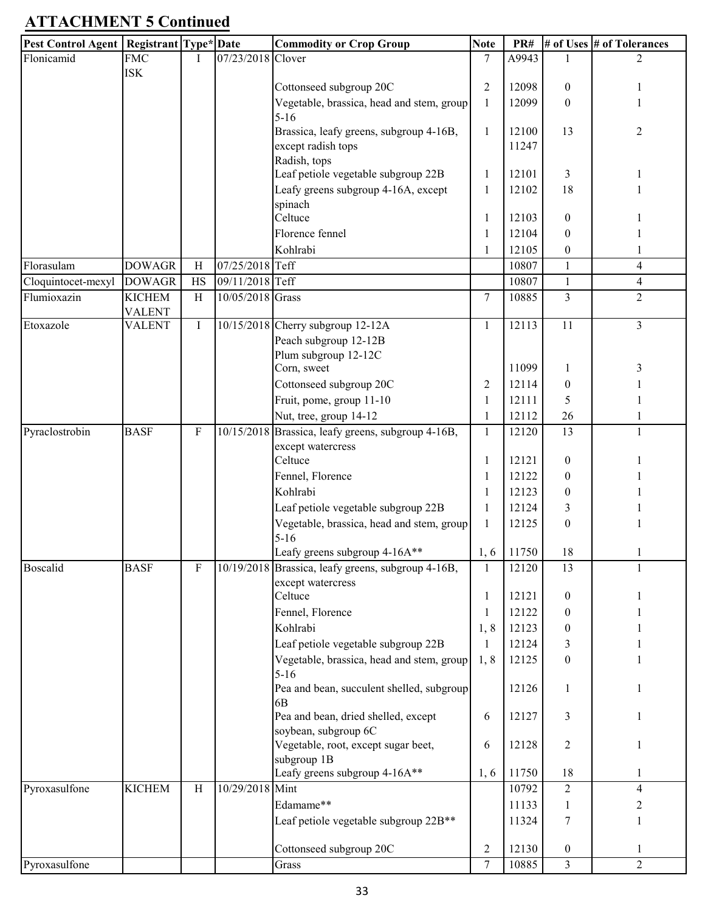## ATTACHMENT 5 Continued

| Pest Control Agent | Registrant | Type* | Date | Commodity or Crop Group | Note | PR# | # of Uses | # of Tolerances |
|---|---|---|---|---|---|---|---|---|
| Flonicamid | FMC ISK | I | 07/23/2018 | Clover | 7 | A9943 | 1 | 2 |
| | | | | Cottonseed subgroup 20C | 2 | 12098 | 0 | 1 |
| | | | | Vegetable, brassica, head and stem, group 5-16 | 1 | 12099 | 0 | 1 |
| | | | | Brassica, leafy greens, subgroup 4-16B, except radish tops<br>Radish, tops | 1 | 12100<br>11247 | 13 | 2 |
| | | | | Leaf petiole vegetable subgroup 22B | 1 | 12101 | 3 | 1 |
| | | | | Leafy greens subgroup 4-16A, except spinach | 1 | 12102 | 18 | 1 |
| | | | | Celtuce | 1 | 12103 | 0 | 1 |
| | | | | Florence fennel | 1 | 12104 | 0 | 1 |
| | | | | Kohlrabi | 1 | 12105 | 0 | 1 |
| Florasulam | DOWAGR | H | 07/25/2018 | Teff | | 10807 | 1 | 4 |
| Cloquintocet-mexyl | DOWAGR | HS | 09/11/2018 | Teff | | 10807 | 1 | 4 |
| Flumioxazin | KICHEM VALENT | H | 10/05/2018 | Grass | 7 | 10885 | 3 | 2 |
| Etoxazole | VALENT | I | 10/15/2018 | Cherry subgroup 12-12A<br>Peach subgroup 12-12B<br>Plum subgroup 12-12C | 1 | 12113 | 11 | 3 |
| | | | | Corn, sweet | | 11099 | 1 | 3 |
| | | | | Cottonseed subgroup 20C | 2 | 12114 | 0 | 1 |
| | | | | Fruit, pome, group 11-10 | 1 | 12111 | 5 | 1 |
| | | | | Nut, tree, group 14-12 | 1 | 12112 | 26 | 1 |
| Pyraclostrobin | BASF | F | 10/15/2018 | Brassica, leafy greens, subgroup 4-16B, except watercress | 1 | 12120 | 13 | 1 |
| | | | | Celtuce | 1 | 12121 | 0 | 1 |
| | | | | Fennel, Florence | 1 | 12122 | 0 | 1 |
| | | | | Kohlrabi | 1 | 12123 | 0 | 1 |
| | | | | Leaf petiole vegetable subgroup 22B | 1 | 12124 | 3 | 1 |
| | | | | Vegetable, brassica, head and stem, group 5-16 | 1 | 12125 | 0 | 1 |
| | | | | Leafy greens subgroup 4-16A** | 1, 6 | 11750 | 18 | 1 |
| Boscalid | BASF | F | 10/19/2018 | Brassica, leafy greens, subgroup 4-16B, except watercress | 1 | 12120 | 13 | 1 |
| | | | | Celtuce | 1 | 12121 | 0 | 1 |
| | | | | Fennel, Florence | 1 | 12122 | 0 | 1 |
| | | | | Kohlrabi | 1, 8 | 12123 | 0 | 1 |
| | | | | Leaf petiole vegetable subgroup 22B | 1 | 12124 | 3 | 1 |
| | | | | Vegetable, brassica, head and stem, group 5-16 | 1, 8 | 12125 | 0 | 1 |
| | | | | Pea and bean, succulent shelled, subgroup 6B | | 12126 | 1 | 1 |
| | | | | Pea and bean, dried shelled, except soybean, subgroup 6C | 6 | 12127 | 3 | 1 |
| | | | | Vegetable, root, except sugar beet, subgroup 1B | 6 | 12128 | 2 | 1 |
| | | | | Leafy greens subgroup 4-16A** | 1, 6 | 11750 | 18 | 1 |
| Pyroxasulfone | KICHEM | H | 10/29/2018 | Mint | | 10792 | 2 | 4 |
| | | | | Edamame** | | 11133 | 1 | 2 |
| | | | | Leaf petiole vegetable subgroup 22B** | | 11324 | 7 | 1 |
| | | | | Cottonseed subgroup 20C | 2 | 12130 | 0 | 1 |
| Pyroxasulfone | | | | Grass | 7 | 10885 | 3 | 2 |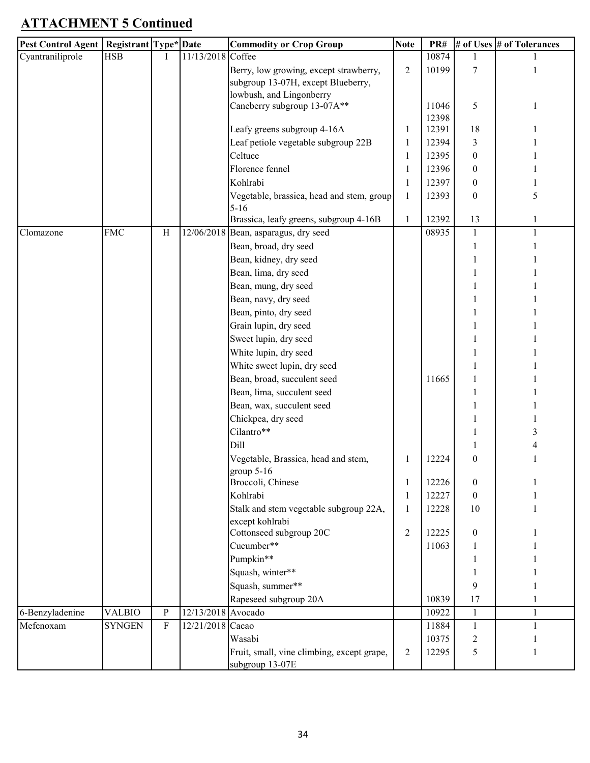## ATTACHMENT 5 Continued

| Pest Control Agent | Registrant | Type* | Date | Commodity or Crop Group | Note | PR# | # of Uses | # of Tolerances |
|---|---|---|---|---|---|---|---|---|
| Cyantraniliprole | HSB | I | 11/13/2018 | Coffee | | 10874 | 1 | 1 |
| | | | | Berry, low growing, except strawberry, subgroup 13-07H, except Blueberry, lowbush, and Lingonberry | 2 | 10199 | 7 | 1 |
| | | | | Caneberry subgroup 13-07A** | | 11046 12398 | 5 | 1 |
| | | | | Leafy greens subgroup 4-16A | 1 | 12391 | 18 | 1 |
| | | | | Leaf petiole vegetable subgroup 22B | 1 | 12394 | 3 | 1 |
| | | | | Celtuce | 1 | 12395 | 0 | 1 |
| | | | | Florence fennel | 1 | 12396 | 0 | 1 |
| | | | | Kohlrabi | 1 | 12397 | 0 | 1 |
| | | | | Vegetable, brassica, head and stem, group 5-16 | 1 | 12393 | 0 | 5 |
| | | | | Brassica, leafy greens, subgroup 4-16B | 1 | 12392 | 13 | 1 |
| Clomazone | FMC | H | 12/06/2018 | Bean, asparagus, dry seed | | 08935 | 1 | 1 |
| | | | | Bean, broad, dry seed | | | 1 | 1 |
| | | | | Bean, kidney, dry seed | | | 1 | 1 |
| | | | | Bean, lima, dry seed | | | 1 | 1 |
| | | | | Bean, mung, dry seed | | | 1 | 1 |
| | | | | Bean, navy, dry seed | | | 1 | 1 |
| | | | | Bean, pinto, dry seed | | | 1 | 1 |
| | | | | Grain lupin, dry seed | | | 1 | 1 |
| | | | | Sweet lupin, dry seed | | | 1 | 1 |
| | | | | White lupin, dry seed | | | 1 | 1 |
| | | | | White sweet lupin, dry seed | | | 1 | 1 |
| | | | | Bean, broad, succulent seed | | 11665 | 1 | 1 |
| | | | | Bean, lima, succulent seed | | | 1 | 1 |
| | | | | Bean, wax, succulent seed | | | 1 | 1 |
| | | | | Chickpea, dry seed | | | 1 | 1 |
| | | | | Cilantro** | | | 1 | 3 |
| | | | | Dill | | | 1 | 4 |
| | | | | Vegetable, Brassica, head and stem, group 5-16 | 1 | 12224 | 0 | 1 |
| | | | | Broccoli, Chinese | 1 | 12226 | 0 | 1 |
| | | | | Kohlrabi | 1 | 12227 | 0 | 1 |
| | | | | Stalk and stem vegetable subgroup 22A, except kohlrabi | 1 | 12228 | 10 | 1 |
| | | | | Cottonseed subgroup 20C | 2 | 12225 | 0 | 1 |
| | | | | Cucumber** | | 11063 | 1 | 1 |
| | | | | Pumpkin** | | | 1 | 1 |
| | | | | Squash, winter** | | | 1 | 1 |
| | | | | Squash, summer** | | | 9 | 1 |
| | | | | Rapeseed subgroup 20A | | 10839 | 17 | 1 |
| 6-Benzyladenine | VALBIO | P | 12/13/2018 | Avocado | | 10922 | 1 | 1 |
| Mefenoxam | SYNGEN | F | 12/21/2018 | Cacao | | 11884 | 1 | 1 |
| | | | | Wasabi | | 10375 | 2 | 1 |
| | | | | Fruit, small, vine climbing, except grape, subgroup 13-07E | 2 | 12295 | 5 | 1 |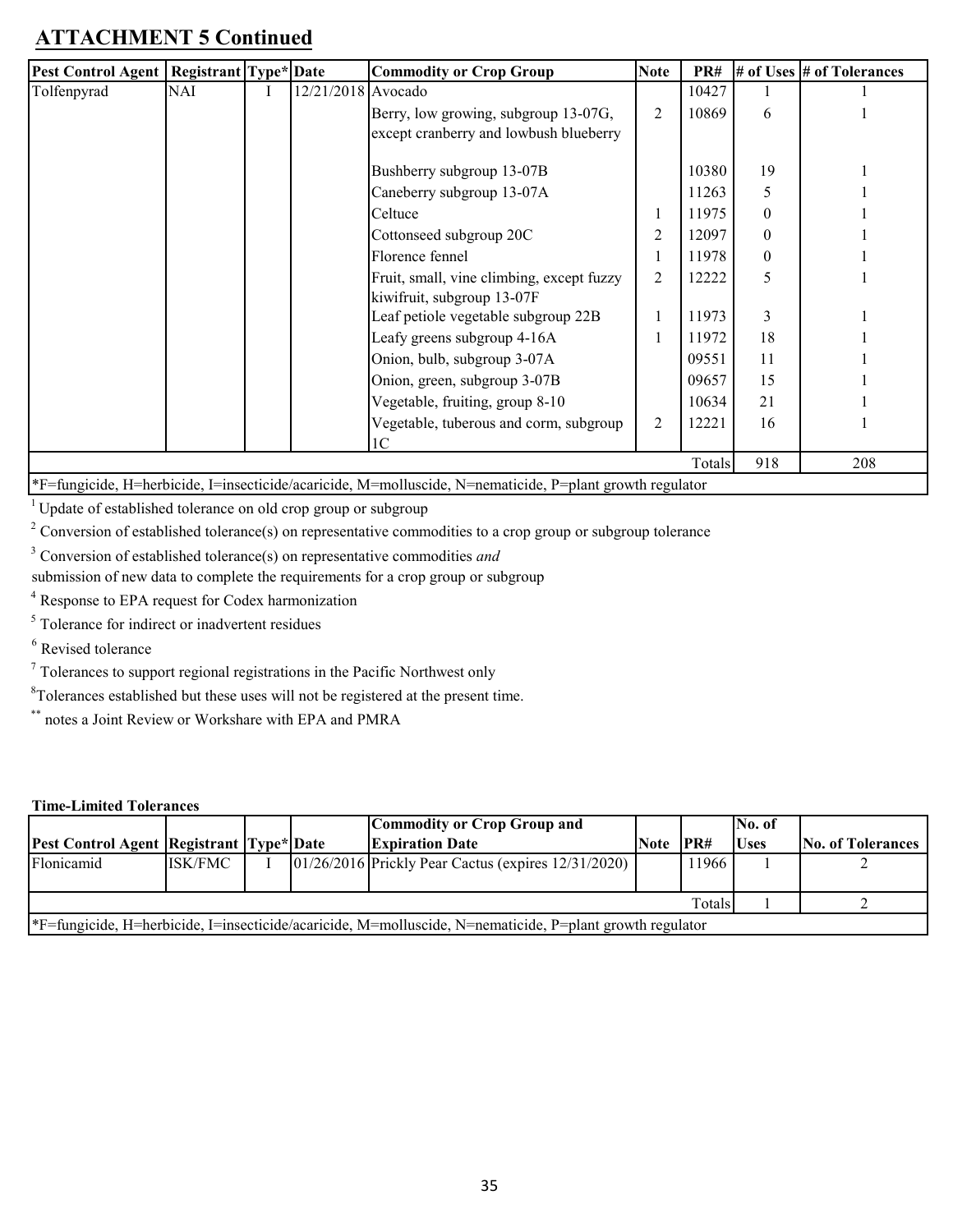## ATTACHMENT 5 Continued

| Pest Control Agent | Registrant | Type* | Date | Commodity or Crop Group | Note | PR# | # of Uses | # of Tolerances |
|---|---|---|---|---|---|---|---|---|
| Tolfenpyrad | NAI | I | 12/21/2018 | Avocado | | 10427 | 1 | 1 |
| | | | | Berry, low growing, subgroup 13-07G, except cranberry and lowbush blueberry | 2 | 10869 | 6 | 1 |
| | | | | Bushberry subgroup 13-07B | | 10380 | 19 | 1 |
| | | | | Caneberry subgroup 13-07A | | 11263 | 5 | 1 |
| | | | | Celtuce | 1 | 11975 | 0 | 1 |
| | | | | Cottonseed subgroup 20C | 2 | 12097 | 0 | 1 |
| | | | | Florence fennel | 1 | 11978 | 0 | 1 |
| | | | | Fruit, small, vine climbing, except fuzzy kiwifruit, subgroup 13-07F | 2 | 12222 | 5 | 1 |
| | | | | Leaf petiole vegetable subgroup 22B | 1 | 11973 | 3 | 1 |
| | | | | Leafy greens subgroup 4-16A | 1 | 11972 | 18 | 1 |
| | | | | Onion, bulb, subgroup 3-07A | | 09551 | 11 | 1 |
| | | | | Onion, green, subgroup 3-07B | | 09657 | 15 | 1 |
| | | | | Vegetable, fruiting, group 8-10 | | 10634 | 21 | 1 |
| | | | | Vegetable, tuberous and corm, subgroup 1C | 2 | 12221 | 16 | 1 |
| | | | | | | Totals | 918 | 208 |

*F=fungicide, H=herbicide, I=insecticide/acaricide, M=molluscide, N=nematicide, P=plant growth regulator

[1] Update of established tolerance on old crop group or subgroup

[2] Conversion of established tolerance(s) on representative commodities to a crop group or subgroup tolerance

[3] Conversion of established tolerance(s) on representative commodities *and* submission of new data to complete the requirements for a crop group or subgroup

[4] Response to EPA request for Codex harmonization

[5] Tolerance for indirect or inadvertent residues

[6] Revised tolerance

[7] Tolerances to support regional registrations in the Pacific Northwest only

[8] Tolerances established but these uses will not be registered at the present time.

[**] notes a Joint Review or Workshare with EPA and PMRA

**Time-Limited Tolerances**

| Pest Control Agent | Registrant | Type* | Date | Commodity or Crop Group and Expiration Date | Note | PR# | No. of Uses | No. of Tolerances |
|---|---|---|---|---|---|---|---|---|
| Flonicamid | ISK/FMC | I | 01/26/2016 | Prickly Pear Cactus (expires 12/31/2020) | | 11966 | 1 | 2 |
| | | | | | | Totals | 1 | 2 |

*F=fungicide, H=herbicide, I=insecticide/acaricide, M=molluscide, N=nematicide, P=plant growth regulator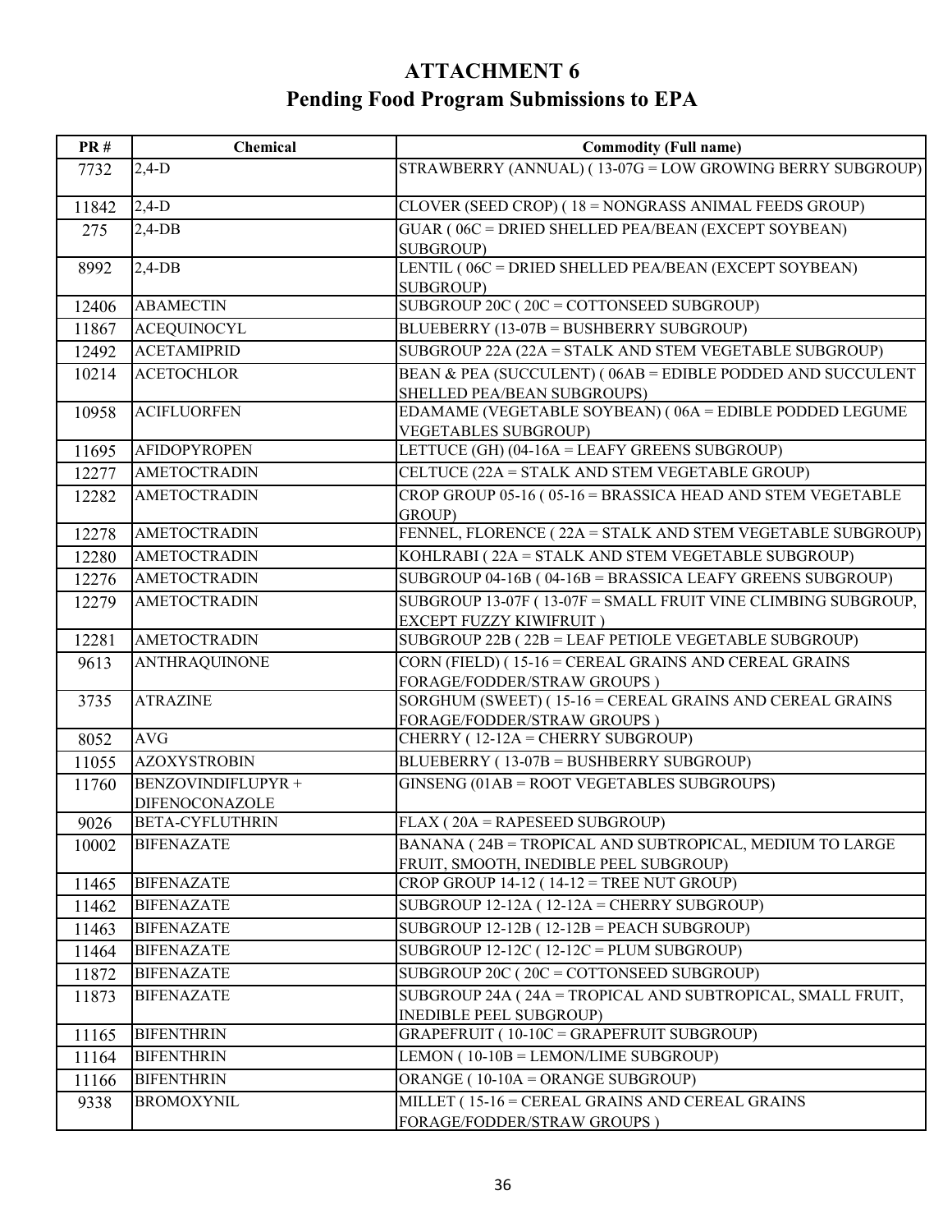# ATTACHMENT 6

## Pending Food Program Submissions to EPA

| PR # | Chemical | Commodity (Full name) |
|---|---|---|
| 7732 | 2,4-D | STRAWBERRY (ANNUAL) ( 13-07G = LOW GROWING BERRY SUBGROUP) |
| 11842 | 2,4-D | CLOVER (SEED CROP) ( 18 = NONGRASS ANIMAL FEEDS GROUP) |
| 275 | 2,4-DB | GUAR ( 06C = DRIED SHELLED PEA/BEAN (EXCEPT SOYBEAN) SUBGROUP) |
| 8992 | 2,4-DB | LENTIL ( 06C = DRIED SHELLED PEA/BEAN (EXCEPT SOYBEAN) SUBGROUP) |
| 12406 | ABAMECTIN | SUBGROUP 20C ( 20C = COTTONSEED SUBGROUP) |
| 11867 | ACEQUINOCYL | BLUEBERRY (13-07B = BUSHBERRY SUBGROUP) |
| 12492 | ACETAMIPRID | SUBGROUP 22A (22A = STALK AND STEM VEGETABLE SUBGROUP) |
| 10214 | ACETOCHLOR | BEAN & PEA (SUCCULENT) ( 06AB = EDIBLE PODDED AND SUCCULENT SHELLED PEA/BEAN SUBGROUPS) |
| 10958 | ACIFLUORFEN | EDAMAME (VEGETABLE SOYBEAN) ( 06A = EDIBLE PODDED LEGUME VEGETABLES SUBGROUP) |
| 11695 | AFIDOPYROPEN | LETTUCE (GH) (04-16A = LEAFY GREENS SUBGROUP) |
| 12277 | AMETOCTRADIN | CELTUCE (22A = STALK AND STEM VEGETABLE GROUP) |
| 12282 | AMETOCTRADIN | CROP GROUP 05-16 ( 05-16 = BRASSICA HEAD AND STEM VEGETABLE GROUP) |
| 12278 | AMETOCTRADIN | FENNEL, FLORENCE ( 22A = STALK AND STEM VEGETABLE SUBGROUP) |
| 12280 | AMETOCTRADIN | KOHLRABI ( 22A = STALK AND STEM VEGETABLE SUBGROUP) |
| 12276 | AMETOCTRADIN | SUBGROUP 04-16B ( 04-16B = BRASSICA LEAFY GREENS SUBGROUP) |
| 12279 | AMETOCTRADIN | SUBGROUP 13-07F ( 13-07F = SMALL FRUIT VINE CLIMBING SUBGROUP, EXCEPT FUZZY KIWIFRUIT ) |
| 12281 | AMETOCTRADIN | SUBGROUP 22B ( 22B = LEAF PETIOLE VEGETABLE SUBGROUP) |
| 9613 | ANTHRAQUINONE | CORN (FIELD) ( 15-16 = CEREAL GRAINS AND CEREAL GRAINS FORAGE/FODDER/STRAW GROUPS ) |
| 3735 | ATRAZINE | SORGHUM (SWEET) ( 15-16 = CEREAL GRAINS AND CEREAL GRAINS FORAGE/FODDER/STRAW GROUPS ) |
| 8052 | AVG | CHERRY ( 12-12A = CHERRY SUBGROUP) |
| 11055 | AZOXYSTROBIN | BLUEBERRY ( 13-07B = BUSHBERRY SUBGROUP) |
| 11760 | BENZOVINDIFLUPYR + DIFENOCONAZOLE | GINSENG (01AB = ROOT VEGETABLES SUBGROUPS) |
| 9026 | BETA-CYFLUTHRIN | FLAX ( 20A = RAPESEED SUBGROUP) |
| 10002 | BIFENAZATE | BANANA ( 24B = TROPICAL AND SUBTROPICAL, MEDIUM TO LARGE FRUIT, SMOOTH, INEDIBLE PEEL SUBGROUP) |
| 11465 | BIFENAZATE | CROP GROUP 14-12 ( 14-12 = TREE NUT GROUP) |
| 11462 | BIFENAZATE | SUBGROUP 12-12A ( 12-12A = CHERRY SUBGROUP) |
| 11463 | BIFENAZATE | SUBGROUP 12-12B ( 12-12B = PEACH SUBGROUP) |
| 11464 | BIFENAZATE | SUBGROUP 12-12C ( 12-12C = PLUM SUBGROUP) |
| 11872 | BIFENAZATE | SUBGROUP 20C ( 20C = COTTONSEED SUBGROUP) |
| 11873 | BIFENAZATE | SUBGROUP 24A ( 24A = TROPICAL AND SUBTROPICAL, SMALL FRUIT, INEDIBLE PEEL SUBGROUP) |
| 11165 | BIFENTHRIN | GRAPEFRUIT ( 10-10C = GRAPEFRUIT SUBGROUP) |
| 11164 | BIFENTHRIN | LEMON ( 10-10B = LEMON/LIME SUBGROUP) |
| 11166 | BIFENTHRIN | ORANGE ( 10-10A = ORANGE SUBGROUP) |
| 9338 | BROMOXYNIL | MILLET ( 15-16 = CEREAL GRAINS AND CEREAL GRAINS FORAGE/FODDER/STRAW GROUPS ) |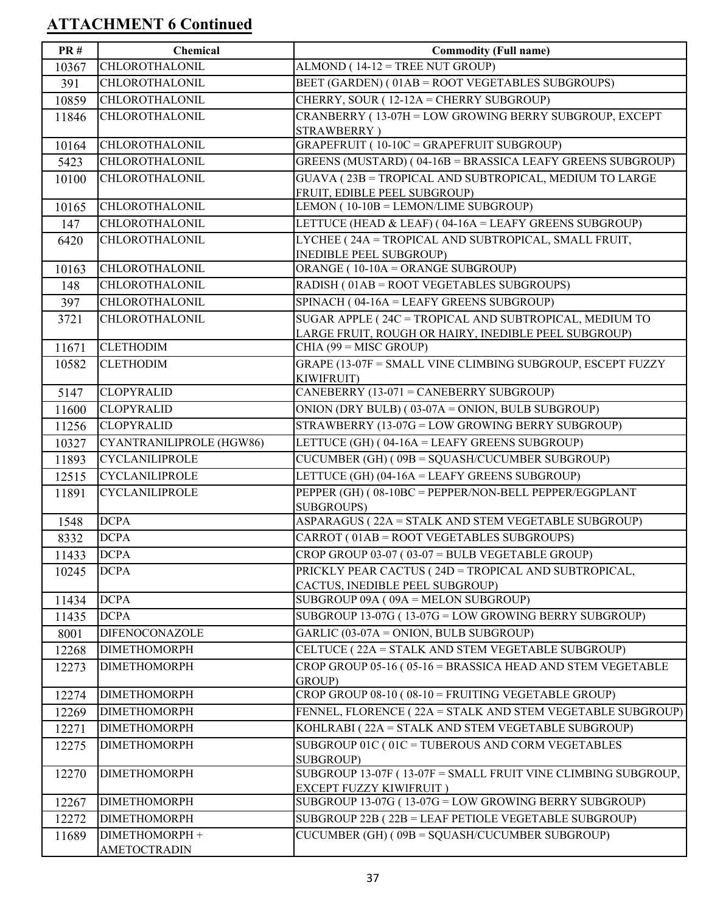## ATTACHMENT 6 Continued

| PR # | Chemical | Commodity (Full name) |
|---|---|---|
| 10367 | CHLOROTHALONIL | ALMOND ( 14-12 = TREE NUT GROUP) |
| 391 | CHLOROTHALONIL | BEET (GARDEN) ( 01AB = ROOT VEGETABLES SUBGROUPS) |
| 10859 | CHLOROTHALONIL | CHERRY, SOUR ( 12-12A = CHERRY SUBGROUP) |
| 11846 | CHLOROTHALONIL | CRANBERRY ( 13-07H = LOW GROWING BERRY SUBGROUP, EXCEPT STRAWBERRY ) |
| 10164 | CHLOROTHALONIL | GRAPEFRUIT ( 10-10C = GRAPEFRUIT SUBGROUP) |
| 5423 | CHLOROTHALONIL | GREENS (MUSTARD) ( 04-16B = BRASSICA LEAFY GREENS SUBGROUP) |
| 10100 | CHLOROTHALONIL | GUAVA ( 23B = TROPICAL AND SUBTROPICAL, MEDIUM TO LARGE FRUIT, EDIBLE PEEL SUBGROUP) |
| 10165 | CHLOROTHALONIL | LEMON ( 10-10B = LEMON/LIME SUBGROUP) |
| 147 | CHLOROTHALONIL | LETTUCE (HEAD & LEAF) ( 04-16A = LEAFY GREENS SUBGROUP) |
| 6420 | CHLOROTHALONIL | LYCHEE ( 24A = TROPICAL AND SUBTROPICAL, SMALL FRUIT, INEDIBLE PEEL SUBGROUP) |
| 10163 | CHLOROTHALONIL | ORANGE ( 10-10A = ORANGE SUBGROUP) |
| 148 | CHLOROTHALONIL | RADISH ( 01AB = ROOT VEGETABLES SUBGROUPS) |
| 397 | CHLOROTHALONIL | SPINACH ( 04-16A = LEAFY GREENS SUBGROUP) |
| 3721 | CHLOROTHALONIL | SUGAR APPLE ( 24C = TROPICAL AND SUBTROPICAL, MEDIUM TO LARGE FRUIT, ROUGH OR HAIRY, INEDIBLE PEEL SUBGROUP) |
| 11671 | CLETHODIM | CHIA (99 = MISC GROUP) |
| 10582 | CLETHODIM | GRAPE (13-07F = SMALL VINE CLIMBING SUBGROUP, ESCEPT FUZZY KIWIFRUIT) |
| 5147 | CLOPYRALID | CANEBERRY (13-071 = CANEBERRY SUBGROUP) |
| 11600 | CLOPYRALID | ONION (DRY BULB) ( 03-07A = ONION, BULB SUBGROUP) |
| 11256 | CLOPYRALID | STRAWBERRY (13-07G = LOW GROWING BERRY SUBGROUP) |
| 10327 | CYANTRANILIPROLE (HGW86) | LETTUCE (GH) ( 04-16A = LEAFY GREENS SUBGROUP) |
| 11893 | CYCLANILIPROLE | CUCUMBER (GH) ( 09B = SQUASH/CUCUMBER SUBGROUP) |
| 12515 | CYCLANILIPROLE | LETTUCE (GH) (04-16A = LEAFY GREENS SUBGROUP) |
| 11891 | CYCLANILIPROLE | PEPPER (GH) ( 08-10BC = PEPPER/NON-BELL PEPPER/EGGPLANT SUBGROUPS) |
| 1548 | DCPA | ASPARAGUS ( 22A = STALK AND STEM VEGETABLE SUBGROUP) |
| 8332 | DCPA | CARROT ( 01AB = ROOT VEGETABLES SUBGROUPS) |
| 11433 | DCPA | CROP GROUP 03-07 ( 03-07 = BULB VEGETABLE GROUP) |
| 10245 | DCPA | PRICKLY PEAR CACTUS ( 24D = TROPICAL AND SUBTROPICAL, CACTUS, INEDIBLE PEEL SUBGROUP) |
| 11434 | DCPA | SUBGROUP 09A ( 09A = MELON SUBGROUP) |
| 11435 | DCPA | SUBGROUP 13-07G ( 13-07G = LOW GROWING BERRY SUBGROUP) |
| 8001 | DIFENOCONAZOLE | GARLIC (03-07A = ONION, BULB SUBGROUP) |
| 12268 | DIMETHOMORPH | CELTUCE ( 22A = STALK AND STEM VEGETABLE SUBGROUP) |
| 12273 | DIMETHOMORPH | CROP GROUP 05-16 ( 05-16 = BRASSICA HEAD AND STEM VEGETABLE GROUP) |
| 12274 | DIMETHOMORPH | CROP GROUP 08-10 ( 08-10 = FRUITING VEGETABLE GROUP) |
| 12269 | DIMETHOMORPH | FENNEL, FLORENCE ( 22A = STALK AND STEM VEGETABLE SUBGROUP) |
| 12271 | DIMETHOMORPH | KOHLRABI ( 22A = STALK AND STEM VEGETABLE SUBGROUP) |
| 12275 | DIMETHOMORPH | SUBGROUP 01C ( 01C = TUBEROUS AND CORM VEGETABLES SUBGROUP) |
| 12270 | DIMETHOMORPH | SUBGROUP 13-07F ( 13-07F = SMALL FRUIT VINE CLIMBING SUBGROUP, EXCEPT FUZZY KIWIFRUIT ) |
| 12267 | DIMETHOMORPH | SUBGROUP 13-07G ( 13-07G = LOW GROWING BERRY SUBGROUP) |
| 12272 | DIMETHOMORPH | SUBGROUP 22B ( 22B = LEAF PETIOLE VEGETABLE SUBGROUP) |
| 11689 | DIMETHOMORPH + AMETOCTRADIN | CUCUMBER (GH) ( 09B = SQUASH/CUCUMBER SUBGROUP) |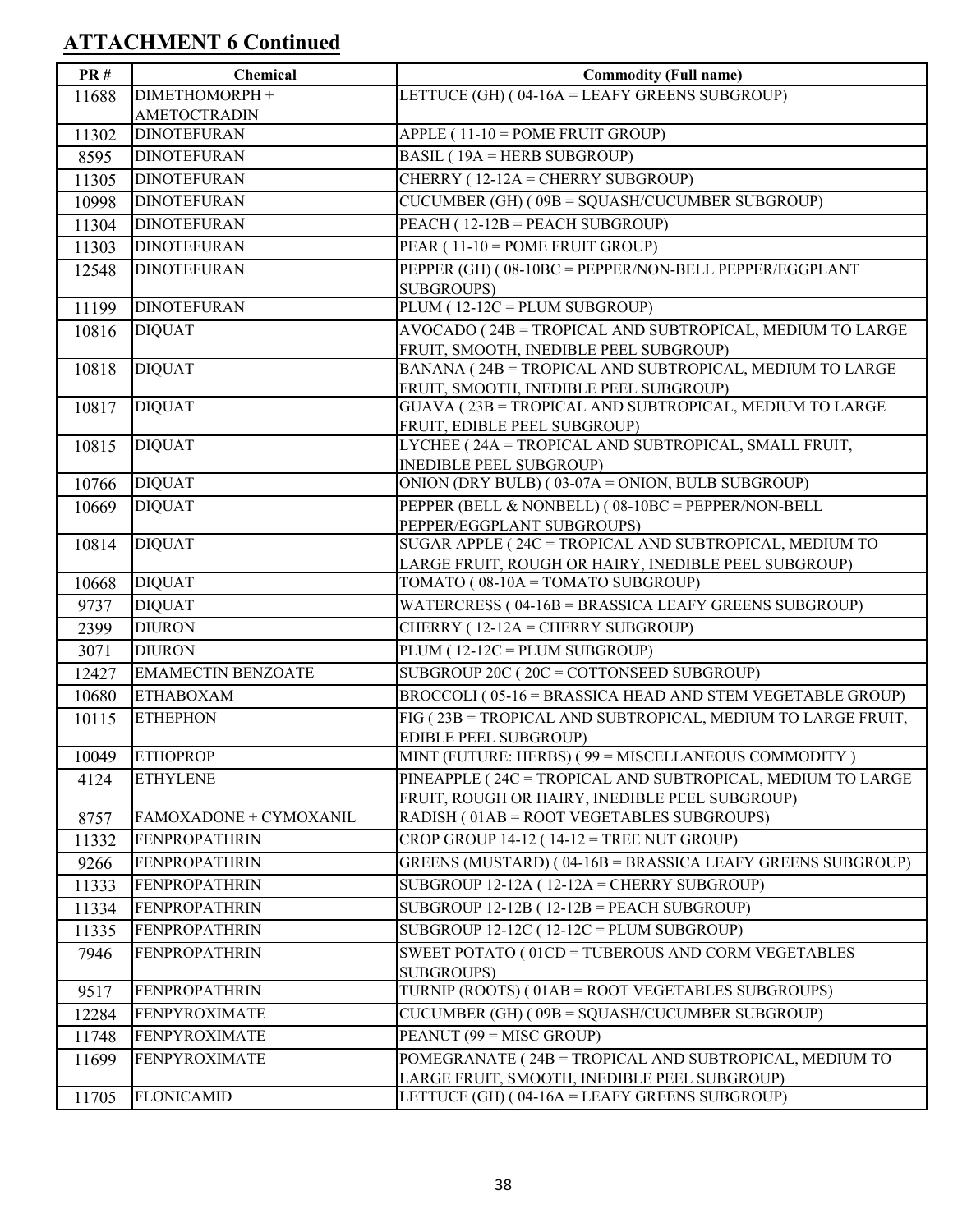## ATTACHMENT 6 Continued

| PR # | Chemical | Commodity (Full name) |
| --- | --- | --- |
| 11688 | DIMETHOMORPH + AMETOCTRADIN | LETTUCE (GH) ( 04-16A = LEAFY GREENS SUBGROUP) |
| 11302 | DINOTEFURAN | APPLE ( 11-10 = POME FRUIT GROUP) |
| 8595 | DINOTEFURAN | BASIL ( 19A = HERB SUBGROUP) |
| 11305 | DINOTEFURAN | CHERRY ( 12-12A = CHERRY SUBGROUP) |
| 10998 | DINOTEFURAN | CUCUMBER (GH) ( 09B = SQUASH/CUCUMBER SUBGROUP) |
| 11304 | DINOTEFURAN | PEACH ( 12-12B = PEACH SUBGROUP) |
| 11303 | DINOTEFURAN | PEAR ( 11-10 = POME FRUIT GROUP) |
| 12548 | DINOTEFURAN | PEPPER (GH) ( 08-10BC = PEPPER/NON-BELL PEPPER/EGGPLANT SUBGROUPS) |
| 11199 | DINOTEFURAN | PLUM ( 12-12C = PLUM SUBGROUP) |
| 10816 | DIQUAT | AVOCADO ( 24B = TROPICAL AND SUBTROPICAL, MEDIUM TO LARGE FRUIT, SMOOTH, INEDIBLE PEEL SUBGROUP) |
| 10818 | DIQUAT | BANANA ( 24B = TROPICAL AND SUBTROPICAL, MEDIUM TO LARGE FRUIT, SMOOTH, INEDIBLE PEEL SUBGROUP) |
| 10817 | DIQUAT | GUAVA ( 23B = TROPICAL AND SUBTROPICAL, MEDIUM TO LARGE FRUIT, EDIBLE PEEL SUBGROUP) |
| 10815 | DIQUAT | LYCHEE ( 24A = TROPICAL AND SUBTROPICAL, SMALL FRUIT, INEDIBLE PEEL SUBGROUP) |
| 10766 | DIQUAT | ONION (DRY BULB) ( 03-07A = ONION, BULB SUBGROUP) |
| 10669 | DIQUAT | PEPPER (BELL & NONBELL) ( 08-10BC = PEPPER/NON-BELL PEPPER/EGGPLANT SUBGROUPS) |
| 10814 | DIQUAT | SUGAR APPLE ( 24C = TROPICAL AND SUBTROPICAL, MEDIUM TO LARGE FRUIT, ROUGH OR HAIRY, INEDIBLE PEEL SUBGROUP) |
| 10668 | DIQUAT | TOMATO ( 08-10A = TOMATO SUBGROUP) |
| 9737 | DIQUAT | WATERCRESS ( 04-16B = BRASSICA LEAFY GREENS SUBGROUP) |
| 2399 | DIURON | CHERRY ( 12-12A = CHERRY SUBGROUP) |
| 3071 | DIURON | PLUM ( 12-12C = PLUM SUBGROUP) |
| 12427 | EMAMECTIN BENZOATE | SUBGROUP 20C ( 20C = COTTONSEED SUBGROUP) |
| 10680 | ETHABOXAM | BROCCOLI ( 05-16 = BRASSICA HEAD AND STEM VEGETABLE GROUP) |
| 10115 | ETHEPHON | FIG ( 23B = TROPICAL AND SUBTROPICAL, MEDIUM TO LARGE FRUIT, EDIBLE PEEL SUBGROUP) |
| 10049 | ETHOPROP | MINT (FUTURE: HERBS) ( 99 = MISCELLANEOUS COMMODITY ) |
| 4124 | ETHYLENE | PINEAPPLE ( 24C = TROPICAL AND SUBTROPICAL, MEDIUM TO LARGE FRUIT, ROUGH OR HAIRY, INEDIBLE PEEL SUBGROUP) |
| 8757 | FAMOXADONE + CYMOXANIL | RADISH ( 01AB = ROOT VEGETABLES SUBGROUPS) |
| 11332 | FENPROPATHRIN | CROP GROUP 14-12 ( 14-12 = TREE NUT GROUP) |
| 9266 | FENPROPATHRIN | GREENS (MUSTARD) ( 04-16B = BRASSICA LEAFY GREENS SUBGROUP) |
| 11333 | FENPROPATHRIN | SUBGROUP 12-12A ( 12-12A = CHERRY SUBGROUP) |
| 11334 | FENPROPATHRIN | SUBGROUP 12-12B ( 12-12B = PEACH SUBGROUP) |
| 11335 | FENPROPATHRIN | SUBGROUP 12-12C ( 12-12C = PLUM SUBGROUP) |
| 7946 | FENPROPATHRIN | SWEET POTATO ( 01CD = TUBEROUS AND CORM VEGETABLES SUBGROUPS) |
| 9517 | FENPROPATHRIN | TURNIP (ROOTS) ( 01AB = ROOT VEGETABLES SUBGROUPS) |
| 12284 | FENPYROXIMATE | CUCUMBER (GH) ( 09B = SQUASH/CUCUMBER SUBGROUP) |
| 11748 | FENPYROXIMATE | PEANUT (99 = MISC GROUP) |
| 11699 | FENPYROXIMATE | POMEGRANATE ( 24B = TROPICAL AND SUBTROPICAL, MEDIUM TO LARGE FRUIT, SMOOTH, INEDIBLE PEEL SUBGROUP) |
| 11705 | FLONICAMID | LETTUCE (GH) ( 04-16A = LEAFY GREENS SUBGROUP) |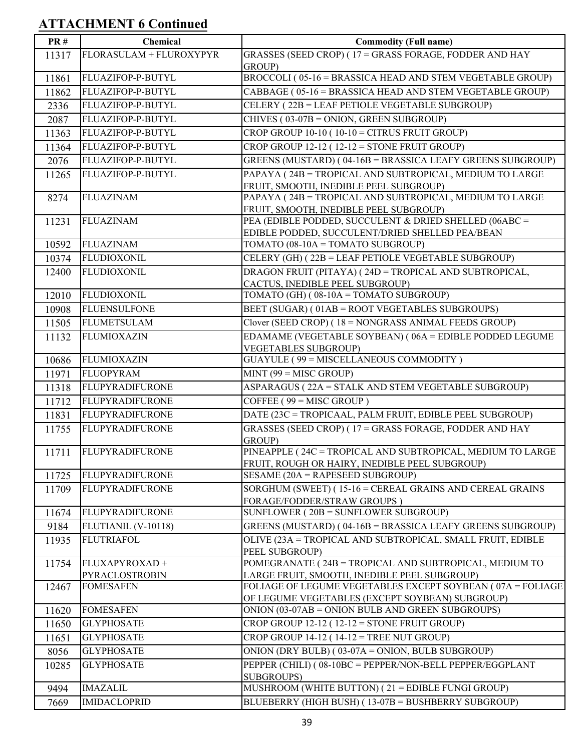## ATTACHMENT 6 Continued

| PR # | Chemical | Commodity (Full name) |
| --- | --- | --- |
| 11317 | FLORASULAM + FLUROXYPYR | GRASSES (SEED CROP) ( 17 = GRASS FORAGE, FODDER AND HAY GROUP) |
| 11861 | FLUAZIFOP-P-BUTYL | BROCCOLI ( 05-16 = BRASSICA HEAD AND STEM VEGETABLE GROUP) |
| 11862 | FLUAZIFOP-P-BUTYL | CABBAGE ( 05-16 = BRASSICA HEAD AND STEM VEGETABLE GROUP) |
| 2336 | FLUAZIFOP-P-BUTYL | CELERY ( 22B = LEAF PETIOLE VEGETABLE SUBGROUP) |
| 2087 | FLUAZIFOP-P-BUTYL | CHIVES ( 03-07B = ONION, GREEN SUBGROUP) |
| 11363 | FLUAZIFOP-P-BUTYL | CROP GROUP 10-10 ( 10-10 = CITRUS FRUIT GROUP) |
| 11364 | FLUAZIFOP-P-BUTYL | CROP GROUP 12-12 ( 12-12 = STONE FRUIT GROUP) |
| 2076 | FLUAZIFOP-P-BUTYL | GREENS (MUSTARD) ( 04-16B = BRASSICA LEAFY GREENS SUBGROUP) |
| 11265 | FLUAZIFOP-P-BUTYL | PAPAYA ( 24B = TROPICAL AND SUBTROPICAL, MEDIUM TO LARGE FRUIT, SMOOTH, INEDIBLE PEEL SUBGROUP) |
| 8274 | FLUAZINAM | PAPAYA ( 24B = TROPICAL AND SUBTROPICAL, MEDIUM TO LARGE FRUIT, SMOOTH, INEDIBLE PEEL SUBGROUP) |
| 11231 | FLUAZINAM | PEA (EDIBLE PODDED, SUCCULENT & DRIED SHELLED (06ABC = EDIBLE PODDED, SUCCULENT/DRIED SHELLED PEA/BEAN |
| 10592 | FLUAZINAM | TOMATO (08-10A = TOMATO SUBGROUP) |
| 10374 | FLUDIOXONIL | CELERY (GH) ( 22B = LEAF PETIOLE VEGETABLE SUBGROUP) |
| 12400 | FLUDIOXONIL | DRAGON FRUIT (PITAYA) ( 24D = TROPICAL AND SUBTROPICAL, CACTUS, INEDIBLE PEEL SUBGROUP) |
| 12010 | FLUDIOXONIL | TOMATO (GH) ( 08-10A = TOMATO SUBGROUP) |
| 10908 | FLUENSULFONE | BEET (SUGAR) ( 01AB = ROOT VEGETABLES SUBGROUPS) |
| 11505 | FLUMETSULAM | Clover (SEED CROP) ( 18 = NONGRASS ANIMAL FEEDS GROUP) |
| 11132 | FLUMIOXAZIN | EDAMAME (VEGETABLE SOYBEAN) ( 06A = EDIBLE PODDED LEGUME VEGETABLES SUBGROUP) |
| 10686 | FLUMIOXAZIN | GUAYULE ( 99 = MISCELLANEOUS COMMODITY ) |
| 11971 | FLUOPYRAM | MINT (99 = MISC GROUP) |
| 11318 | FLUPYRADIFURONE | ASPARAGUS ( 22A = STALK AND STEM VEGETABLE SUBGROUP) |
| 11712 | FLUPYRADIFURONE | COFFEE ( 99 = MISC GROUP ) |
| 11831 | FLUPYRADIFURONE | DATE (23C = TROPICAAL, PALM FRUIT, EDIBLE PEEL SUBGROUP) |
| 11755 | FLUPYRADIFURONE | GRASSES (SEED CROP) ( 17 = GRASS FORAGE, FODDER AND HAY GROUP) |
| 11711 | FLUPYRADIFURONE | PINEAPPLE ( 24C = TROPICAL AND SUBTROPICAL, MEDIUM TO LARGE FRUIT, ROUGH OR HAIRY, INEDIBLE PEEL SUBGROUP) |
| 11725 | FLUPYRADIFURONE | SESAME (20A = RAPESEED SUBGROUP) |
| 11709 | FLUPYRADIFURONE | SORGHUM (SWEET) ( 15-16 = CEREAL GRAINS AND CEREAL GRAINS FORAGE/FODDER/STRAW GROUPS ) |
| 11674 | FLUPYRADIFURONE | SUNFLOWER ( 20B = SUNFLOWER SUBGROUP) |
| 9184 | FLUTIANIL (V-10118) | GREENS (MUSTARD) ( 04-16B = BRASSICA LEAFY GREENS SUBGROUP) |
| 11935 | FLUTRIAFOL | OLIVE (23A = TROPICAL AND SUBTROPICAL, SMALL FRUIT, EDIBLE PEEL SUBGROUP) |
| 11754 | FLUXAPYROXAD + PYRACLOSTROBIN | POMEGRANATE ( 24B = TROPICAL AND SUBTROPICAL, MEDIUM TO LARGE FRUIT, SMOOTH, INEDIBLE PEEL SUBGROUP) |
| 12467 | FOMESAFEN | FOLIAGE OF LEGUME VEGETABLES EXCEPT SOYBEAN ( 07A = FOLIAGE OF LEGUME VEGETABLES (EXCEPT SOYBEAN) SUBGROUP) |
| 11620 | FOMESAFEN | ONION (03-07AB = ONION BULB AND GREEN SUBGROUPS) |
| 11650 | GLYPHOSATE | CROP GROUP 12-12 ( 12-12 = STONE FRUIT GROUP) |
| 11651 | GLYPHOSATE | CROP GROUP 14-12 ( 14-12 = TREE NUT GROUP) |
| 8056 | GLYPHOSATE | ONION (DRY BULB) ( 03-07A = ONION, BULB SUBGROUP) |
| 10285 | GLYPHOSATE | PEPPER (CHILI) ( 08-10BC = PEPPER/NON-BELL PEPPER/EGGPLANT SUBGROUPS) |
| 9494 | IMAZALIL | MUSHROOM (WHITE BUTTON) ( 21 = EDIBLE FUNGI GROUP) |
| 7669 | IMIDACLOPRID | BLUEBERRY (HIGH BUSH) ( 13-07B = BUSHBERRY SUBGROUP) |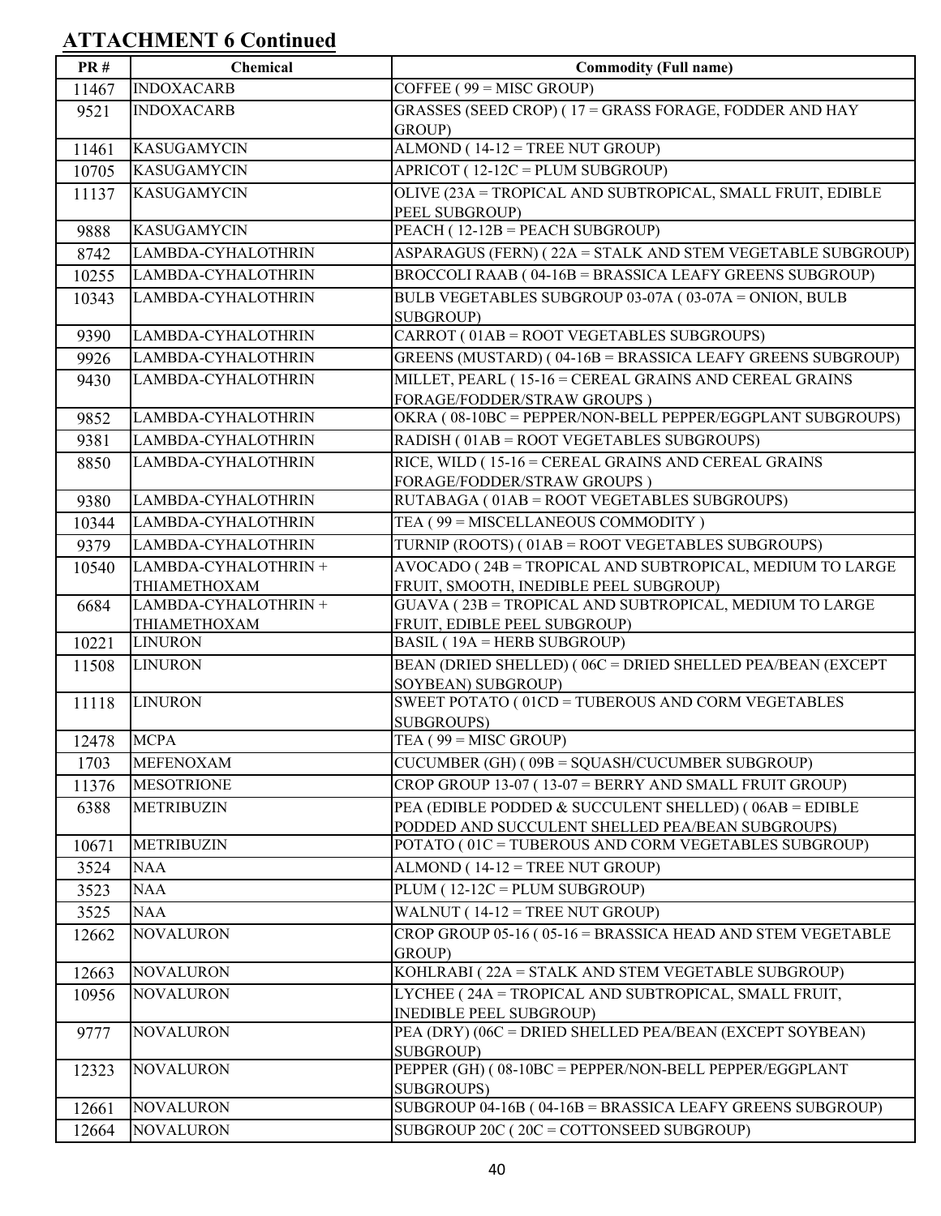## ATTACHMENT 6 Continued

| PR # | Chemical | Commodity (Full name) |
|---|---|---|
| 11467 | INDOXACARB | COFFEE ( 99 = MISC GROUP) |
| 9521 | INDOXACARB | GRASSES (SEED CROP) ( 17 = GRASS FORAGE, FODDER AND HAY GROUP) |
| 11461 | KASUGAMYCIN | ALMOND ( 14-12 = TREE NUT GROUP) |
| 10705 | KASUGAMYCIN | APRICOT ( 12-12C = PLUM SUBGROUP) |
| 11137 | KASUGAMYCIN | OLIVE (23A = TROPICAL AND SUBTROPICAL, SMALL FRUIT, EDIBLE PEEL SUBGROUP) |
| 9888 | KASUGAMYCIN | PEACH ( 12-12B = PEACH SUBGROUP) |
| 8742 | LAMBDA-CYHALOTHRIN | ASPARAGUS (FERN) ( 22A = STALK AND STEM VEGETABLE SUBGROUP) |
| 10255 | LAMBDA-CYHALOTHRIN | BROCCOLI RAAB ( 04-16B = BRASSICA LEAFY GREENS SUBGROUP) |
| 10343 | LAMBDA-CYHALOTHRIN | BULB VEGETABLES SUBGROUP 03-07A ( 03-07A = ONION, BULB SUBGROUP) |
| 9390 | LAMBDA-CYHALOTHRIN | CARROT ( 01AB = ROOT VEGETABLES SUBGROUPS) |
| 9926 | LAMBDA-CYHALOTHRIN | GREENS (MUSTARD) ( 04-16B = BRASSICA LEAFY GREENS SUBGROUP) |
| 9430 | LAMBDA-CYHALOTHRIN | MILLET, PEARL ( 15-16 = CEREAL GRAINS AND CEREAL GRAINS FORAGE/FODDER/STRAW GROUPS ) |
| 9852 | LAMBDA-CYHALOTHRIN | OKRA ( 08-10BC = PEPPER/NON-BELL PEPPER/EGGPLANT SUBGROUPS) |
| 9381 | LAMBDA-CYHALOTHRIN | RADISH ( 01AB = ROOT VEGETABLES SUBGROUPS) |
| 8850 | LAMBDA-CYHALOTHRIN | RICE, WILD ( 15-16 = CEREAL GRAINS AND CEREAL GRAINS FORAGE/FODDER/STRAW GROUPS ) |
| 9380 | LAMBDA-CYHALOTHRIN | RUTABAGA ( 01AB = ROOT VEGETABLES SUBGROUPS) |
| 10344 | LAMBDA-CYHALOTHRIN | TEA ( 99 = MISCELLANEOUS COMMODITY ) |
| 9379 | LAMBDA-CYHALOTHRIN | TURNIP (ROOTS) ( 01AB = ROOT VEGETABLES SUBGROUPS) |
| 10540 | LAMBDA-CYHALOTHRIN + THIAMETHOXAM | AVOCADO ( 24B = TROPICAL AND SUBTROPICAL, MEDIUM TO LARGE FRUIT, SMOOTH, INEDIBLE PEEL SUBGROUP) |
| 6684 | LAMBDA-CYHALOTHRIN + THIAMETHOXAM | GUAVA ( 23B = TROPICAL AND SUBTROPICAL, MEDIUM TO LARGE FRUIT, EDIBLE PEEL SUBGROUP) |
| 10221 | LINURON | BASIL ( 19A = HERB SUBGROUP) |
| 11508 | LINURON | BEAN (DRIED SHELLED) ( 06C = DRIED SHELLED PEA/BEAN (EXCEPT SOYBEAN) SUBGROUP) |
| 11118 | LINURON | SWEET POTATO ( 01CD = TUBEROUS AND CORM VEGETABLES SUBGROUPS) |
| 12478 | MCPA | TEA ( 99 = MISC GROUP) |
| 1703 | MEFENOXAM | CUCUMBER (GH) ( 09B = SQUASH/CUCUMBER SUBGROUP) |
| 11376 | MESOTRIONE | CROP GROUP 13-07 ( 13-07 = BERRY AND SMALL FRUIT GROUP) |
| 6388 | METRIBUZIN | PEA (EDIBLE PODDED & SUCCULENT SHELLED) ( 06AB = EDIBLE PODDED AND SUCCULENT SHELLED PEA/BEAN SUBGROUPS) |
| 10671 | METRIBUZIN | POTATO ( 01C = TUBEROUS AND CORM VEGETABLES SUBGROUP) |
| 3524 | NAA | ALMOND ( 14-12 = TREE NUT GROUP) |
| 3523 | NAA | PLUM ( 12-12C = PLUM SUBGROUP) |
| 3525 | NAA | WALNUT ( 14-12 = TREE NUT GROUP) |
| 12662 | NOVALURON | CROP GROUP 05-16 ( 05-16 = BRASSICA HEAD AND STEM VEGETABLE GROUP) |
| 12663 | NOVALURON | KOHLRABI ( 22A = STALK AND STEM VEGETABLE SUBGROUP) |
| 10956 | NOVALURON | LYCHEE ( 24A = TROPICAL AND SUBTROPICAL, SMALL FRUIT, INEDIBLE PEEL SUBGROUP) |
| 9777 | NOVALURON | PEA (DRY) (06C = DRIED SHELLED PEA/BEAN (EXCEPT SOYBEAN) SUBGROUP) |
| 12323 | NOVALURON | PEPPER (GH) ( 08-10BC = PEPPER/NON-BELL PEPPER/EGGPLANT SUBGROUPS) |
| 12661 | NOVALURON | SUBGROUP 04-16B ( 04-16B = BRASSICA LEAFY GREENS SUBGROUP) |
| 12664 | NOVALURON | SUBGROUP 20C ( 20C = COTTONSEED SUBGROUP) |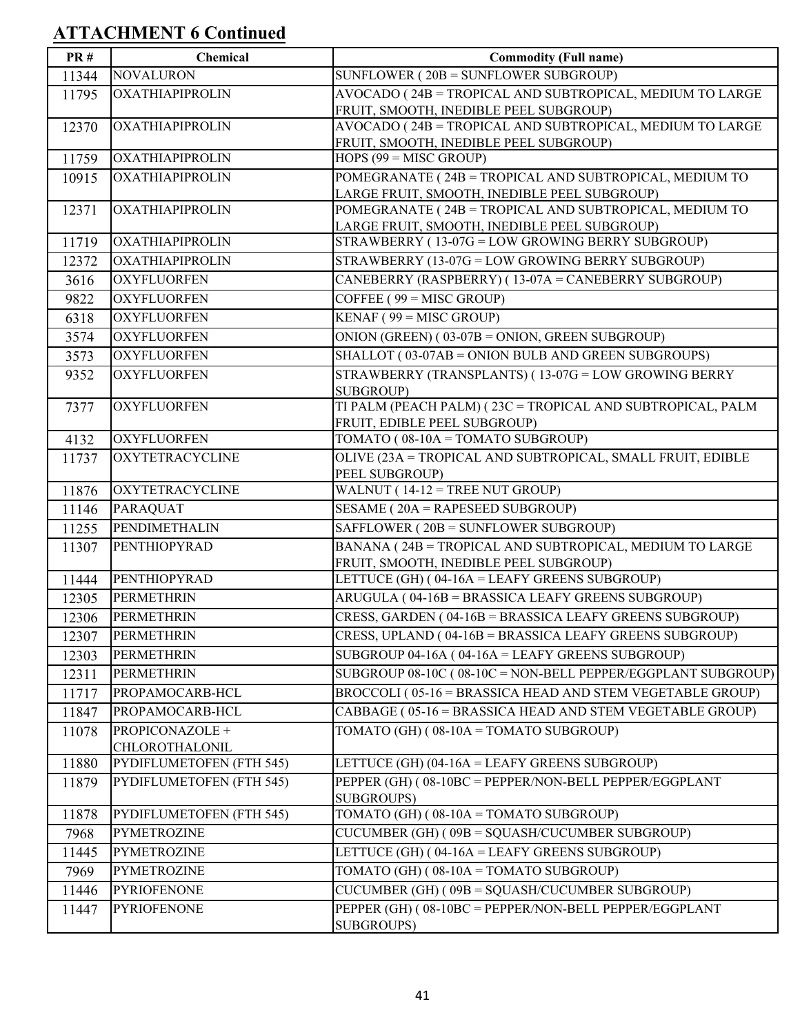## ATTACHMENT 6 Continued

| PR # | Chemical | Commodity (Full name) |
|---|---|---|
| 11344 | NOVALURON | SUNFLOWER ( 20B = SUNFLOWER SUBGROUP) |
| 11795 | OXATHIAPIPROLIN | AVOCADO ( 24B = TROPICAL AND SUBTROPICAL, MEDIUM TO LARGE FRUIT, SMOOTH, INEDIBLE PEEL SUBGROUP) |
| 12370 | OXATHIAPIPROLIN | AVOCADO ( 24B = TROPICAL AND SUBTROPICAL, MEDIUM TO LARGE FRUIT, SMOOTH, INEDIBLE PEEL SUBGROUP) |
| 11759 | OXATHIAPIPROLIN | HOPS (99 = MISC GROUP) |
| 10915 | OXATHIAPIPROLIN | POMEGRANATE ( 24B = TROPICAL AND SUBTROPICAL, MEDIUM TO LARGE FRUIT, SMOOTH, INEDIBLE PEEL SUBGROUP) |
| 12371 | OXATHIAPIPROLIN | POMEGRANATE ( 24B = TROPICAL AND SUBTROPICAL, MEDIUM TO LARGE FRUIT, SMOOTH, INEDIBLE PEEL SUBGROUP) |
| 11719 | OXATHIAPIPROLIN | STRAWBERRY ( 13-07G = LOW GROWING BERRY SUBGROUP) |
| 12372 | OXATHIAPIPROLIN | STRAWBERRY (13-07G = LOW GROWING BERRY SUBGROUP) |
| 3616 | OXYFLUORFEN | CANEBERRY (RASPBERRY) ( 13-07A = CANEBERRY SUBGROUP) |
| 9822 | OXYFLUORFEN | COFFEE ( 99 = MISC GROUP) |
| 6318 | OXYFLUORFEN | KENAF ( 99 = MISC GROUP) |
| 3574 | OXYFLUORFEN | ONION (GREEN) ( 03-07B = ONION, GREEN SUBGROUP) |
| 3573 | OXYFLUORFEN | SHALLOT ( 03-07AB = ONION BULB AND GREEN SUBGROUPS) |
| 9352 | OXYFLUORFEN | STRAWBERRY (TRANSPLANTS) ( 13-07G = LOW GROWING BERRY SUBGROUP) |
| 7377 | OXYFLUORFEN | TI PALM (PEACH PALM) ( 23C = TROPICAL AND SUBTROPICAL, PALM FRUIT, EDIBLE PEEL SUBGROUP) |
| 4132 | OXYFLUORFEN | TOMATO ( 08-10A = TOMATO SUBGROUP) |
| 11737 | OXYTETRACYCLINE | OLIVE (23A = TROPICAL AND SUBTROPICAL, SMALL FRUIT, EDIBLE PEEL SUBGROUP) |
| 11876 | OXYTETRACYCLINE | WALNUT ( 14-12 = TREE NUT GROUP) |
| 11146 | PARAQUAT | SESAME ( 20A = RAPESEED SUBGROUP) |
| 11255 | PENDIMETHALIN | SAFFLOWER ( 20B = SUNFLOWER SUBGROUP) |
| 11307 | PENTHIOPYRAD | BANANA ( 24B = TROPICAL AND SUBTROPICAL, MEDIUM TO LARGE FRUIT, SMOOTH, INEDIBLE PEEL SUBGROUP) |
| 11444 | PENTHIOPYRAD | LETTUCE (GH) ( 04-16A = LEAFY GREENS SUBGROUP) |
| 12305 | PERMETHRIN | ARUGULA ( 04-16B = BRASSICA LEAFY GREENS SUBGROUP) |
| 12306 | PERMETHRIN | CRESS, GARDEN ( 04-16B = BRASSICA LEAFY GREENS SUBGROUP) |
| 12307 | PERMETHRIN | CRESS, UPLAND ( 04-16B = BRASSICA LEAFY GREENS SUBGROUP) |
| 12303 | PERMETHRIN | SUBGROUP 04-16A ( 04-16A = LEAFY GREENS SUBGROUP) |
| 12311 | PERMETHRIN | SUBGROUP 08-10C ( 08-10C = NON-BELL PEPPER/EGGPLANT SUBGROUP) |
| 11717 | PROPAMOCARB-HCL | BROCCOLI ( 05-16 = BRASSICA HEAD AND STEM VEGETABLE GROUP) |
| 11847 | PROPAMOCARB-HCL | CABBAGE ( 05-16 = BRASSICA HEAD AND STEM VEGETABLE GROUP) |
| 11078 | PROPICONAZOLE + CHLOROTHALONIL | TOMATO (GH) ( 08-10A = TOMATO SUBGROUP) |
| 11880 | PYDIFLUMETOFEN (FTH 545) | LETTUCE (GH) (04-16A = LEAFY GREENS SUBGROUP) |
| 11879 | PYDIFLUMETOFEN (FTH 545) | PEPPER (GH) ( 08-10BC = PEPPER/NON-BELL PEPPER/EGGPLANT SUBGROUPS) |
| 11878 | PYDIFLUMETOFEN (FTH 545) | TOMATO (GH) ( 08-10A = TOMATO SUBGROUP) |
| 7968 | PYMETROZINE | CUCUMBER (GH) ( 09B = SQUASH/CUCUMBER SUBGROUP) |
| 11445 | PYMETROZINE | LETTUCE (GH) ( 04-16A = LEAFY GREENS SUBGROUP) |
| 7969 | PYMETROZINE | TOMATO (GH) ( 08-10A = TOMATO SUBGROUP) |
| 11446 | PYRIOFENONE | CUCUMBER (GH) ( 09B = SQUASH/CUCUMBER SUBGROUP) |
| 11447 | PYRIOFENONE | PEPPER (GH) ( 08-10BC = PEPPER/NON-BELL PEPPER/EGGPLANT SUBGROUPS) |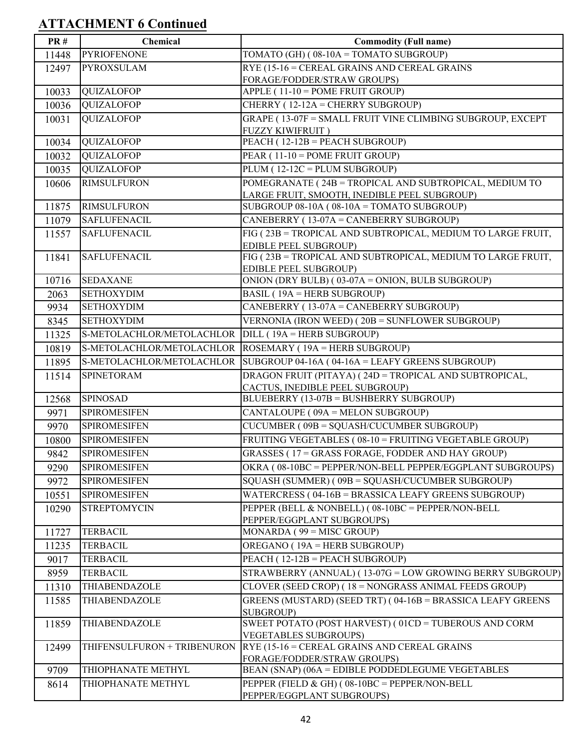## ATTACHMENT 6 Continued

| PR # | Chemical | Commodity (Full name) |
|---|---|---|
| 11448 | PYRIOFENONE | TOMATO (GH) ( 08-10A = TOMATO SUBGROUP) |
| 12497 | PYROXSULAM | RYE (15-16 = CEREAL GRAINS AND CEREAL GRAINS FORAGE/FODDER/STRAW GROUPS) |
| 10033 | QUIZALOFOP | APPLE ( 11-10 = POME FRUIT GROUP) |
| 10036 | QUIZALOFOP | CHERRY ( 12-12A = CHERRY SUBGROUP) |
| 10031 | QUIZALOFOP | GRAPE ( 13-07F = SMALL FRUIT VINE CLIMBING SUBGROUP, EXCEPT FUZZY KIWIFRUIT ) |
| 10034 | QUIZALOFOP | PEACH ( 12-12B = PEACH SUBGROUP) |
| 10032 | QUIZALOFOP | PEAR ( 11-10 = POME FRUIT GROUP) |
| 10035 | QUIZALOFOP | PLUM ( 12-12C = PLUM SUBGROUP) |
| 10606 | RIMSULFURON | POMEGRANATE ( 24B = TROPICAL AND SUBTROPICAL, MEDIUM TO LARGE FRUIT, SMOOTH, INEDIBLE PEEL SUBGROUP) |
| 11875 | RIMSULFURON | SUBGROUP 08-10A ( 08-10A = TOMATO SUBGROUP) |
| 11079 | SAFLUFENACIL | CANEBERRY ( 13-07A = CANEBERRY SUBGROUP) |
| 11557 | SAFLUFENACIL | FIG ( 23B = TROPICAL AND SUBTROPICAL, MEDIUM TO LARGE FRUIT, EDIBLE PEEL SUBGROUP) |
| 11841 | SAFLUFENACIL | FIG ( 23B = TROPICAL AND SUBTROPICAL, MEDIUM TO LARGE FRUIT, EDIBLE PEEL SUBGROUP) |
| 10716 | SEDAXANE | ONION (DRY BULB) ( 03-07A = ONION, BULB SUBGROUP) |
| 2063 | SETHOXYDIM | BASIL ( 19A = HERB SUBGROUP) |
| 9934 | SETHOXYDIM | CANEBERRY ( 13-07A = CANEBERRY SUBGROUP) |
| 8345 | SETHOXYDIM | VERNONIA (IRON WEED) ( 20B = SUNFLOWER SUBGROUP) |
| 11325 | S-METOLACHLOR/METOLACHLOR | DILL ( 19A = HERB SUBGROUP) |
| 10819 | S-METOLACHLOR/METOLACHLOR | ROSEMARY ( 19A = HERB SUBGROUP) |
| 11895 | S-METOLACHLOR/METOLACHLOR | SUBGROUP 04-16A ( 04-16A = LEAFY GREENS SUBGROUP) |
| 11514 | SPINETORAM | DRAGON FRUIT (PITAYA) ( 24D = TROPICAL AND SUBTROPICAL, CACTUS, INEDIBLE PEEL SUBGROUP) |
| 12568 | SPINOSAD | BLUEBERRY (13-07B = BUSHBERRY SUBGROUP) |
| 9971 | SPIROMESIFEN | CANTALOUPE ( 09A = MELON SUBGROUP) |
| 9970 | SPIROMESIFEN | CUCUMBER ( 09B = SQUASH/CUCUMBER SUBGROUP) |
| 10800 | SPIROMESIFEN | FRUITING VEGETABLES ( 08-10 = FRUITING VEGETABLE GROUP) |
| 9842 | SPIROMESIFEN | GRASSES ( 17 = GRASS FORAGE, FODDER AND HAY GROUP) |
| 9290 | SPIROMESIFEN | OKRA ( 08-10BC = PEPPER/NON-BELL PEPPER/EGGPLANT SUBGROUPS) |
| 9972 | SPIROMESIFEN | SQUASH (SUMMER) ( 09B = SQUASH/CUCUMBER SUBGROUP) |
| 10551 | SPIROMESIFEN | WATERCRESS ( 04-16B = BRASSICA LEAFY GREENS SUBGROUP) |
| 10290 | STREPTOMYCIN | PEPPER (BELL & NONBELL) ( 08-10BC = PEPPER/NON-BELL PEPPER/EGGPLANT SUBGROUPS) |
| 11727 | TERBACIL | MONARDA ( 99 = MISC GROUP) |
| 11235 | TERBACIL | OREGANO ( 19A = HERB SUBGROUP) |
| 9017 | TERBACIL | PEACH ( 12-12B = PEACH SUBGROUP) |
| 8959 | TERBACIL | STRAWBERRY (ANNUAL) ( 13-07G = LOW GROWING BERRY SUBGROUP) |
| 11310 | THIABENDAZOLE | CLOVER (SEED CROP) ( 18 = NONGRASS ANIMAL FEEDS GROUP) |
| 11585 | THIABENDAZOLE | GREENS (MUSTARD) (SEED TRT) ( 04-16B = BRASSICA LEAFY GREENS SUBGROUP) |
| 11859 | THIABENDAZOLE | SWEET POTATO (POST HARVEST) ( 01CD = TUBEROUS AND CORM VEGETABLES SUBGROUPS) |
| 12499 | THIFENSULFURON + TRIBENURON | RYE (15-16 = CEREAL GRAINS AND CEREAL GRAINS FORAGE/FODDER/STRAW GROUPS) |
| 9709 | THIOPHANATE METHYL | BEAN (SNAP) (06A = EDIBLE PODDEDLEGUME VEGETABLES |
| 8614 | THIOPHANATE METHYL | PEPPER (FIELD & GH) ( 08-10BC = PEPPER/NON-BELL PEPPER/EGGPLANT SUBGROUPS) |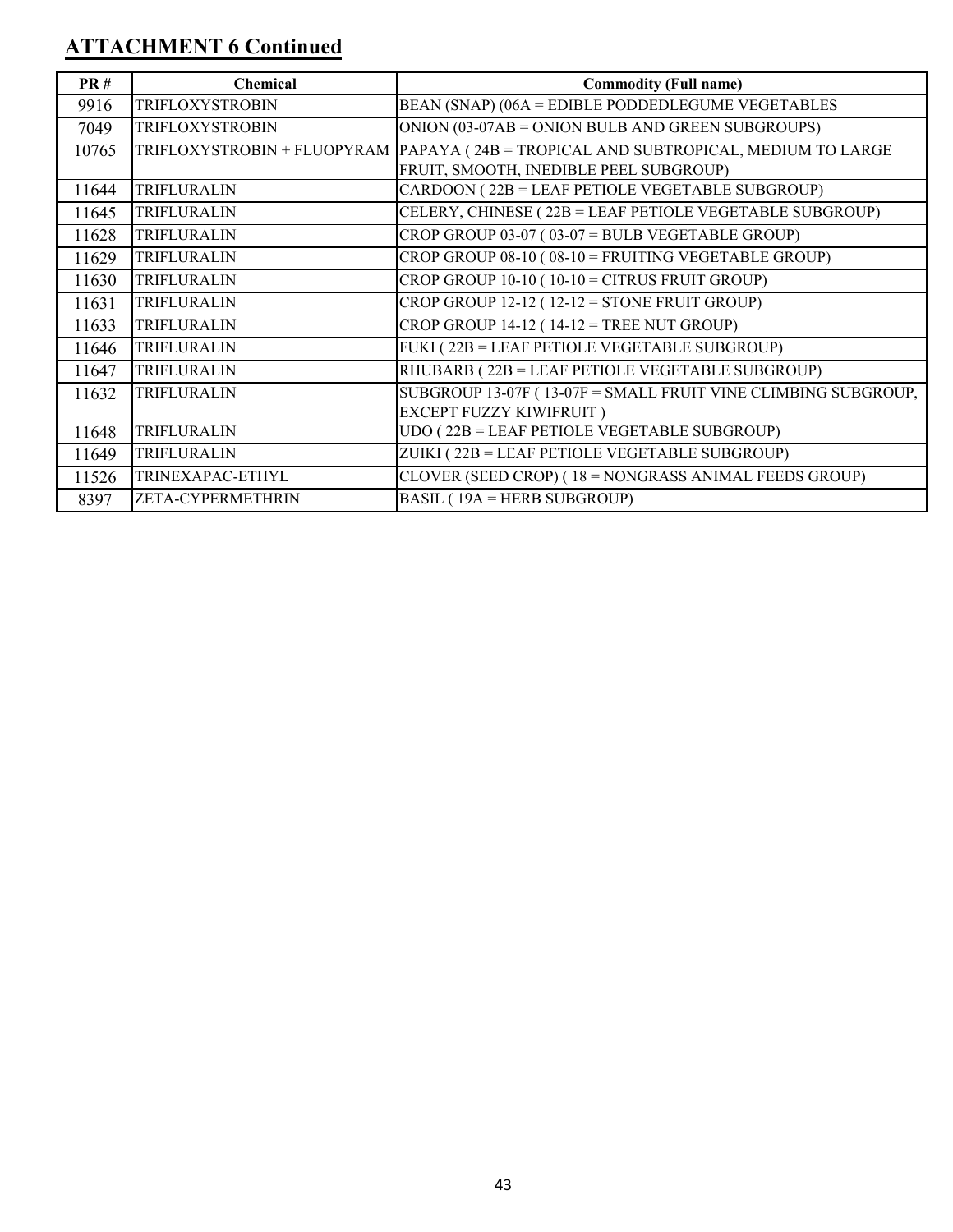## ATTACHMENT 6 Continued

| PR # | Chemical | Commodity (Full name) |
| --- | --- | --- |
| 9916 | TRIFLOXYSTROBIN | BEAN (SNAP) (06A = EDIBLE PODDEDLEGUME VEGETABLES |
| 7049 | TRIFLOXYSTROBIN | ONION (03-07AB = ONION BULB AND GREEN SUBGROUPS) |
| 10765 | TRIFLOXYSTROBIN + FLUOPYRAM | PAPAYA ( 24B = TROPICAL AND SUBTROPICAL, MEDIUM TO LARGE FRUIT, SMOOTH, INEDIBLE PEEL SUBGROUP) |
| 11644 | TRIFLURALIN | CARDOON ( 22B = LEAF PETIOLE VEGETABLE SUBGROUP) |
| 11645 | TRIFLURALIN | CELERY, CHINESE ( 22B = LEAF PETIOLE VEGETABLE SUBGROUP) |
| 11628 | TRIFLURALIN | CROP GROUP 03-07 ( 03-07 = BULB VEGETABLE GROUP) |
| 11629 | TRIFLURALIN | CROP GROUP 08-10 ( 08-10 = FRUITING VEGETABLE GROUP) |
| 11630 | TRIFLURALIN | CROP GROUP 10-10 ( 10-10 = CITRUS FRUIT GROUP) |
| 11631 | TRIFLURALIN | CROP GROUP 12-12 ( 12-12 = STONE FRUIT GROUP) |
| 11633 | TRIFLURALIN | CROP GROUP 14-12 ( 14-12 = TREE NUT GROUP) |
| 11646 | TRIFLURALIN | FUKI ( 22B = LEAF PETIOLE VEGETABLE SUBGROUP) |
| 11647 | TRIFLURALIN | RHUBARB ( 22B = LEAF PETIOLE VEGETABLE SUBGROUP) |
| 11632 | TRIFLURALIN | SUBGROUP 13-07F ( 13-07F = SMALL FRUIT VINE CLIMBING SUBGROUP, EXCEPT FUZZY KIWIFRUIT ) |
| 11648 | TRIFLURALIN | UDO ( 22B = LEAF PETIOLE VEGETABLE SUBGROUP) |
| 11649 | TRIFLURALIN | ZUIKI ( 22B = LEAF PETIOLE VEGETABLE SUBGROUP) |
| 11526 | TRINEXAPAC-ETHYL | CLOVER (SEED CROP) ( 18 = NONGRASS ANIMAL FEEDS GROUP) |
| 8397 | ZETA-CYPERMETHRIN | BASIL ( 19A = HERB SUBGROUP) |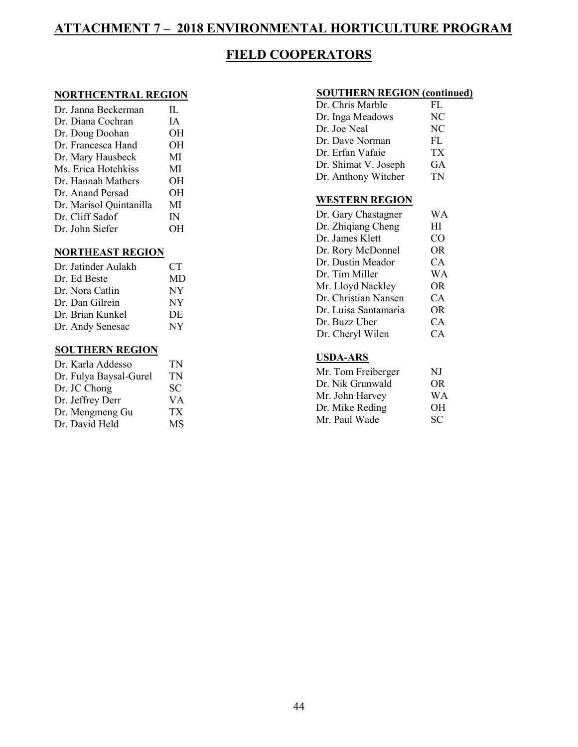# ATTACHMENT 7 – 2018 ENVIRONMENTAL HORTICULTURE PROGRAM

## FIELD COOPERATORS

### NORTHCENTRAL REGION

| | |
|---|---|
| Dr. Janna Beckerman | IL |
| Dr. Diana Cochran | IA |
| Dr. Doug Doohan | OH |
| Dr. Francesca Hand | OH |
| Dr. Mary Hausbeck | MI |
| Ms. Erica Hotchkiss | MI |
| Dr. Hannah Mathers | OH |
| Dr. Anand Persad | OH |
| Dr. Marisol Quintanilla | MI |
| Dr. Cliff Sadof | IN |
| Dr. John Siefer | OH |

### NORTHEAST REGION

| | |
|---|---|
| Dr. Jatinder Aulakh | CT |
| Dr. Ed Beste | MD |
| Dr. Nora Catlin | NY |
| Dr. Dan Gilrein | NY |
| Dr. Brian Kunkel | DE |
| Dr. Andy Senesac | NY |

### SOUTHERN REGION

| | |
|---|---|
| Dr. Karla Addesso | TN |
| Dr. Fulya Baysal-Gurel | TN |
| Dr. JC Chong | SC |
| Dr. Jeffrey Derr | VA |
| Dr. Mengmeng Gu | TX |
| Dr. David Held | MS |

### SOUTHERN REGION (continued)

| | |
|---|---|
| Dr. Chris Marble | FL |
| Dr. Inga Meadows | NC |
| Dr. Joe Neal | NC |
| Dr. Dave Norman | FL |
| Dr. Erfan Vafaie | TX |
| Dr. Shimat V. Joseph | GA |
| Dr. Anthony Witcher | TN |

### WESTERN REGION

| | |
|---|---|
| Dr. Gary Chastagner | WA |
| Dr. Zhiqiang Cheng | HI |
| Dr. James Klett | CO |
| Dr. Rory McDonnel | OR |
| Dr. Dustin Meador | CA |
| Dr. Tim Miller | WA |
| Mr. Lloyd Nackley | OR |
| Dr. Christian Nansen | CA |
| Dr. Luisa Santamaria | OR |
| Dr. Buzz Uber | CA |
| Dr. Cheryl Wilen | CA |

### USDA-ARS

| | |
|---|---|
| Mr. Tom Freiberger | NJ |
| Dr. Nik Grunwald | OR |
| Mr. John Harvey | WA |
| Dr. Mike Reding | OH |
| Mr. Paul Wade | SC |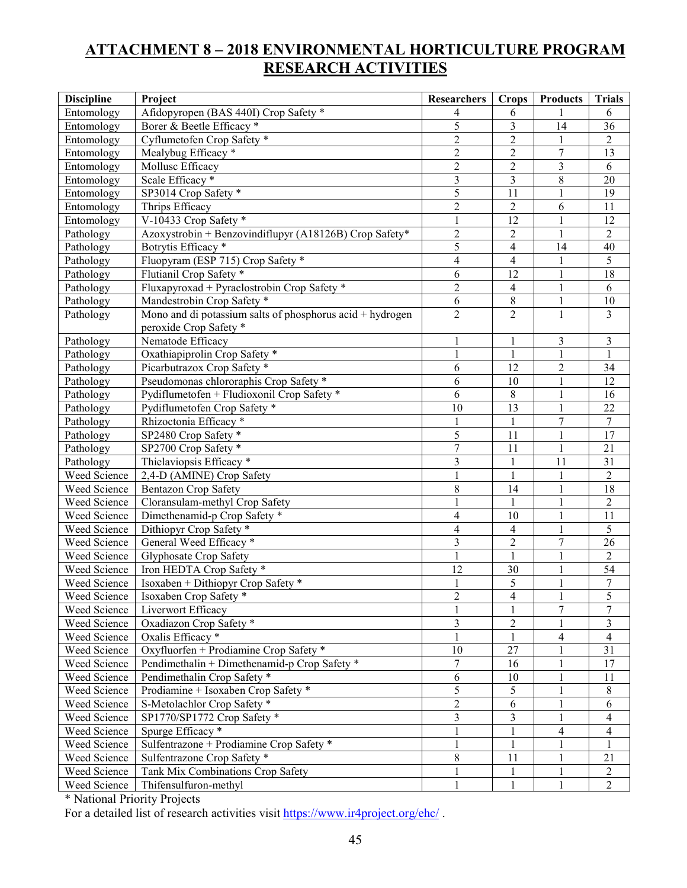# ATTACHMENT 8 – 2018 ENVIRONMENTAL HORTICULTURE PROGRAM RESEARCH ACTIVITIES

| Discipline | Project | Researchers | Crops | Products | Trials |
|---|---|---|---|---|---|
| Entomology | Afidopyropen (BAS 440I) Crop Safety * | 4 | 6 | 1 | 6 |
| Entomology | Borer & Beetle Efficacy * | 5 | 3 | 14 | 36 |
| Entomology | Cyflumetofen Crop Safety * | 2 | 2 | 1 | 2 |
| Entomology | Mealybug Efficacy * | 2 | 2 | 7 | 13 |
| Entomology | Mollusc Efficacy | 2 | 2 | 3 | 6 |
| Entomology | Scale Efficacy * | 3 | 3 | 8 | 20 |
| Entomology | SP3014 Crop Safety * | 5 | 11 | 1 | 19 |
| Entomology | Thrips Efficacy | 2 | 2 | 6 | 11 |
| Entomology | V-10433 Crop Safety * | 1 | 12 | 1 | 12 |
| Pathology | Azoxystrobin + Benzovindiflupyr (A18126B) Crop Safety* | 2 | 2 | 1 | 2 |
| Pathology | Botrytis Efficacy * | 5 | 4 | 14 | 40 |
| Pathology | Fluopyram (ESP 715) Crop Safety * | 4 | 4 | 1 | 5 |
| Pathology | Flutianil Crop Safety * | 6 | 12 | 1 | 18 |
| Pathology | Fluxapyroxad + Pyraclostrobin Crop Safety * | 2 | 4 | 1 | 6 |
| Pathology | Mandestrobin Crop Safety * | 6 | 8 | 1 | 10 |
| Pathology | Mono and di potassium salts of phosphorus acid + hydrogen peroxide Crop Safety * | 2 | 2 | 1 | 3 |
| Pathology | Nematode Efficacy | 1 | 1 | 3 | 3 |
| Pathology | Oxathiapiprolin Crop Safety * | 1 | 1 | 1 | 1 |
| Pathology | Picarbutrazox Crop Safety * | 6 | 12 | 2 | 34 |
| Pathology | Pseudomonas chlororaphis Crop Safety * | 6 | 10 | 1 | 12 |
| Pathology | Pydiflumetofen + Fludioxonil Crop Safety * | 6 | 8 | 1 | 16 |
| Pathology | Pydiflumetofen Crop Safety * | 10 | 13 | 1 | 22 |
| Pathology | Rhizoctonia Efficacy * | 1 | 1 | 7 | 7 |
| Pathology | SP2480 Crop Safety * | 5 | 11 | 1 | 17 |
| Pathology | SP2700 Crop Safety * | 7 | 11 | 1 | 21 |
| Pathology | Thielaviopsis Efficacy * | 3 | 1 | 11 | 31 |
| Weed Science | 2,4-D (AMINE) Crop Safety | 1 | 1 | 1 | 2 |
| Weed Science | Bentazon Crop Safety | 8 | 14 | 1 | 18 |
| Weed Science | Cloransulam-methyl Crop Safety | 1 | 1 | 1 | 2 |
| Weed Science | Dimethenamid-p Crop Safety * | 4 | 10 | 1 | 11 |
| Weed Science | Dithiopyr Crop Safety * | 4 | 4 | 1 | 5 |
| Weed Science | General Weed Efficacy * | 3 | 2 | 7 | 26 |
| Weed Science | Glyphosate Crop Safety | 1 | 1 | 1 | 2 |
| Weed Science | Iron HEDTA Crop Safety * | 12 | 30 | 1 | 54 |
| Weed Science | Isoxaben + Dithiopyr Crop Safety * | 1 | 5 | 1 | 7 |
| Weed Science | Isoxaben Crop Safety * | 2 | 4 | 1 | 5 |
| Weed Science | Liverwort Efficacy | 1 | 1 | 7 | 7 |
| Weed Science | Oxadiazon Crop Safety * | 3 | 2 | 1 | 3 |
| Weed Science | Oxalis Efficacy * | 1 | 1 | 4 | 4 |
| Weed Science | Oxyfluorfen + Prodiamine Crop Safety * | 10 | 27 | 1 | 31 |
| Weed Science | Pendimethalin + Dimethenamid-p Crop Safety * | 7 | 16 | 1 | 17 |
| Weed Science | Pendimethalin Crop Safety * | 6 | 10 | 1 | 11 |
| Weed Science | Prodiamine + Isoxaben Crop Safety * | 5 | 5 | 1 | 8 |
| Weed Science | S-Metolachlor Crop Safety * | 2 | 6 | 1 | 6 |
| Weed Science | SP1770/SP1772 Crop Safety * | 3 | 3 | 1 | 4 |
| Weed Science | Spurge Efficacy * | 1 | 1 | 4 | 4 |
| Weed Science | Sulfentrazone + Prodiamine Crop Safety * | 1 | 1 | 1 | 1 |
| Weed Science | Sulfentrazone Crop Safety * | 8 | 11 | 1 | 21 |
| Weed Science | Tank Mix Combinations Crop Safety | 1 | 1 | 1 | 2 |
| Weed Science | Thifensulfuron-methyl | 1 | 1 | 1 | 2 |

* National Priority Projects

For a detailed list of research activities visit https://www.ir4project.org/ehc/ .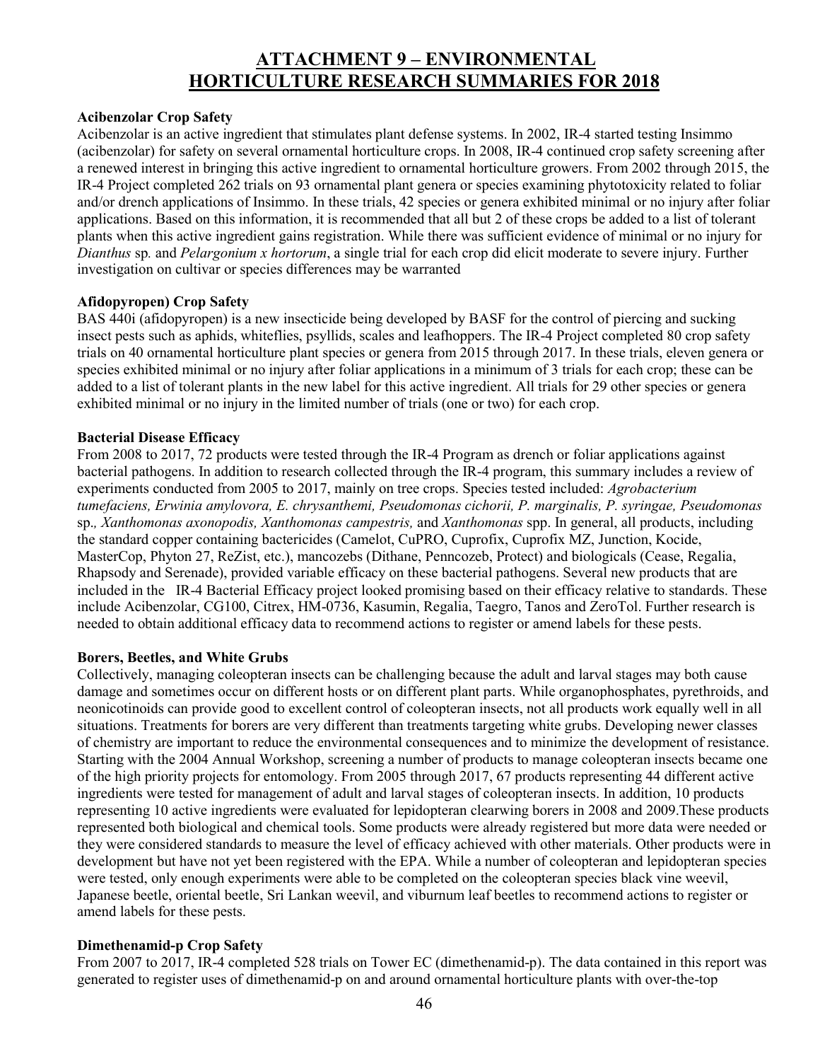# ATTACHMENT 9 – ENVIRONMENTAL HORTICULTURE RESEARCH SUMMARIES FOR 2018

**Acibenzolar Crop Safety**

Acibenzolar is an active ingredient that stimulates plant defense systems. In 2002, IR-4 started testing Insimmo (acibenzolar) for safety on several ornamental horticulture crops. In 2008, IR-4 continued crop safety screening after a renewed interest in bringing this active ingredient to ornamental horticulture growers. From 2002 through 2015, the IR-4 Project completed 262 trials on 93 ornamental plant genera or species examining phytotoxicity related to foliar and/or drench applications of Insimmo. In these trials, 42 species or genera exhibited minimal or no injury after foliar applications. Based on this information, it is recommended that all but 2 of these crops be added to a list of tolerant plants when this active ingredient gains registration. While there was sufficient evidence of minimal or no injury for *Dianthus* sp*.* and *Pelargonium x hortorum*, a single trial for each crop did elicit moderate to severe injury. Further investigation on cultivar or species differences may be warranted

**Afidopyropen) Crop Safety**

BAS 440i (afidopyropen) is a new insecticide being developed by BASF for the control of piercing and sucking insect pests such as aphids, whiteflies, psyllids, scales and leafhoppers. The IR-4 Project completed 80 crop safety trials on 40 ornamental horticulture plant species or genera from 2015 through 2017. In these trials, eleven genera or species exhibited minimal or no injury after foliar applications in a minimum of 3 trials for each crop; these can be added to a list of tolerant plants in the new label for this active ingredient. All trials for 29 other species or genera exhibited minimal or no injury in the limited number of trials (one or two) for each crop.

**Bacterial Disease Efficacy**

From 2008 to 2017, 72 products were tested through the IR-4 Program as drench or foliar applications against bacterial pathogens. In addition to research collected through the IR-4 program, this summary includes a review of experiments conducted from 2005 to 2017, mainly on tree crops. Species tested included: *Agrobacterium tumefaciens, Erwinia amylovora, E. chrysanthemi, Pseudomonas cichorii, P. marginalis, P. syringae, Pseudomonas* sp.*, Xanthomonas axonopodis, Xanthomonas campestris,* and *Xanthomonas* spp. In general, all products, including the standard copper containing bactericides (Camelot, CuPRO, Cuprofix, Cuprofix MZ, Junction, Kocide, MasterCop, Phyton 27, ReZist, etc.), mancozebs (Dithane, Penncozeb, Protect) and biologicals (Cease, Regalia, Rhapsody and Serenade), provided variable efficacy on these bacterial pathogens. Several new products that are included in the IR-4 Bacterial Efficacy project looked promising based on their efficacy relative to standards. These include Acibenzolar, CG100, Citrex, HM-0736, Kasumin, Regalia, Taegro, Tanos and ZeroTol. Further research is needed to obtain additional efficacy data to recommend actions to register or amend labels for these pests.

**Borers, Beetles, and White Grubs**

Collectively, managing coleopteran insects can be challenging because the adult and larval stages may both cause damage and sometimes occur on different hosts or on different plant parts. While organophosphates, pyrethroids, and neonicotinoids can provide good to excellent control of coleopteran insects, not all products work equally well in all situations. Treatments for borers are very different than treatments targeting white grubs. Developing newer classes of chemistry are important to reduce the environmental consequences and to minimize the development of resistance. Starting with the 2004 Annual Workshop, screening a number of products to manage coleopteran insects became one of the high priority projects for entomology. From 2005 through 2017, 67 products representing 44 different active ingredients were tested for management of adult and larval stages of coleopteran insects. In addition, 10 products representing 10 active ingredients were evaluated for lepidopteran clearwing borers in 2008 and 2009.These products represented both biological and chemical tools. Some products were already registered but more data were needed or they were considered standards to measure the level of efficacy achieved with other materials. Other products were in development but have not yet been registered with the EPA. While a number of coleopteran and lepidopteran species were tested, only enough experiments were able to be completed on the coleopteran species black vine weevil, Japanese beetle, oriental beetle, Sri Lankan weevil, and viburnum leaf beetles to recommend actions to register or amend labels for these pests.

**Dimethenamid-p Crop Safety**

From 2007 to 2017, IR-4 completed 528 trials on Tower EC (dimethenamid-p). The data contained in this report was generated to register uses of dimethenamid-p on and around ornamental horticulture plants with over-the-top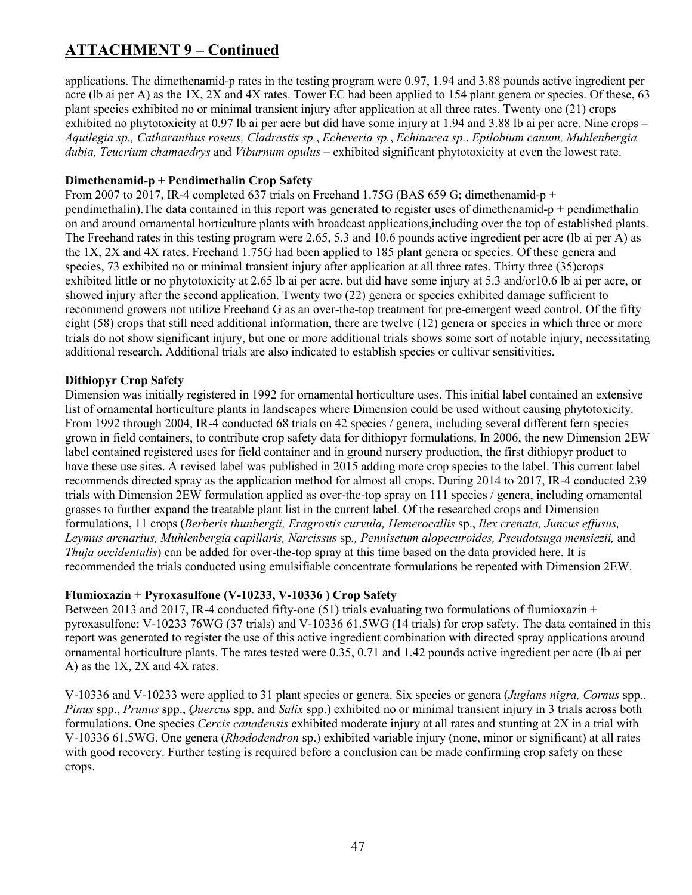## ATTACHMENT 9 – Continued

applications. The dimethenamid-p rates in the testing program were 0.97, 1.94 and 3.88 pounds active ingredient per acre (lb ai per A) as the 1X, 2X and 4X rates. Tower EC had been applied to 154 plant genera or species. Of these, 63 plant species exhibited no or minimal transient injury after application at all three rates. Twenty one (21) crops exhibited no phytotoxicity at 0.97 lb ai per acre but did have some injury at 1.94 and 3.88 lb ai per acre. Nine crops – *Aquilegia sp., Catharanthus roseus, Cladrastis sp.*, *Echeveria sp.*, *Echinacea sp.*, *Epilobium canum, Muhlenbergia dubia, Teucrium chamaedrys* and *Viburnum opulus* – exhibited significant phytotoxicity at even the lowest rate.

**Dimethenamid-p + Pendimethalin Crop Safety**

From 2007 to 2017, IR-4 completed 637 trials on Freehand 1.75G (BAS 659 G; dimethenamid-p + pendimethalin).The data contained in this report was generated to register uses of dimethenamid-p + pendimethalin on and around ornamental horticulture plants with broadcast applications,including over the top of established plants. The Freehand rates in this testing program were 2.65, 5.3 and 10.6 pounds active ingredient per acre (lb ai per A) as the 1X, 2X and 4X rates. Freehand 1.75G had been applied to 185 plant genera or species. Of these genera and species, 73 exhibited no or minimal transient injury after application at all three rates. Thirty three (35)crops exhibited little or no phytotoxicity at 2.65 lb ai per acre, but did have some injury at 5.3 and/or10.6 lb ai per acre, or showed injury after the second application. Twenty two (22) genera or species exhibited damage sufficient to recommend growers not utilize Freehand G as an over-the-top treatment for pre-emergent weed control. Of the fifty eight (58) crops that still need additional information, there are twelve (12) genera or species in which three or more trials do not show significant injury, but one or more additional trials shows some sort of notable injury, necessitating additional research. Additional trials are also indicated to establish species or cultivar sensitivities.

**Dithiopyr Crop Safety**

Dimension was initially registered in 1992 for ornamental horticulture uses. This initial label contained an extensive list of ornamental horticulture plants in landscapes where Dimension could be used without causing phytotoxicity. From 1992 through 2004, IR-4 conducted 68 trials on 42 species / genera, including several different fern species grown in field containers, to contribute crop safety data for dithiopyr formulations. In 2006, the new Dimension 2EW label contained registered uses for field container and in ground nursery production, the first dithiopyr product to have these use sites. A revised label was published in 2015 adding more crop species to the label. This current label recommends directed spray as the application method for almost all crops. During 2014 to 2017, IR-4 conducted 239 trials with Dimension 2EW formulation applied as over-the-top spray on 111 species / genera, including ornamental grasses to further expand the treatable plant list in the current label. Of the researched crops and Dimension formulations, 11 crops (*Berberis thunbergii, Eragrostis curvula, Hemerocallis* sp., *Ilex crenata, Juncus effusus, Leymus arenarius, Muhlenbergia capillaris, Narcissus* sp*., Pennisetum alopecuroides, Pseudotsuga mensiezii,* and *Thuja occidentalis*) can be added for over-the-top spray at this time based on the data provided here. It is recommended the trials conducted using emulsifiable concentrate formulations be repeated with Dimension 2EW.

**Flumioxazin + Pyroxasulfone (V-10233, V-10336 ) Crop Safety**

Between 2013 and 2017, IR-4 conducted fifty-one (51) trials evaluating two formulations of flumioxazin + pyroxasulfone: V-10233 76WG (37 trials) and V-10336 61.5WG (14 trials) for crop safety. The data contained in this report was generated to register the use of this active ingredient combination with directed spray applications around ornamental horticulture plants. The rates tested were 0.35, 0.71 and 1.42 pounds active ingredient per acre (lb ai per A) as the 1X, 2X and 4X rates.

V-10336 and V-10233 were applied to 31 plant species or genera. Six species or genera (*Juglans nigra, Cornus* spp., *Pinus* spp., *Prunus* spp., *Quercus* spp. and *Salix* spp.) exhibited no or minimal transient injury in 3 trials across both formulations. One species *Cercis canadensis* exhibited moderate injury at all rates and stunting at 2X in a trial with V-10336 61.5WG. One genera (*Rhododendron* sp.) exhibited variable injury (none, minor or significant) at all rates with good recovery. Further testing is required before a conclusion can be made confirming crop safety on these crops.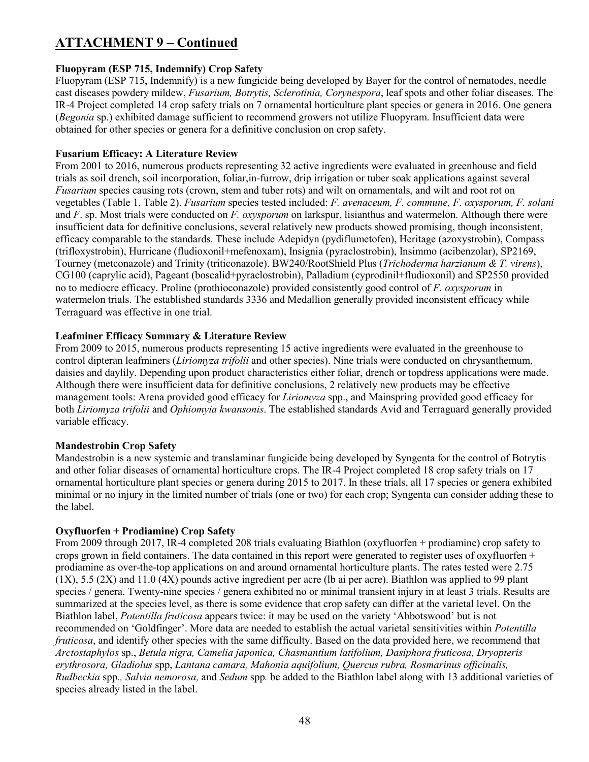## ATTACHMENT 9 – Continued

**Fluopyram (ESP 715, Indemnify) Crop Safety**

Fluopyram (ESP 715, Indemnify) is a new fungicide being developed by Bayer for the control of nematodes, needle cast diseases powdery mildew, *Fusarium, Botrytis, Sclerotinia, Corynespora*, leaf spots and other foliar diseases. The IR-4 Project completed 14 crop safety trials on 7 ornamental horticulture plant species or genera in 2016. One genera (*Begonia* sp.) exhibited damage sufficient to recommend growers not utilize Fluopyram. Insufficient data were obtained for other species or genera for a definitive conclusion on crop safety.

**Fusarium Efficacy: A Literature Review**

From 2001 to 2016, numerous products representing 32 active ingredients were evaluated in greenhouse and field trials as soil drench, soil incorporation, foliar,in-furrow, drip irrigation or tuber soak applications against several *Fusarium* species causing rots (crown, stem and tuber rots) and wilt on ornamentals, and wilt and root rot on vegetables (Table 1, Table 2). *Fusarium* species tested included: *F. avenaceum, F. commune, F. oxysporum, F. solani* and *F.* sp. Most trials were conducted on *F. oxysporum* on larkspur, lisianthus and watermelon. Although there were insufficient data for definitive conclusions, several relatively new products showed promising, though inconsistent, efficacy comparable to the standards. These include Adepidyn (pydiflumetofen), Heritage (azoxystrobin), Compass (trifloxystrobin), Hurricane (fludioxonil+mefenoxam), Insignia (pyraclostrobin), Insimmo (acibenzolar), SP2169, Tourney (metconazole) and Trinity (triticonazole). BW240/RootShield Plus (*Trichoderma harzianum & T. virens*), CG100 (caprylic acid), Pageant (boscalid+pyraclostrobin), Palladium (cyprodinil+fludioxonil) and SP2550 provided no to mediocre efficacy. Proline (prothioconazole) provided consistently good control of *F. oxysporum* in watermelon trials. The established standards 3336 and Medallion generally provided inconsistent efficacy while Terraguard was effective in one trial.

**Leafminer Efficacy Summary & Literature Review**

From 2009 to 2015, numerous products representing 15 active ingredients were evaluated in the greenhouse to control dipteran leafminers (*Liriomyza trifolii* and other species). Nine trials were conducted on chrysanthemum, daisies and daylily. Depending upon product characteristics either foliar, drench or topdress applications were made. Although there were insufficient data for definitive conclusions, 2 relatively new products may be effective management tools: Arena provided good efficacy for *Liriomyza* spp., and Mainspring provided good efficacy for both *Liriomyza trifolii* and *Ophiomyia kwansonis*. The established standards Avid and Terraguard generally provided variable efficacy.

**Mandestrobin Crop Safety**

Mandestrobin is a new systemic and translaminar fungicide being developed by Syngenta for the control of Botrytis and other foliar diseases of ornamental horticulture crops. The IR-4 Project completed 18 crop safety trials on 17 ornamental horticulture plant species or genera during 2015 to 2017. In these trials, all 17 species or genera exhibited minimal or no injury in the limited number of trials (one or two) for each crop; Syngenta can consider adding these to the label.

**Oxyfluorfen + Prodiamine) Crop Safety**

From 2009 through 2017, IR-4 completed 208 trials evaluating Biathlon (oxyfluorfen + prodiamine) crop safety to crops grown in field containers. The data contained in this report were generated to register uses of oxyfluorfen + prodiamine as over-the-top applications on and around ornamental horticulture plants. The rates tested were 2.75 (1X), 5.5 (2X) and 11.0 (4X) pounds active ingredient per acre (lb ai per acre). Biathlon was applied to 99 plant species / genera. Twenty-nine species / genera exhibited no or minimal transient injury in at least 3 trials. Results are summarized at the species level, as there is some evidence that crop safety can differ at the varietal level. On the Biathlon label, *Potentilla fruticosa* appears twice: it may be used on the variety 'Abbotswood' but is not recommended on 'Goldfinger'. More data are needed to establish the actual varietal sensitivities within *Potentilla fruticosa*, and identify other species with the same difficulty. Based on the data provided here, we recommend that *Arctostaphylos* sp., *Betula nigra, Camelia japonica, Chasmantium latifolium, Dasiphora fruticosa, Dryopteris erythrosora, Gladiolus* spp, *Lantana camara, Mahonia aquifolium, Quercus rubra, Rosmarinus officinalis, Rudbeckia* spp*., Salvia nemorosa,* and *Sedum* spp*.* be added to the Biathlon label along with 13 additional varieties of species already listed in the label.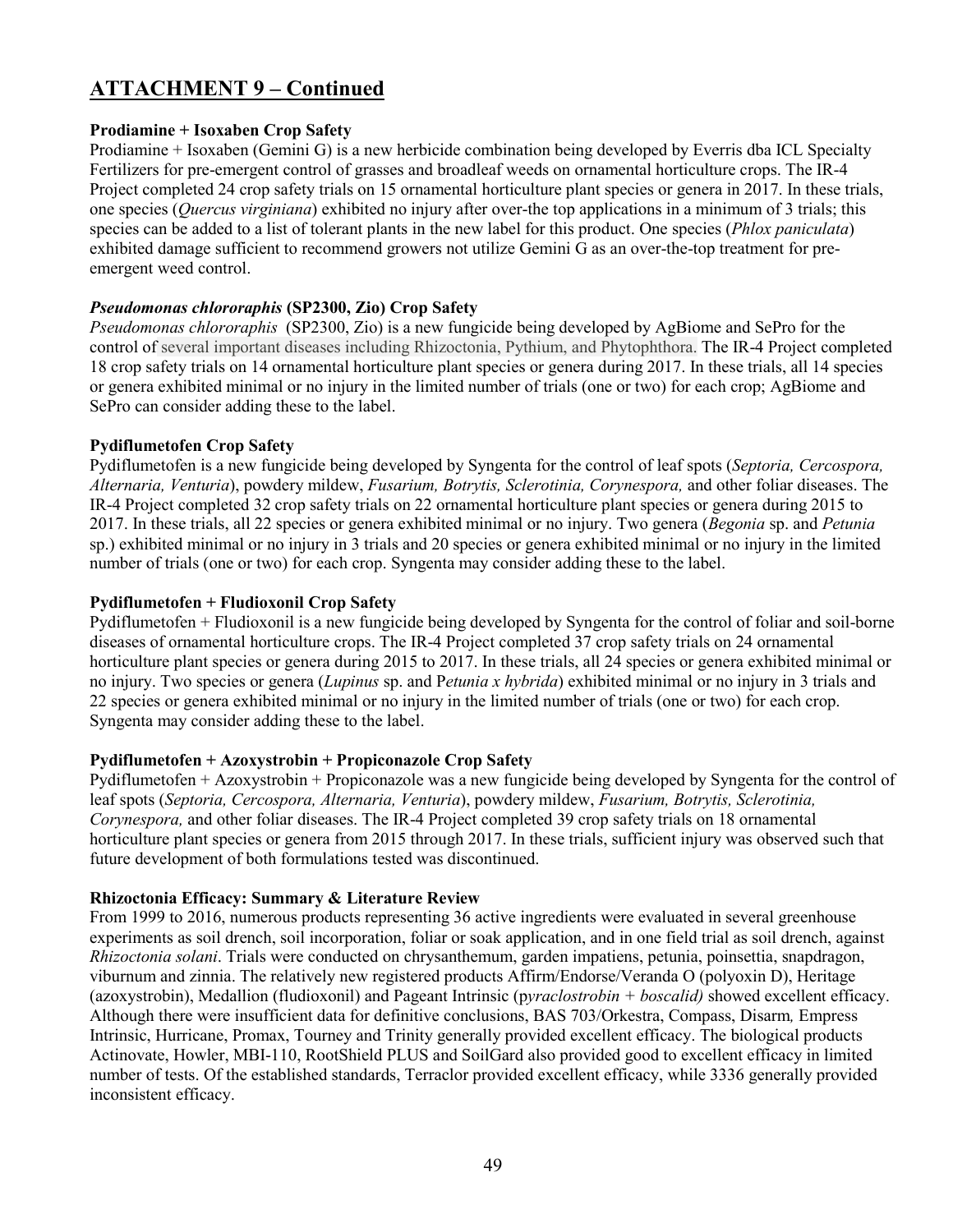## ATTACHMENT 9 – Continued

**Prodiamine + Isoxaben Crop Safety**

Prodiamine + Isoxaben (Gemini G) is a new herbicide combination being developed by Everris dba ICL Specialty Fertilizers for pre-emergent control of grasses and broadleaf weeds on ornamental horticulture crops. The IR-4 Project completed 24 crop safety trials on 15 ornamental horticulture plant species or genera in 2017. In these trials, one species (*Quercus virginiana*) exhibited no injury after over-the top applications in a minimum of 3 trials; this species can be added to a list of tolerant plants in the new label for this product. One species (*Phlox paniculata*) exhibited damage sufficient to recommend growers not utilize Gemini G as an over-the-top treatment for pre-emergent weed control.

***Pseudomonas chlororaphis*** **(SP2300, Zio) Crop Safety**

*Pseudomonas chlororaphis* (SP2300, Zio) is a new fungicide being developed by AgBiome and SePro for the control of several important diseases including Rhizoctonia, Pythium, and Phytophthora. The IR-4 Project completed 18 crop safety trials on 14 ornamental horticulture plant species or genera during 2017. In these trials, all 14 species or genera exhibited minimal or no injury in the limited number of trials (one or two) for each crop; AgBiome and SePro can consider adding these to the label.

**Pydiflumetofen Crop Safety**

Pydiflumetofen is a new fungicide being developed by Syngenta for the control of leaf spots (*Septoria, Cercospora, Alternaria, Venturia*), powdery mildew, *Fusarium, Botrytis, Sclerotinia, Corynespora,* and other foliar diseases. The IR-4 Project completed 32 crop safety trials on 22 ornamental horticulture plant species or genera during 2015 to 2017. In these trials, all 22 species or genera exhibited minimal or no injury. Two genera (*Begonia* sp. and *Petunia* sp.) exhibited minimal or no injury in 3 trials and 20 species or genera exhibited minimal or no injury in the limited number of trials (one or two) for each crop. Syngenta may consider adding these to the label.

**Pydiflumetofen + Fludioxonil Crop Safety**

Pydiflumetofen + Fludioxonil is a new fungicide being developed by Syngenta for the control of foliar and soil-borne diseases of ornamental horticulture crops. The IR-4 Project completed 37 crop safety trials on 24 ornamental horticulture plant species or genera during 2015 to 2017. In these trials, all 24 species or genera exhibited minimal or no injury. Two species or genera (*Lupinus* sp. and P*etunia x hybrida*) exhibited minimal or no injury in 3 trials and 22 species or genera exhibited minimal or no injury in the limited number of trials (one or two) for each crop. Syngenta may consider adding these to the label.

**Pydiflumetofen + Azoxystrobin + Propiconazole Crop Safety**

Pydiflumetofen + Azoxystrobin + Propiconazole was a new fungicide being developed by Syngenta for the control of leaf spots (*Septoria, Cercospora, Alternaria, Venturia*), powdery mildew, *Fusarium, Botrytis, Sclerotinia, Corynespora,* and other foliar diseases. The IR-4 Project completed 39 crop safety trials on 18 ornamental horticulture plant species or genera from 2015 through 2017. In these trials, sufficient injury was observed such that future development of both formulations tested was discontinued.

**Rhizoctonia Efficacy: Summary & Literature Review**

From 1999 to 2016, numerous products representing 36 active ingredients were evaluated in several greenhouse experiments as soil drench, soil incorporation, foliar or soak application, and in one field trial as soil drench, against *Rhizoctonia solani*. Trials were conducted on chrysanthemum, garden impatiens, petunia, poinsettia, snapdragon, viburnum and zinnia. The relatively new registered products Affirm/Endorse/Veranda O (polyoxin D), Heritage (azoxystrobin), Medallion (fludioxonil) and Pageant Intrinsic (p*yraclostrobin + boscalid)* showed excellent efficacy. Although there were insufficient data for definitive conclusions, BAS 703/Orkestra, Compass, Disarm*,* Empress Intrinsic, Hurricane, Promax, Tourney and Trinity generally provided excellent efficacy. The biological products Actinovate, Howler, MBI-110, RootShield PLUS and SoilGard also provided good to excellent efficacy in limited number of tests. Of the established standards, Terraclor provided excellent efficacy, while 3336 generally provided inconsistent efficacy.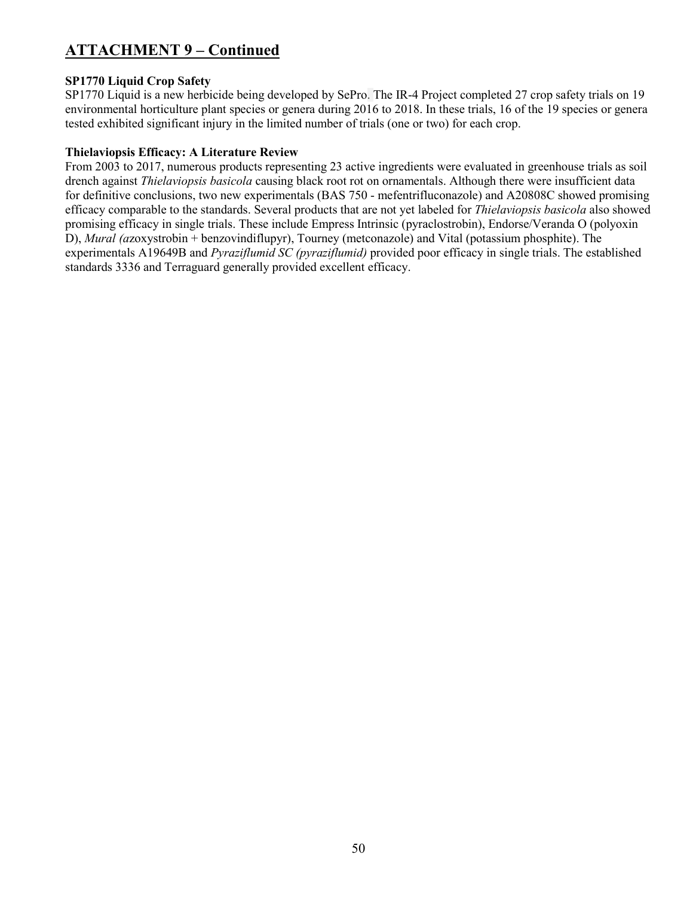## ATTACHMENT 9 – Continued

**SP1770 Liquid Crop Safety**
SP1770 Liquid is a new herbicide being developed by SePro. The IR-4 Project completed 27 crop safety trials on 19 environmental horticulture plant species or genera during 2016 to 2018. In these trials, 16 of the 19 species or genera tested exhibited significant injury in the limited number of trials (one or two) for each crop.

**Thielaviopsis Efficacy: A Literature Review**
From 2003 to 2017, numerous products representing 23 active ingredients were evaluated in greenhouse trials as soil drench against *Thielaviopsis basicola* causing black root rot on ornamentals. Although there were insufficient data for definitive conclusions, two new experimentals (BAS 750 - mefentrifluconazole) and A20808C showed promising efficacy comparable to the standards. Several products that are not yet labeled for *Thielaviopsis basicola* also showed promising efficacy in single trials. These include Empress Intrinsic (pyraclostrobin), Endorse/Veranda O (polyoxin D), *Mural (a*zoxystrobin + benzovindiflupyr), Tourney (metconazole) and Vital (potassium phosphite). The experimentals A19649B and *Pyraziflumid SC (pyraziflumid)* provided poor efficacy in single trials. The established standards 3336 and Terraguard generally provided excellent efficacy.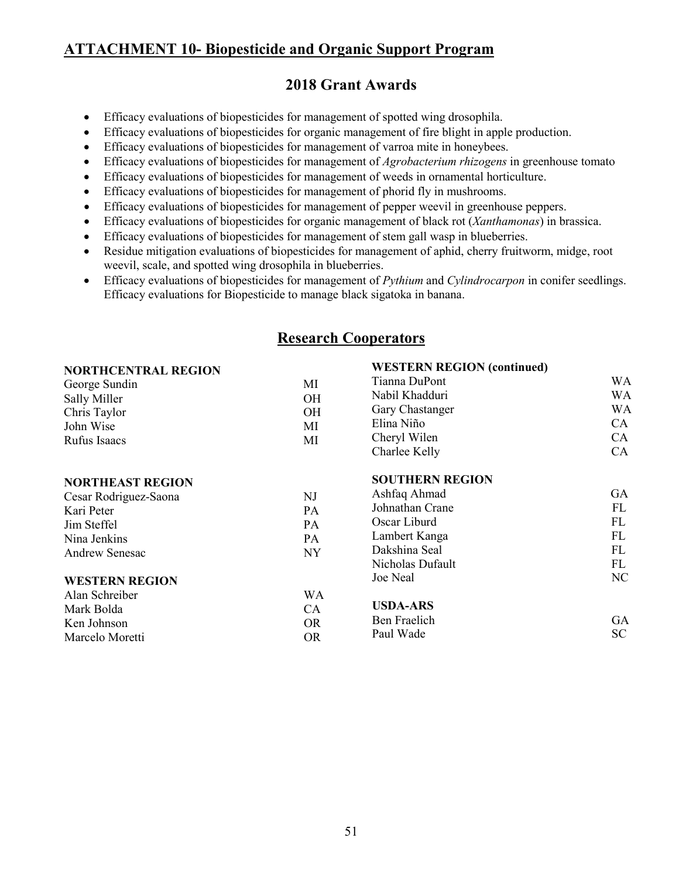## ATTACHMENT 10- Biopesticide and Organic Support Program

### 2018 Grant Awards

- Efficacy evaluations of biopesticides for management of spotted wing drosophila.
- Efficacy evaluations of biopesticides for organic management of fire blight in apple production.
- Efficacy evaluations of biopesticides for management of varroa mite in honeybees.
- Efficacy evaluations of biopesticides for management of *Agrobacterium rhizogens* in greenhouse tomato
- Efficacy evaluations of biopesticides for management of weeds in ornamental horticulture.
- Efficacy evaluations of biopesticides for management of phorid fly in mushrooms.
- Efficacy evaluations of biopesticides for management of pepper weevil in greenhouse peppers.
- Efficacy evaluations of biopesticides for organic management of black rot (*Xanthamonas*) in brassica.
- Efficacy evaluations of biopesticides for management of stem gall wasp in blueberries.
- Residue mitigation evaluations of biopesticides for management of aphid, cherry fruitworm, midge, root weevil, scale, and spotted wing drosophila in blueberries.
- Efficacy evaluations of biopesticides for management of *Pythium* and *Cylindrocarpon* in conifer seedlings. Efficacy evaluations for Biopesticide to manage black sigatoka in banana.

## Research Cooperators

**NORTHCENTRAL REGION**

| | |
|---|---|
| George Sundin | MI |
| Sally Miller | OH |
| Chris Taylor | OH |
| John Wise | MI |
| Rufus Isaacs | MI |

**NORTHEAST REGION**

| | |
|---|---|
| Cesar Rodriguez-Saona | NJ |
| Kari Peter | PA |
| Jim Steffel | PA |
| Nina Jenkins | PA |
| Andrew Senesac | NY |

**WESTERN REGION**

| | |
|---|---|
| Alan Schreiber | WA |
| Mark Bolda | CA |
| Ken Johnson | OR |
| Marcelo Moretti | OR |

**WESTERN REGION (continued)**

| | |
|---|---|
| Tianna DuPont | WA |
| Nabil Khadduri | WA |
| Gary Chastanger | WA |
| Elina Niño | CA |
| Cheryl Wilen | CA |
| Charlee Kelly | CA |

**SOUTHERN REGION**

| | |
|---|---|
| Ashfaq Ahmad | GA |
| Johnathan Crane | FL |
| Oscar Liburd | FL |
| Lambert Kanga | FL |
| Dakshina Seal | FL |
| Nicholas Dufault | FL |
| Joe Neal | NC |

**USDA-ARS**

| | |
|---|---|
| Ben Fraelich | GA |
| Paul Wade | SC |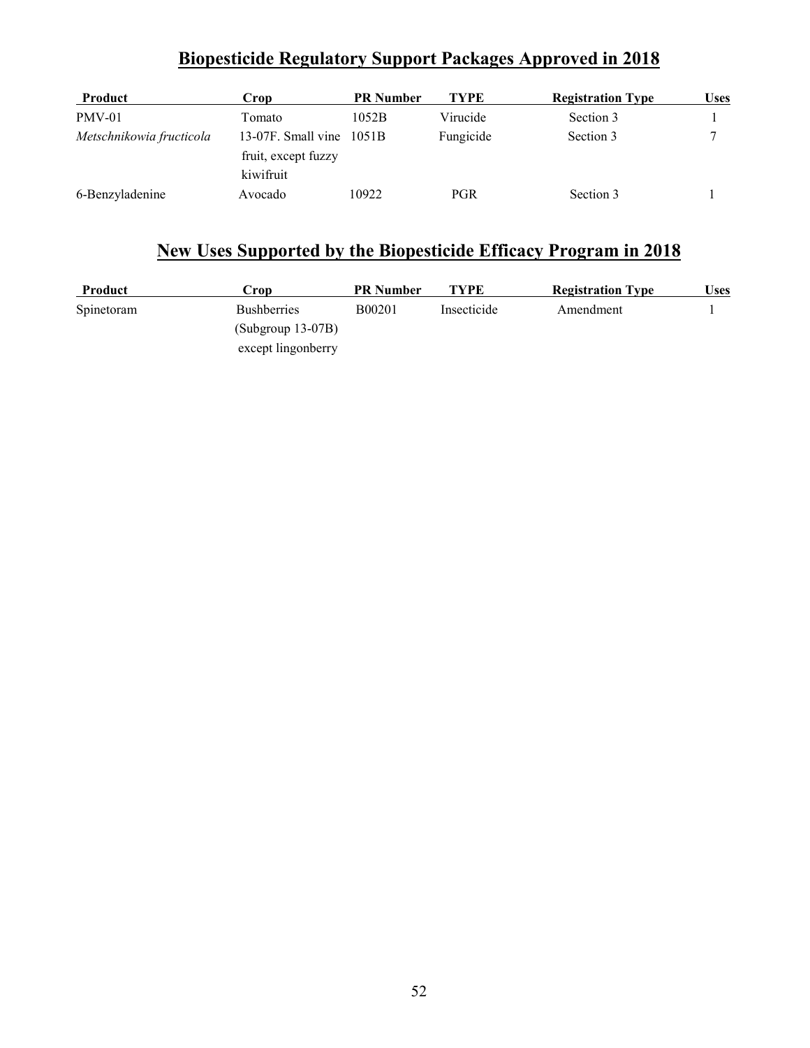## Biopesticide Regulatory Support Packages Approved in 2018

| Product | Crop | PR Number | TYPE | Registration Type | Uses |
|---|---|---|---|---|---|
| PMV-01 | Tomato | 1052B | Virucide | Section 3 | 1 |
| *Metschnikowia fructicola* | 13-07F. Small vine fruit, except fuzzy kiwifruit | 1051B | Fungicide | Section 3 | 7 |
| 6-Benzyladenine | Avocado | 10922 | PGR | Section 3 | 1 |

## New Uses Supported by the Biopesticide Efficacy Program in 2018

| Product | Crop | PR Number | TYPE | Registration Type | Uses |
|---|---|---|---|---|---|
| Spinetoram | Bushberries (Subgroup 13-07B) except lingonberry | B00201 | Insecticide | Amendment | 1 |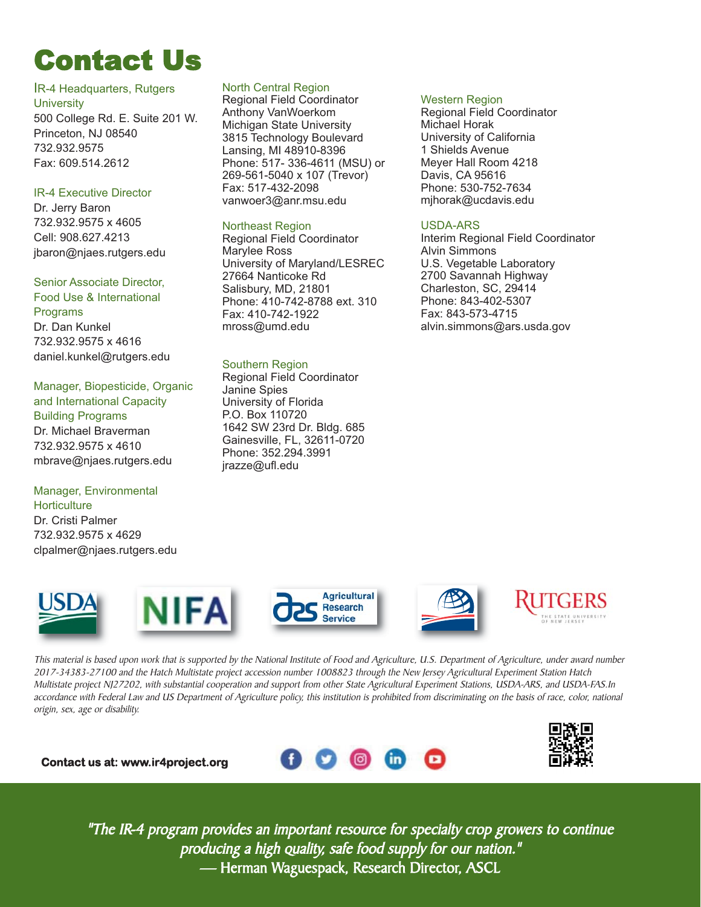# Contact Us

IR-4 Headquarters, Rutgers University
500 College Rd. E. Suite 201 W.
Princeton, NJ 08540
732.932.9575
Fax: 609.514.2612

IR-4 Executive Director
Dr. Jerry Baron
732.932.9575 x 4605
Cell: 908.627.4213
jbaron@njaes.rutgers.edu

Senior Associate Director, Food Use & International Programs
Dr. Dan Kunkel
732.932.9575 x 4616
daniel.kunkel@rutgers.edu

Manager, Biopesticide, Organic and International Capacity Building Programs
Dr. Michael Braverman
732.932.9575 x 4610
mbrave@njaes.rutgers.edu

Manager, Environmental Horticulture
Dr. Cristi Palmer
732.932.9575 x 4629
clpalmer@njaes.rutgers.edu

North Central Region
Regional Field Coordinator
Anthony VanWoerkom
Michigan State University
3815 Technology Boulevard
Lansing, MI 48910-8396
Phone: 517- 336-4611 (MSU) or 269-561-5040 x 107 (Trevor)
Fax: 517-432-2098
vanwoer3@anr.msu.edu

Northeast Region
Regional Field Coordinator
Marylee Ross
University of Maryland/LESREC
27664 Nanticoke Rd
Salisbury, MD, 21801
Phone: 410-742-8788 ext. 310
Fax: 410-742-1922
mross@umd.edu

Southern Region
Regional Field Coordinator
Janine Spies
University of Florida
P.O. Box 110720
1642 SW 23rd Dr. Bldg. 685
Gainesville, FL, 32611-0720
Phone: 352.294.3991
jrazze@ufl.edu

Western Region
Regional Field Coordinator
Michael Horak
University of California
1 Shields Avenue
Meyer Hall Room 4218
Davis, CA 95616
Phone: 530-752-7634
mjhorak@ucdavis.edu

USDA-ARS
Interim Regional Field Coordinator
Alvin Simmons
U.S. Vegetable Laboratory
2700 Savannah Highway
Charleston, SC, 29414
Phone: 843-402-5307
Fax: 843-573-4715
alvin.simmons@ars.usda.gov

USDA NIFA Agricultural Research Service RUTGERS THE STATE UNIVERSITY OF NEW JERSEY

*This material is based upon work that is supported by the National Institute of Food and Agriculture, U.S. Department of Agriculture, under award number 2017-34383-27100 and the Hatch Multistate project accession number 1008823 through the New Jersey Agricultural Experiment Station Hatch Multistate project NJ27202, with substantial cooperation and support from other State Agricultural Experiment Stations, USDA-ARS, and USDA-FAS.In accordance with Federal Law and US Department of Agriculture policy, this institution is prohibited from discriminating on the basis of race, color, national origin, sex, age or disability.*

**Contact us at: www.ir4project.org**

*"The IR-4 program provides an important resource for specialty crop growers to continue producing a high quality, safe food supply for our nation."*
— Herman Waguespack, Research Director, ASCL